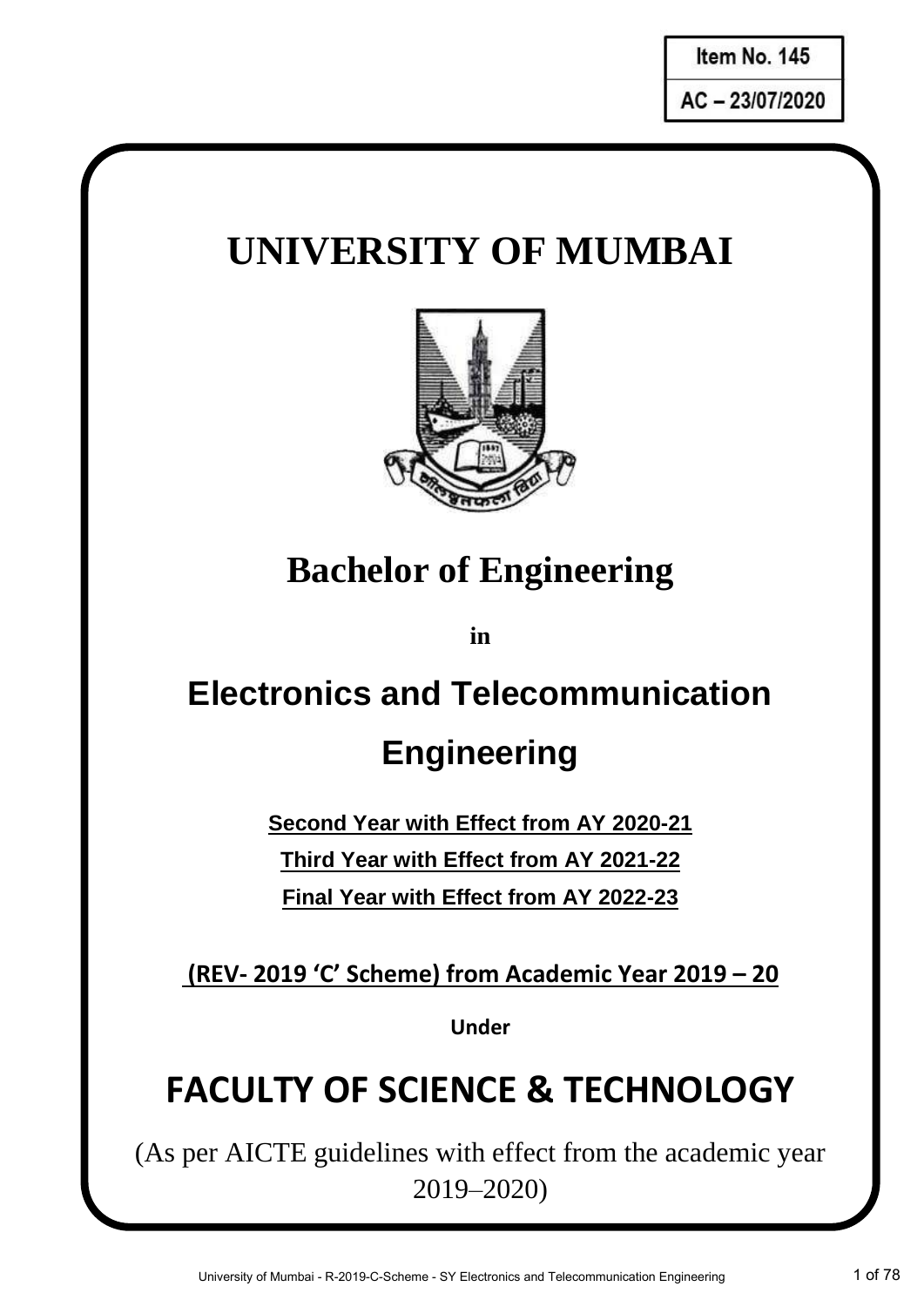Item No. 145

AC – 23/07/2020

# UNIVERSITY OF MUMBAI

## Bachelor of Engineering

**in**

## Electronics and Telecommunication Engineering

**Second Year with Effect from AY 2020-21**

**Third Year with Effect from AY 2021-22**

**Final Year with Effect from AY 2022-23**

**(REV- 2019 'C' Scheme) from Academic Year 2019 – 20**

**Under**

## FACULTY OF SCIENCE & TECHNOLOGY

(As per AICTE guidelines with effect from the academic year 2019–2020)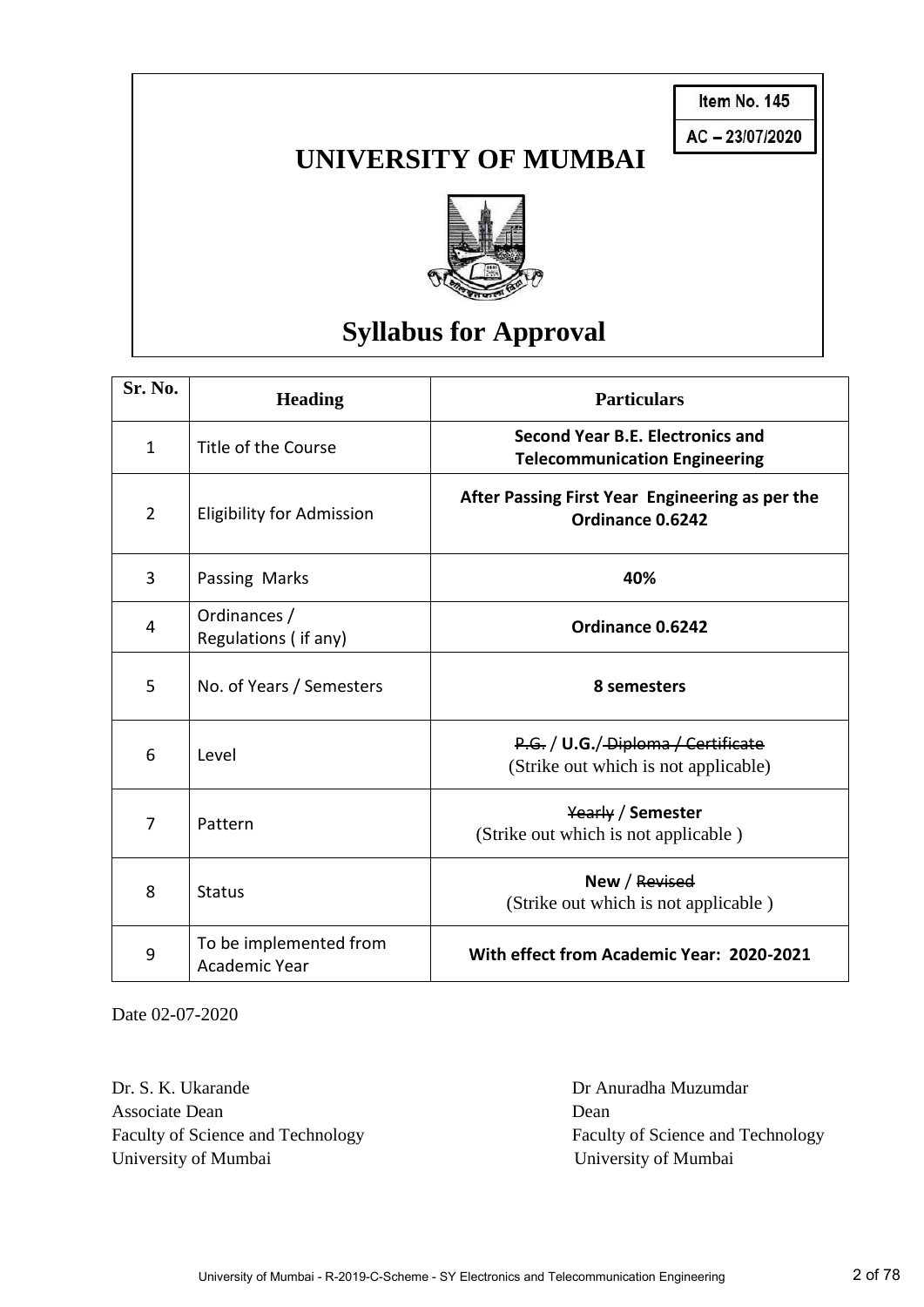Item No. 145

AC – 23/07/2020

# UNIVERSITY OF MUMBAI

# Syllabus for Approval

| Sr. No. | Heading | Particulars |
|---|---|---|
| 1 | Title of the Course | **Second Year B.E. Electronics and Telecommunication Engineering** |
| 2 | Eligibility for Admission | **After Passing First Year Engineering as per the Ordinance 0.6242** |
| 3 | Passing Marks | **40%** |
| 4 | Ordinances / Regulations ( if any) | **Ordinance 0.6242** |
| 5 | No. of Years / Semesters | **8 semesters** |
| 6 | Level | ~~P.G.~~ / **U.G.**/ ~~Diploma / Certificate~~ (Strike out which is not applicable) |
| 7 | Pattern | ~~Yearly~~ / **Semester** (Strike out which is not applicable ) |
| 8 | Status | **New** / ~~Revised~~ (Strike out which is not applicable ) |
| 9 | To be implemented from Academic Year | **With effect from Academic Year: 2020-2021** |

Date 02-07-2020

Dr. S. K. Ukarande
Associate Dean
Faculty of Science and Technology
University of Mumbai

Dr Anuradha Muzumdar
Dean
Faculty of Science and Technology
University of Mumbai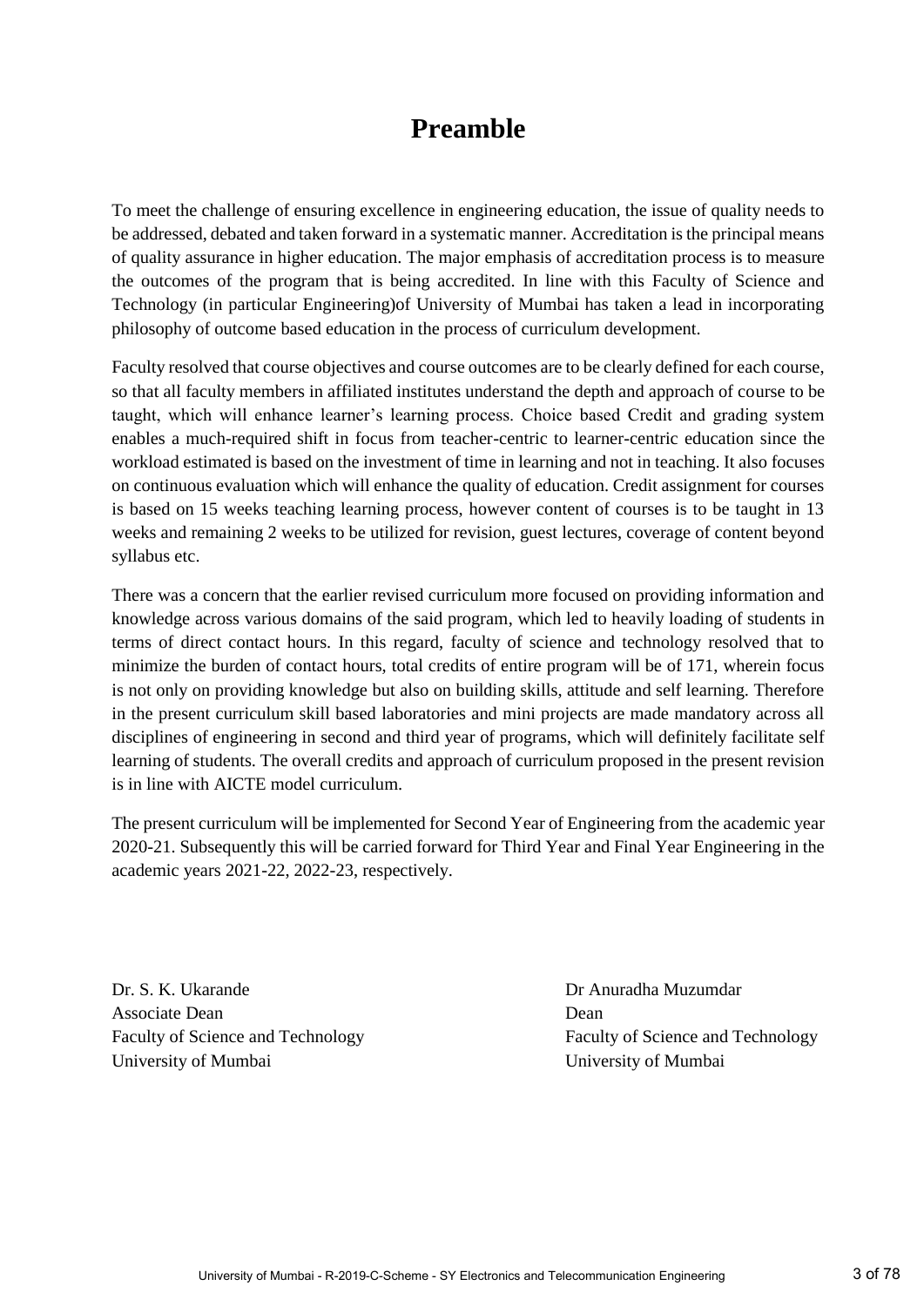# Preamble

To meet the challenge of ensuring excellence in engineering education, the issue of quality needs to be addressed, debated and taken forward in a systematic manner. Accreditation is the principal means of quality assurance in higher education. The major emphasis of accreditation process is to measure the outcomes of the program that is being accredited. In line with this Faculty of Science and Technology (in particular Engineering)of University of Mumbai has taken a lead in incorporating philosophy of outcome based education in the process of curriculum development.

Faculty resolved that course objectives and course outcomes are to be clearly defined for each course, so that all faculty members in affiliated institutes understand the depth and approach of course to be taught, which will enhance learner's learning process. Choice based Credit and grading system enables a much-required shift in focus from teacher-centric to learner-centric education since the workload estimated is based on the investment of time in learning and not in teaching. It also focuses on continuous evaluation which will enhance the quality of education. Credit assignment for courses is based on 15 weeks teaching learning process, however content of courses is to be taught in 13 weeks and remaining 2 weeks to be utilized for revision, guest lectures, coverage of content beyond syllabus etc.

There was a concern that the earlier revised curriculum more focused on providing information and knowledge across various domains of the said program, which led to heavily loading of students in terms of direct contact hours. In this regard, faculty of science and technology resolved that to minimize the burden of contact hours, total credits of entire program will be of 171, wherein focus is not only on providing knowledge but also on building skills, attitude and self learning. Therefore in the present curriculum skill based laboratories and mini projects are made mandatory across all disciplines of engineering in second and third year of programs, which will definitely facilitate self learning of students. The overall credits and approach of curriculum proposed in the present revision is in line with AICTE model curriculum.

The present curriculum will be implemented for Second Year of Engineering from the academic year 2020-21. Subsequently this will be carried forward for Third Year and Final Year Engineering in the academic years 2021-22, 2022-23, respectively.

Dr. S. K. Ukarande
Associate Dean
Faculty of Science and Technology
University of Mumbai

Dr Anuradha Muzumdar
Dean
Faculty of Science and Technology
University of Mumbai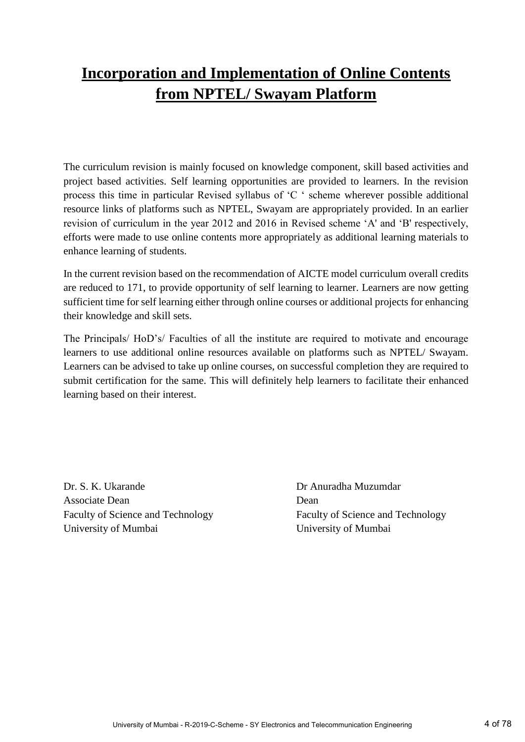# Incorporation and Implementation of Online Contents from NPTEL/ Swayam Platform

The curriculum revision is mainly focused on knowledge component, skill based activities and project based activities. Self learning opportunities are provided to learners. In the revision process this time in particular Revised syllabus of 'C ' scheme wherever possible additional resource links of platforms such as NPTEL, Swayam are appropriately provided. In an earlier revision of curriculum in the year 2012 and 2016 in Revised scheme 'A' and 'B' respectively, efforts were made to use online contents more appropriately as additional learning materials to enhance learning of students.

In the current revision based on the recommendation of AICTE model curriculum overall credits are reduced to 171, to provide opportunity of self learning to learner. Learners are now getting sufficient time for self learning either through online courses or additional projects for enhancing their knowledge and skill sets.

The Principals/ HoD's/ Faculties of all the institute are required to motivate and encourage learners to use additional online resources available on platforms such as NPTEL/ Swayam. Learners can be advised to take up online courses, on successful completion they are required to submit certification for the same. This will definitely help learners to facilitate their enhanced learning based on their interest.

Dr. S. K. Ukarande
Associate Dean
Faculty of Science and Technology
University of Mumbai

Dr Anuradha Muzumdar
Dean
Faculty of Science and Technology
University of Mumbai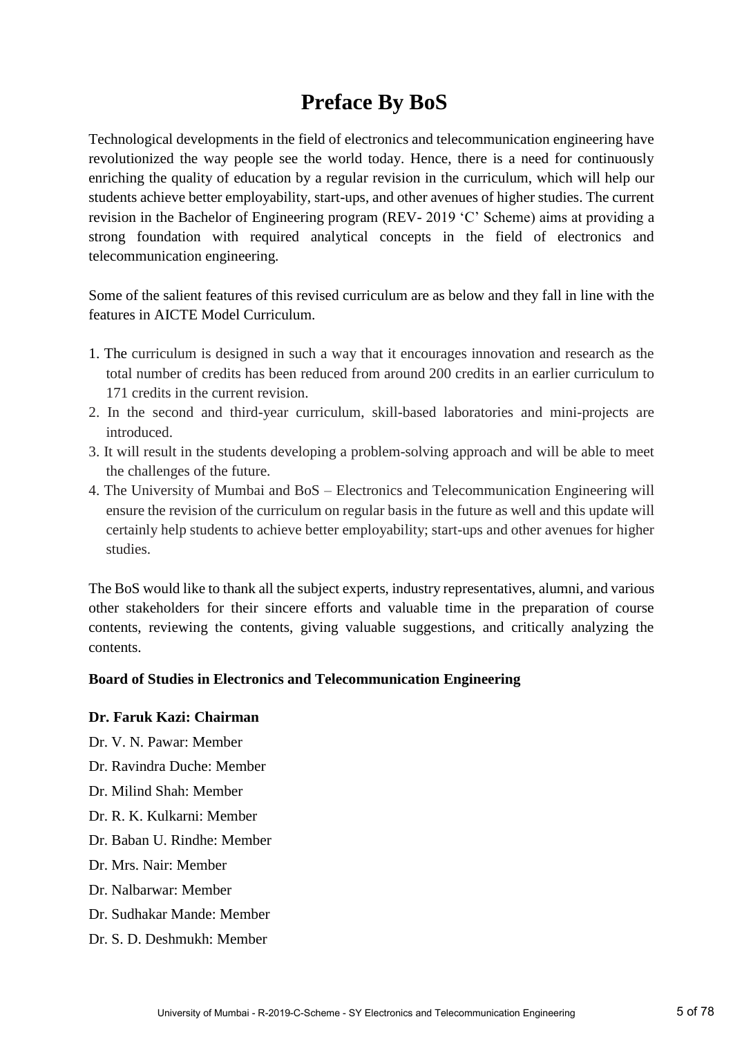# Preface By BoS

Technological developments in the field of electronics and telecommunication engineering have revolutionized the way people see the world today. Hence, there is a need for continuously enriching the quality of education by a regular revision in the curriculum, which will help our students achieve better employability, start-ups, and other avenues of higher studies. The current revision in the Bachelor of Engineering program (REV- 2019 'C' Scheme) aims at providing a strong foundation with required analytical concepts in the field of electronics and telecommunication engineering.

Some of the salient features of this revised curriculum are as below and they fall in line with the features in AICTE Model Curriculum.

1. The curriculum is designed in such a way that it encourages innovation and research as the total number of credits has been reduced from around 200 credits in an earlier curriculum to 171 credits in the current revision.
2. In the second and third-year curriculum, skill-based laboratories and mini-projects are introduced.
3. It will result in the students developing a problem-solving approach and will be able to meet the challenges of the future.
4. The University of Mumbai and BoS – Electronics and Telecommunication Engineering will ensure the revision of the curriculum on regular basis in the future as well and this update will certainly help students to achieve better employability; start-ups and other avenues for higher studies.

The BoS would like to thank all the subject experts, industry representatives, alumni, and various other stakeholders for their sincere efforts and valuable time in the preparation of course contents, reviewing the contents, giving valuable suggestions, and critically analyzing the contents.

**Board of Studies in Electronics and Telecommunication Engineering**

**Dr. Faruk Kazi: Chairman**

Dr. V. N. Pawar: Member

Dr. Ravindra Duche: Member

Dr. Milind Shah: Member

Dr. R. K. Kulkarni: Member

Dr. Baban U. Rindhe: Member

Dr. Mrs. Nair: Member

Dr. Nalbarwar: Member

Dr. Sudhakar Mande: Member

Dr. S. D. Deshmukh: Member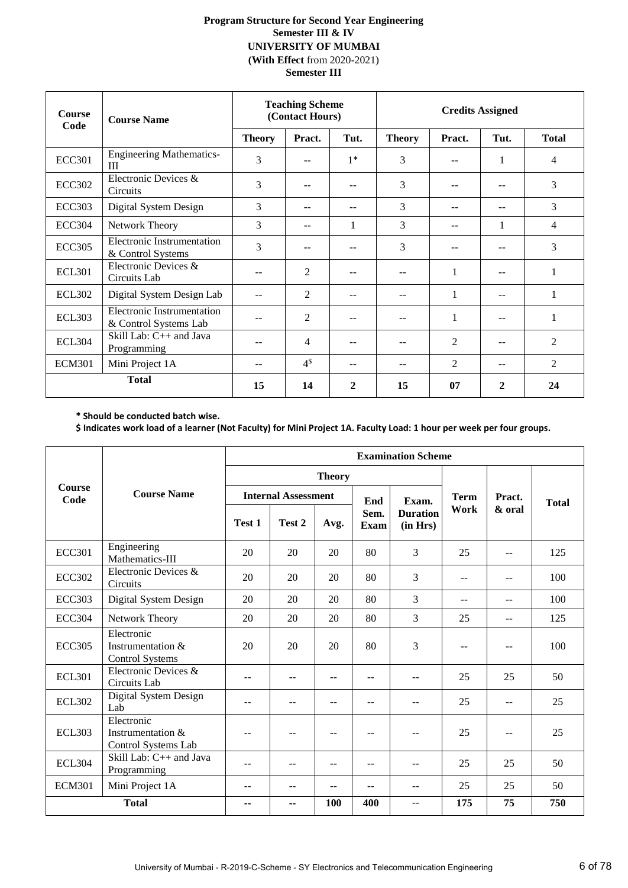**Program Structure for Second Year Engineering**
**Semester III & IV**
**UNIVERSITY OF MUMBAI**
**(With Effect from 2020-2021)**
**Semester III**

| Course Code | Course Name | Teaching Scheme (Contact Hours) | | | Credits Assigned | | | |
|---|---|---|---|---|---|---|---|---|
| | | Theory | Pract. | Tut. | Theory | Pract. | Tut. | Total |
| ECC301 | Engineering Mathematics-III | 3 | -- | 1* | 3 | -- | 1 | 4 |
| ECC302 | Electronic Devices & Circuits | 3 | -- | -- | 3 | -- | -- | 3 |
| ECC303 | Digital System Design | 3 | -- | -- | 3 | -- | -- | 3 |
| ECC304 | Network Theory | 3 | -- | 1 | 3 | -- | 1 | 4 |
| ECC305 | Electronic Instrumentation & Control Systems | 3 | -- | -- | 3 | -- | -- | 3 |
| ECL301 | Electronic Devices & Circuits Lab | -- | 2 | -- | -- | 1 | -- | 1 |
| ECL302 | Digital System Design Lab | -- | 2 | -- | -- | 1 | -- | 1 |
| ECL303 | Electronic Instrumentation & Control Systems Lab | -- | 2 | -- | -- | 1 | -- | 1 |
| ECL304 | Skill Lab: C++ and Java Programming | -- | 4 | -- | -- | 2 | -- | 2 |
| ECM301 | Mini Project 1A | -- | 4$ | -- | -- | 2 | -- | 2 |
| **Total** | | **15** | **14** | **2** | **15** | **07** | **2** | **24** |

**\* Should be conducted batch wise.**
**$ Indicates work load of a learner (Not Faculty) for Mini Project 1A. Faculty Load: 1 hour per week per four groups.**

| Course Code | Course Name | Examination Scheme | | | | | | | |
|---|---|---|---|---|---|---|---|---|---|
| | | Theory | | | | | Term Work | Pract. & oral | Total |
| | | Internal Assessment | | | End Sem. Exam | Exam. Duration (in Hrs) | | | |
| | | Test 1 | Test 2 | Avg. | | | | | |
| ECC301 | Engineering Mathematics-III | 20 | 20 | 20 | 80 | 3 | 25 | -- | 125 |
| ECC302 | Electronic Devices & Circuits | 20 | 20 | 20 | 80 | 3 | -- | -- | 100 |
| ECC303 | Digital System Design | 20 | 20 | 20 | 80 | 3 | -- | -- | 100 |
| ECC304 | Network Theory | 20 | 20 | 20 | 80 | 3 | 25 | -- | 125 |
| ECC305 | Electronic Instrumentation & Control Systems | 20 | 20 | 20 | 80 | 3 | -- | -- | 100 |
| ECL301 | Electronic Devices & Circuits Lab | -- | -- | -- | -- | -- | 25 | 25 | 50 |
| ECL302 | Digital System Design Lab | -- | -- | -- | -- | -- | 25 | -- | 25 |
| ECL303 | Electronic Instrumentation & Control Systems Lab | -- | -- | -- | -- | -- | 25 | -- | 25 |
| ECL304 | Skill Lab: C++ and Java Programming | -- | -- | -- | -- | -- | 25 | 25 | 50 |
| ECM301 | Mini Project 1A | -- | -- | -- | -- | -- | 25 | 25 | 50 |
| **Total** | | **--** | **--** | **100** | **400** | -- | **175** | **75** | **750** |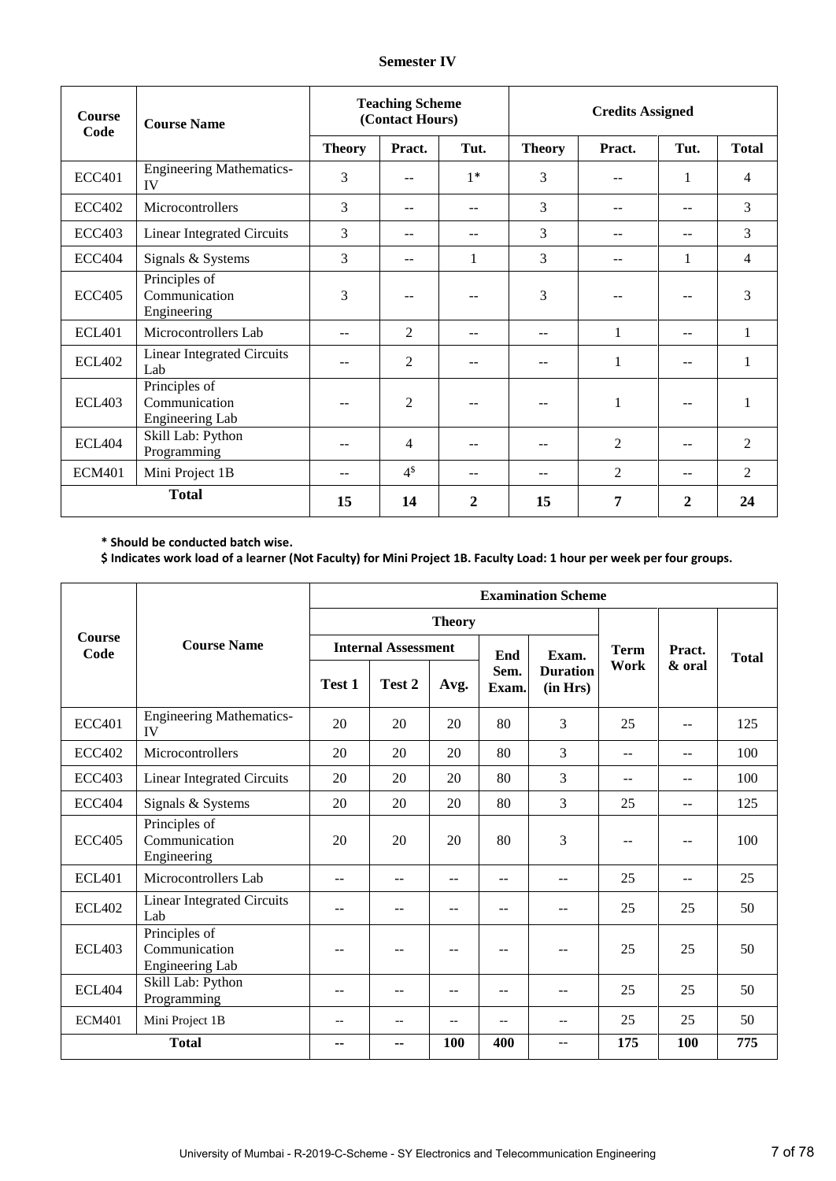**Semester IV**

| Course Code | Course Name | Teaching Scheme (Contact Hours) | | | Credits Assigned | | | |
|---|---|---|---|---|---|---|---|---|
| | | Theory | Pract. | Tut. | Theory | Pract. | Tut. | Total |
| ECC401 | Engineering Mathematics-IV | 3 | -- | 1* | 3 | -- | 1 | 4 |
| ECC402 | Microcontrollers | 3 | -- | -- | 3 | -- | -- | 3 |
| ECC403 | Linear Integrated Circuits | 3 | -- | -- | 3 | -- | -- | 3 |
| ECC404 | Signals & Systems | 3 | -- | 1 | 3 | -- | 1 | 4 |
| ECC405 | Principles of Communication Engineering | 3 | -- | -- | 3 | -- | -- | 3 |
| ECL401 | Microcontrollers Lab | -- | 2 | -- | -- | 1 | -- | 1 |
| ECL402 | Linear Integrated Circuits Lab | -- | 2 | -- | -- | 1 | -- | 1 |
| ECL403 | Principles of Communication Engineering Lab | -- | 2 | -- | -- | 1 | -- | 1 |
| ECL404 | Skill Lab: Python Programming | -- | 4 | -- | -- | 2 | -- | 2 |
| ECM401 | Mini Project 1B | -- | 4$ | -- | -- | 2 | -- | 2 |
| **Total** | | **15** | **14** | **2** | **15** | **7** | **2** | **24** |

**\* Should be conducted batch wise.**

**$ Indicates work load of a learner (Not Faculty) for Mini Project 1B. Faculty Load: 1 hour per week per four groups.**

| Course Code | Course Name | Examination Scheme | | | | | | | |
|---|---|---|---|---|---|---|---|---|---|
| | | Theory | | | | | Term Work | Pract. & oral | Total |
| | | Internal Assessment | | | End Sem. Exam. | Exam. Duration (in Hrs) | | | |
| | | Test 1 | Test 2 | Avg. | | | | | |
| ECC401 | Engineering Mathematics-IV | 20 | 20 | 20 | 80 | 3 | 25 | -- | 125 |
| ECC402 | Microcontrollers | 20 | 20 | 20 | 80 | 3 | -- | -- | 100 |
| ECC403 | Linear Integrated Circuits | 20 | 20 | 20 | 80 | 3 | -- | -- | 100 |
| ECC404 | Signals & Systems | 20 | 20 | 20 | 80 | 3 | 25 | -- | 125 |
| ECC405 | Principles of Communication Engineering | 20 | 20 | 20 | 80 | 3 | -- | -- | 100 |
| ECL401 | Microcontrollers Lab | -- | -- | -- | -- | -- | 25 | -- | 25 |
| ECL402 | Linear Integrated Circuits Lab | -- | -- | -- | -- | -- | 25 | 25 | 50 |
| ECL403 | Principles of Communication Engineering Lab | -- | -- | -- | -- | -- | 25 | 25 | 50 |
| ECL404 | Skill Lab: Python Programming | -- | -- | -- | -- | -- | 25 | 25 | 50 |
| ECM401 | Mini Project 1B | -- | -- | -- | -- | -- | 25 | 25 | 50 |
| **Total** | | **--** | **--** | **100** | **400** | -- | **175** | **100** | **775** |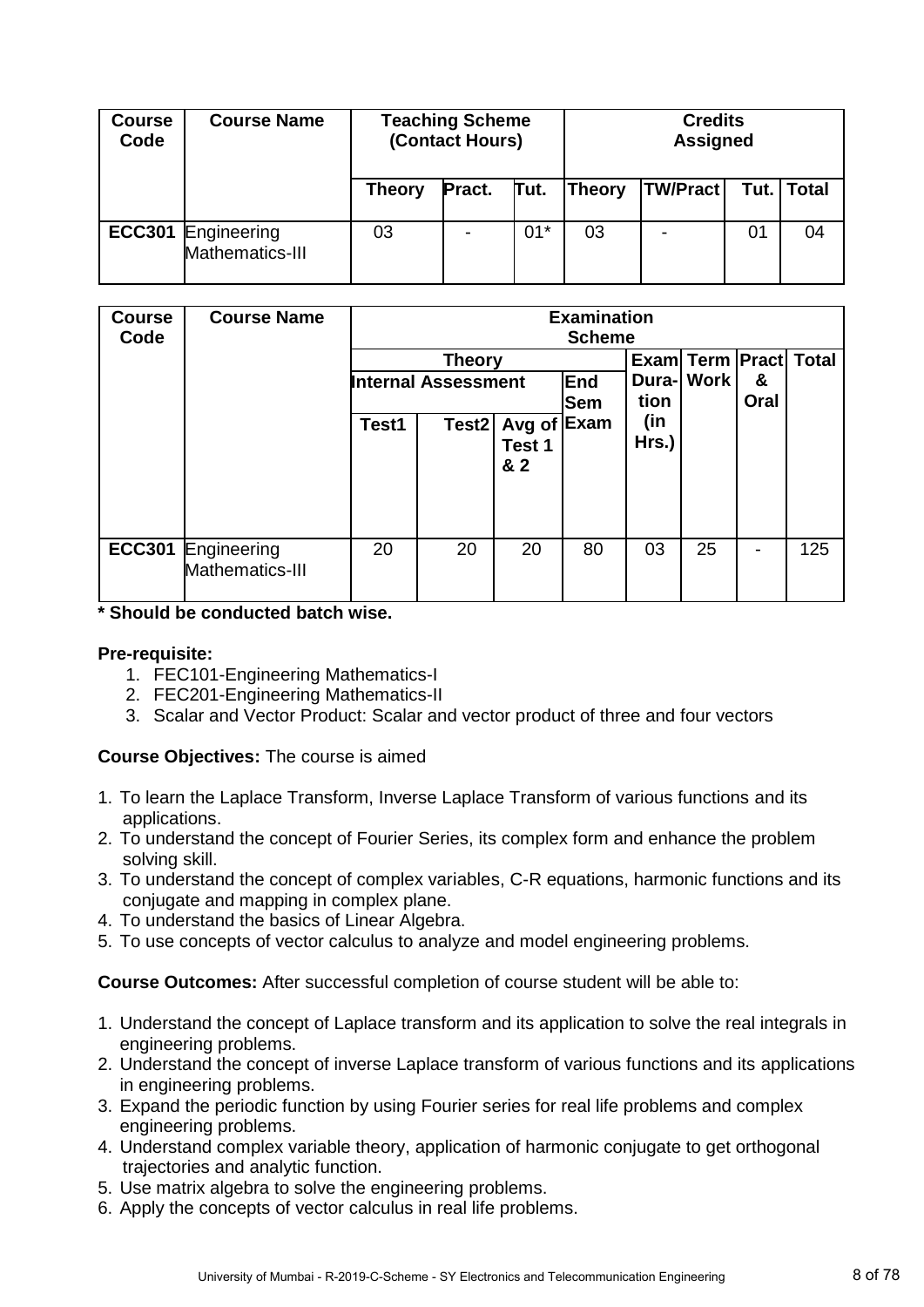| Course Code | Course Name | Teaching Scheme (Contact Hours) | | | Credits Assigned | | | |
|---|---|---|---|---|---|---|---|---|
| | | Theory | Pract. | Tut. | Theory | TW/Pract | Tut. | Total |
| ECC301 | Engineering Mathematics-III | 03 | - | 01* | 03 | - | 01 | 04 |

| Course Code | Course Name | Examination Scheme | | | | | | | |
|---|---|---|---|---|---|---|---|---|---|
| | | Theory | | | | Exam Duration (in Hrs.) | Term Work | Pract & Oral | Total |
| | | Internal Assessment | | | End Sem Exam | | | | |
| | | Test1 | Test2 | Avg of Test 1 & 2 | | | | | |
| ECC301 | Engineering Mathematics-III | 20 | 20 | 20 | 80 | 03 | 25 | - | 125 |

**\* Should be conducted batch wise.**

**Pre-requisite:**

1. FEC101-Engineering Mathematics-I
2. FEC201-Engineering Mathematics-II
3. Scalar and Vector Product: Scalar and vector product of three and four vectors

**Course Objectives:** The course is aimed

1. To learn the Laplace Transform, Inverse Laplace Transform of various functions and its applications.
2. To understand the concept of Fourier Series, its complex form and enhance the problem solving skill.
3. To understand the concept of complex variables, C-R equations, harmonic functions and its conjugate and mapping in complex plane.
4. To understand the basics of Linear Algebra.
5. To use concepts of vector calculus to analyze and model engineering problems.

**Course Outcomes:** After successful completion of course student will be able to:

1. Understand the concept of Laplace transform and its application to solve the real integrals in engineering problems.
2. Understand the concept of inverse Laplace transform of various functions and its applications in engineering problems.
3. Expand the periodic function by using Fourier series for real life problems and complex engineering problems.
4. Understand complex variable theory, application of harmonic conjugate to get orthogonal trajectories and analytic function.
5. Use matrix algebra to solve the engineering problems.
6. Apply the concepts of vector calculus in real life problems.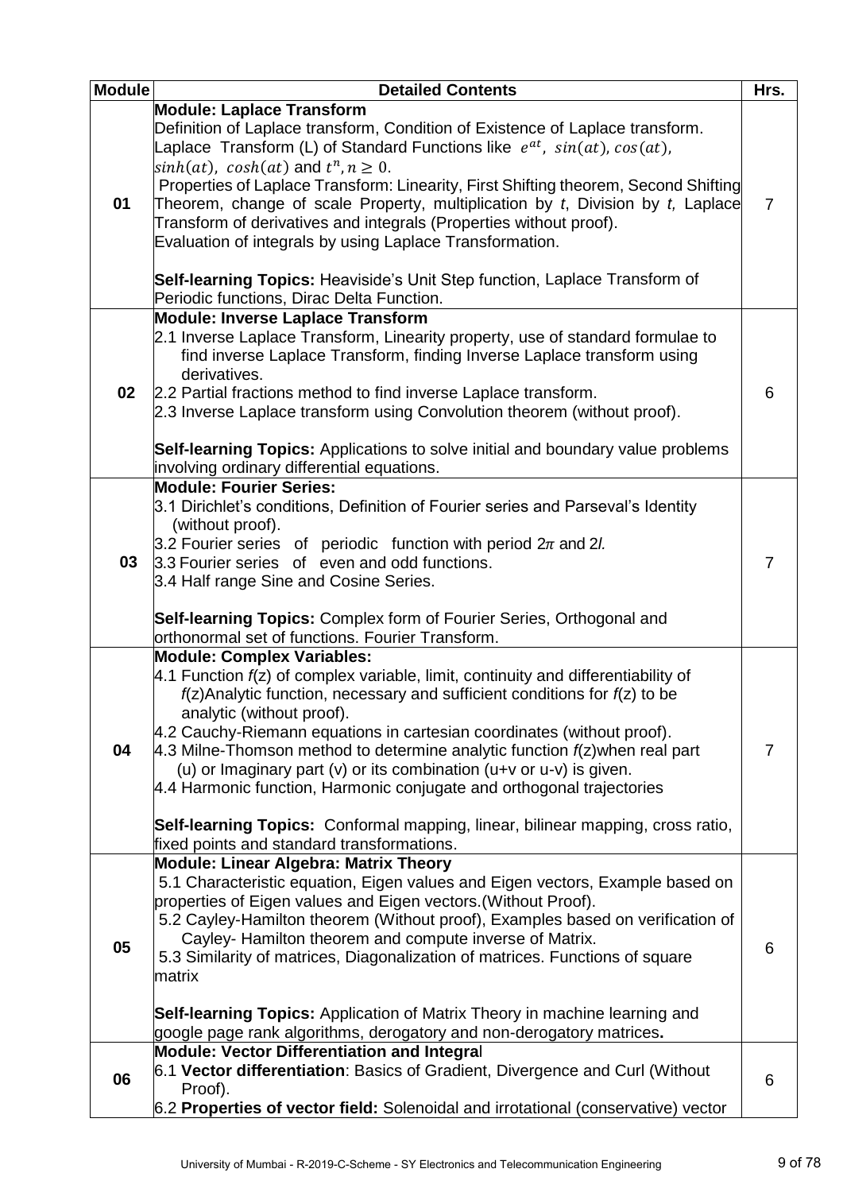| Module | Detailed Contents | Hrs. |
|---|---|---|
| 01 | **Module: Laplace Transform**<br>Definition of Laplace transform, Condition of Existence of Laplace transform.<br>Laplace Transform (L) of Standard Functions like $e^{at}$, $sin(at)$, $cos(at)$, $sinh(at)$, $cosh(at)$ and $t^n, n \geq 0$.<br>Properties of Laplace Transform: Linearity, First Shifting theorem, Second Shifting Theorem, change of scale Property, multiplication by *t*, Division by *t,* Laplace Transform of derivatives and integrals (Properties without proof).<br>Evaluation of integrals by using Laplace Transformation.<br><br>**Self-learning Topics:** Heaviside's Unit Step function, Laplace Transform of Periodic functions, Dirac Delta Function. | 7 |
| 02 | **Module: Inverse Laplace Transform**<br>2.1 Inverse Laplace Transform, Linearity property, use of standard formulae to find inverse Laplace Transform, finding Inverse Laplace transform using derivatives.<br>2.2 Partial fractions method to find inverse Laplace transform.<br>2.3 Inverse Laplace transform using Convolution theorem (without proof).<br><br>**Self-learning Topics:** Applications to solve initial and boundary value problems involving ordinary differential equations. | 6 |
| 03 | **Module: Fourier Series:**<br>3.1 Dirichlet's conditions, Definition of Fourier series and Parseval's Identity (without proof).<br>3.2 Fourier series of periodic function with period $2\pi$ and $2l$.<br>3.3 Fourier series of even and odd functions.<br>3.4 Half range Sine and Cosine Series.<br><br>**Self-learning Topics:** Complex form of Fourier Series, Orthogonal and orthonormal set of functions. Fourier Transform. | 7 |
| 04 | **Module: Complex Variables:**<br>4.1 Function *f*(z) of complex variable, limit, continuity and differentiability of *f*(z)Analytic function, necessary and sufficient conditions for *f*(z) to be analytic (without proof).<br>4.2 Cauchy-Riemann equations in cartesian coordinates (without proof).<br>4.3 Milne-Thomson method to determine analytic function *f*(z)when real part (u) or Imaginary part (v) or its combination (u+v or u-v) is given.<br>4.4 Harmonic function, Harmonic conjugate and orthogonal trajectories<br><br>**Self-learning Topics:** Conformal mapping, linear, bilinear mapping, cross ratio, fixed points and standard transformations. | 7 |
| 05 | **Module: Linear Algebra: Matrix Theory**<br>5.1 Characteristic equation, Eigen values and Eigen vectors, Example based on properties of Eigen values and Eigen vectors.(Without Proof).<br>5.2 Cayley-Hamilton theorem (Without proof), Examples based on verification of Cayley- Hamilton theorem and compute inverse of Matrix.<br>5.3 Similarity of matrices, Diagonalization of matrices. Functions of square matrix<br><br>**Self-learning Topics:** Application of Matrix Theory in machine learning and google page rank algorithms, derogatory and non-derogatory matrices**.** | 6 |
| 06 | **Module: Vector Differentiation and Integra**l<br>6.1 **Vector differentiation**: Basics of Gradient, Divergence and Curl (Without Proof).<br>6.2 **Properties of vector field:** Solenoidal and irrotational (conservative) vector | 6 |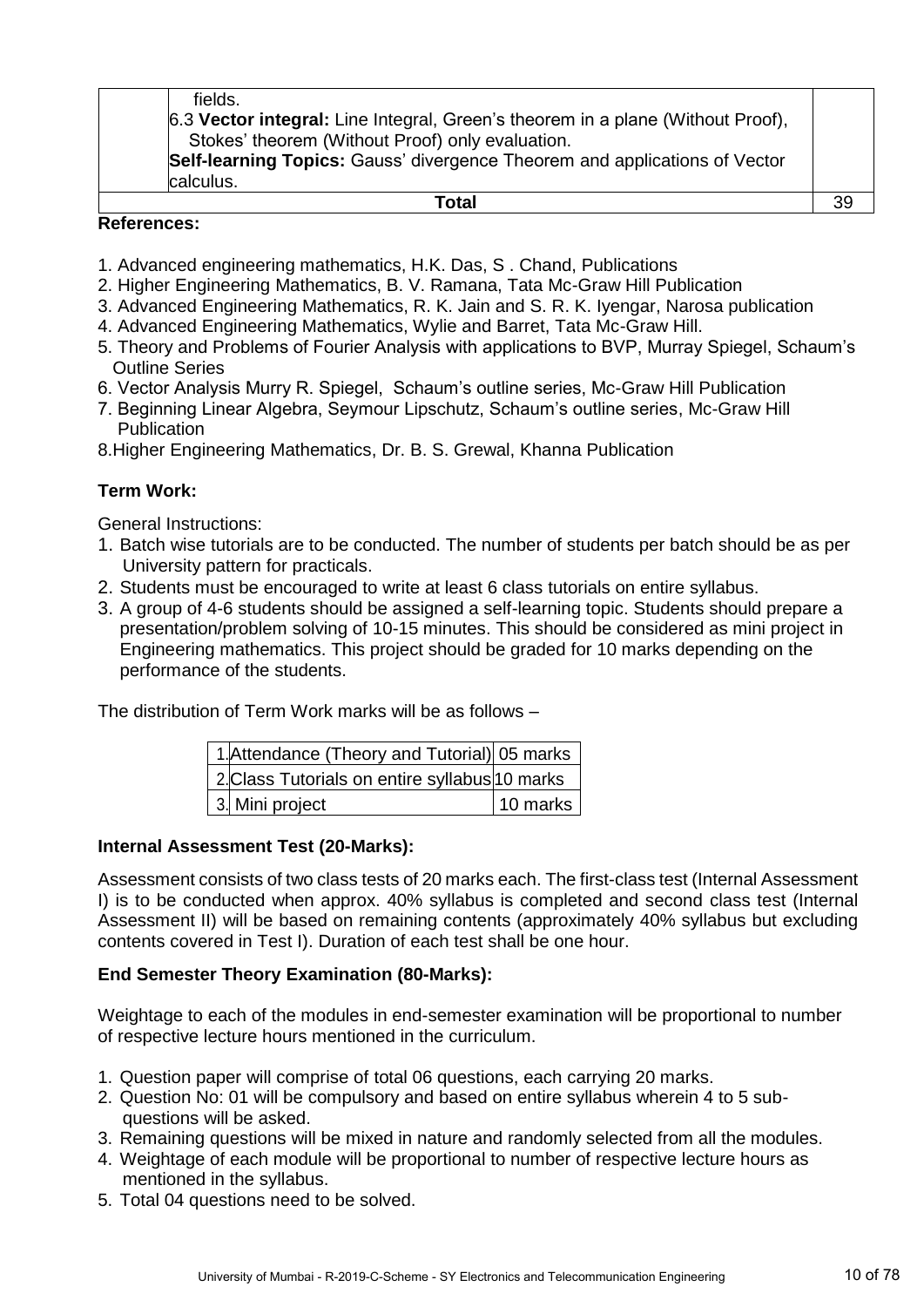| | | |
|---|---|---|
| | fields.<br>6.3 **Vector integral:** Line Integral, Green's theorem in a plane (Without Proof), Stokes' theorem (Without Proof) only evaluation.<br>**Self-learning Topics:** Gauss' divergence Theorem and applications of Vector calculus. | |
| | **Total** | 39 |

**References:**

1. Advanced engineering mathematics, H.K. Das, S . Chand, Publications
2. Higher Engineering Mathematics, B. V. Ramana, Tata Mc-Graw Hill Publication
3. Advanced Engineering Mathematics, R. K. Jain and S. R. K. Iyengar, Narosa publication
4. Advanced Engineering Mathematics, Wylie and Barret, Tata Mc-Graw Hill.
5. Theory and Problems of Fourier Analysis with applications to BVP, Murray Spiegel, Schaum's Outline Series
6. Vector Analysis Murry R. Spiegel, Schaum's outline series, Mc-Graw Hill Publication
7. Beginning Linear Algebra, Seymour Lipschutz, Schaum's outline series, Mc-Graw Hill Publication
8. Higher Engineering Mathematics, Dr. B. S. Grewal, Khanna Publication

**Term Work:**

General Instructions:

1. Batch wise tutorials are to be conducted. The number of students per batch should be as per University pattern for practicals.
2. Students must be encouraged to write at least 6 class tutorials on entire syllabus.
3. A group of 4-6 students should be assigned a self-learning topic. Students should prepare a presentation/problem solving of 10-15 minutes. This should be considered as mini project in Engineering mathematics. This project should be graded for 10 marks depending on the performance of the students.

The distribution of Term Work marks will be as follows –

| | | |
|---|---|---|
| 1. | Attendance (Theory and Tutorial) | 05 marks |
| 2. | Class Tutorials on entire syllabus | 10 marks |
| 3. | Mini project | 10 marks |

**Internal Assessment Test (20-Marks):**

Assessment consists of two class tests of 20 marks each. The first-class test (Internal Assessment I) is to be conducted when approx. 40% syllabus is completed and second class test (Internal Assessment II) will be based on remaining contents (approximately 40% syllabus but excluding contents covered in Test I). Duration of each test shall be one hour.

**End Semester Theory Examination (80-Marks):**

Weightage to each of the modules in end-semester examination will be proportional to number of respective lecture hours mentioned in the curriculum.

1. Question paper will comprise of total 06 questions, each carrying 20 marks.
2. Question No: 01 will be compulsory and based on entire syllabus wherein 4 to 5 sub-questions will be asked.
3. Remaining questions will be mixed in nature and randomly selected from all the modules.
4. Weightage of each module will be proportional to number of respective lecture hours as mentioned in the syllabus.
5. Total 04 questions need to be solved.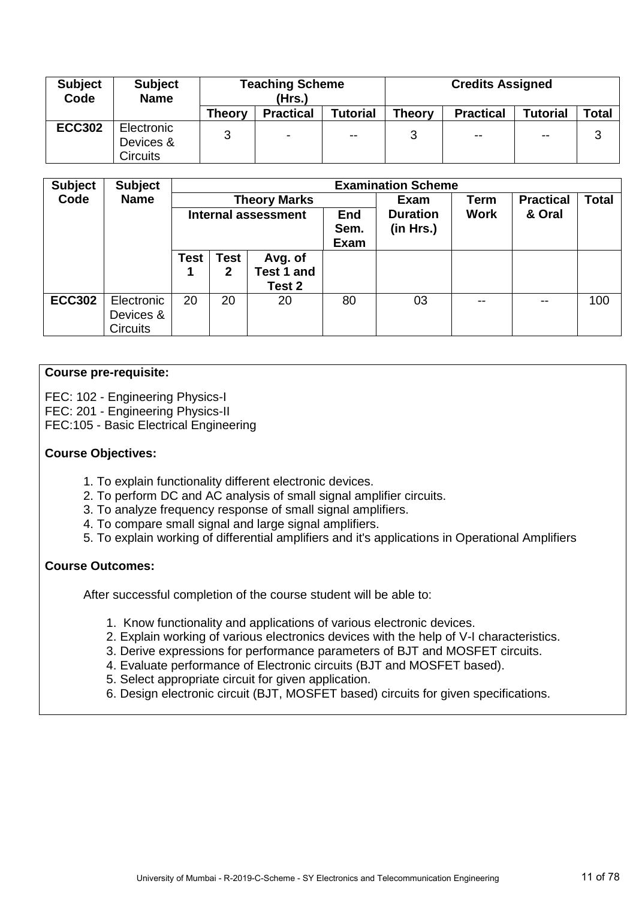| Subject Code | Subject Name | Teaching Scheme (Hrs.) | | | Credits Assigned | | | |
|---|---|---|---|---|---|---|---|---|
| | | Theory | Practical | Tutorial | Theory | Practical | Tutorial | Total |
| ECC302 | Electronic Devices & Circuits | 3 | - | -- | 3 | -- | -- | 3 |

| Subject Code | Subject Name | Examination Scheme | | | | | | | |
|---|---|---|---|---|---|---|---|---|---|
| | | Theory Marks | | | | Exam Duration (in Hrs.) | Term Work | Practical & Oral | Total |
| | | Internal assessment | | | End Sem. Exam | | | | |
| | | Test 1 | Test 2 | Avg. of Test 1 and Test 2 | | | | | |
| ECC302 | Electronic Devices & Circuits | 20 | 20 | 20 | 80 | 03 | -- | -- | 100 |

**Course pre-requisite:**

FEC: 102 - Engineering Physics-I
FEC: 201 - Engineering Physics-II
FEC:105 - Basic Electrical Engineering

**Course Objectives:**

1. To explain functionality different electronic devices.
2. To perform DC and AC analysis of small signal amplifier circuits.
3. To analyze frequency response of small signal amplifiers.
4. To compare small signal and large signal amplifiers.
5. To explain working of differential amplifiers and it's applications in Operational Amplifiers

**Course Outcomes:**

After successful completion of the course student will be able to:

1. Know functionality and applications of various electronic devices.
2. Explain working of various electronics devices with the help of V-I characteristics.
3. Derive expressions for performance parameters of BJT and MOSFET circuits.
4. Evaluate performance of Electronic circuits (BJT and MOSFET based).
5. Select appropriate circuit for given application.
6. Design electronic circuit (BJT, MOSFET based) circuits for given specifications.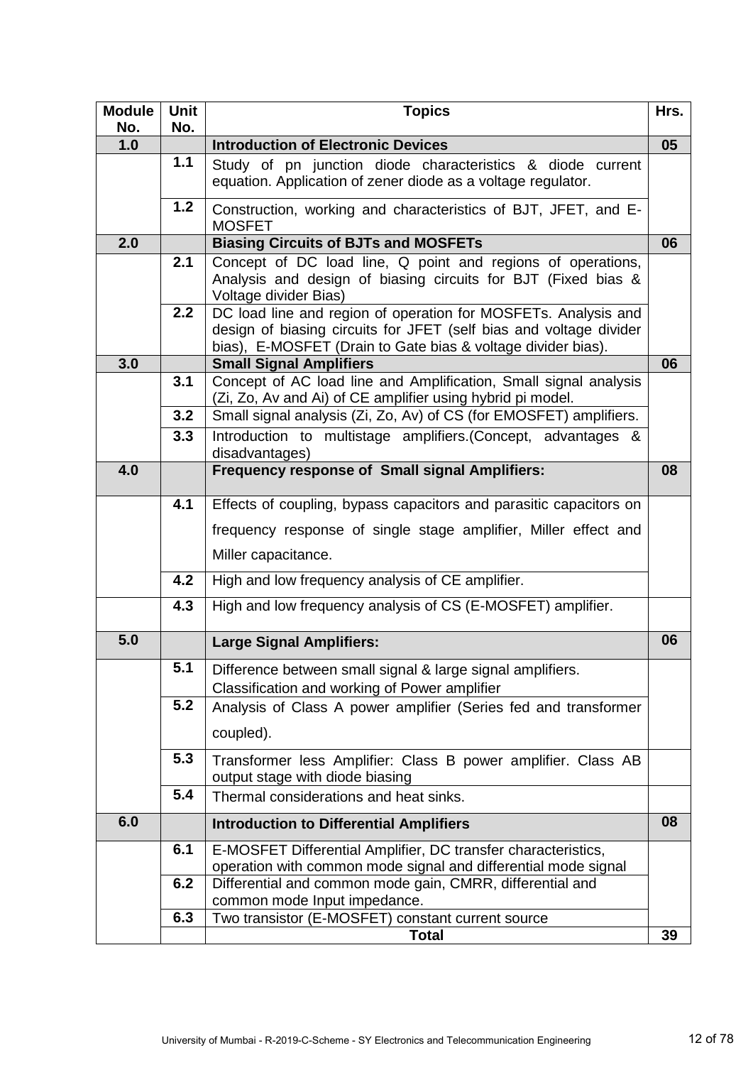| Module No. | Unit No. | Topics | Hrs. |
|---|---|---|---|
| 1.0 | | **Introduction of Electronic Devices** | 05 |
| | 1.1 | Study of pn junction diode characteristics & diode current equation. Application of zener diode as a voltage regulator. | |
| | 1.2 | Construction, working and characteristics of BJT, JFET, and E-MOSFET | |
| 2.0 | | **Biasing Circuits of BJTs and MOSFETs** | 06 |
| | 2.1 | Concept of DC load line, Q point and regions of operations, Analysis and design of biasing circuits for BJT (Fixed bias & Voltage divider Bias) | |
| | 2.2 | DC load line and region of operation for MOSFETs. Analysis and design of biasing circuits for JFET (self bias and voltage divider bias), E-MOSFET (Drain to Gate bias & voltage divider bias). | |
| 3.0 | | **Small Signal Amplifiers** | 06 |
| | 3.1 | Concept of AC load line and Amplification, Small signal analysis (Zi, Zo, Av and Ai) of CE amplifier using hybrid pi model. | |
| | 3.2 | Small signal analysis (Zi, Zo, Av) of CS (for EMOSFET) amplifiers. | |
| | 3.3 | Introduction to multistage amplifiers.(Concept, advantages & disadvantages) | |
| 4.0 | | **Frequency response of Small signal Amplifiers:** | 08 |
| | 4.1 | Effects of coupling, bypass capacitors and parasitic capacitors on frequency response of single stage amplifier, Miller effect and Miller capacitance. | |
| | 4.2 | High and low frequency analysis of CE amplifier. | |
| | 4.3 | High and low frequency analysis of CS (E-MOSFET) amplifier. | |
| 5.0 | | **Large Signal Amplifiers:** | 06 |
| | 5.1 | Difference between small signal & large signal amplifiers. Classification and working of Power amplifier | |
| | 5.2 | Analysis of Class A power amplifier (Series fed and transformer coupled). | |
| | 5.3 | Transformer less Amplifier: Class B power amplifier. Class AB output stage with diode biasing | |
| | 5.4 | Thermal considerations and heat sinks. | |
| 6.0 | | **Introduction to Differential Amplifiers** | 08 |
| | 6.1 | E-MOSFET Differential Amplifier, DC transfer characteristics, operation with common mode signal and differential mode signal | |
| | 6.2 | Differential and common mode gain, CMRR, differential and common mode Input impedance. | |
| | 6.3 | Two transistor (E-MOSFET) constant current source | |
| | | **Total** | **39** |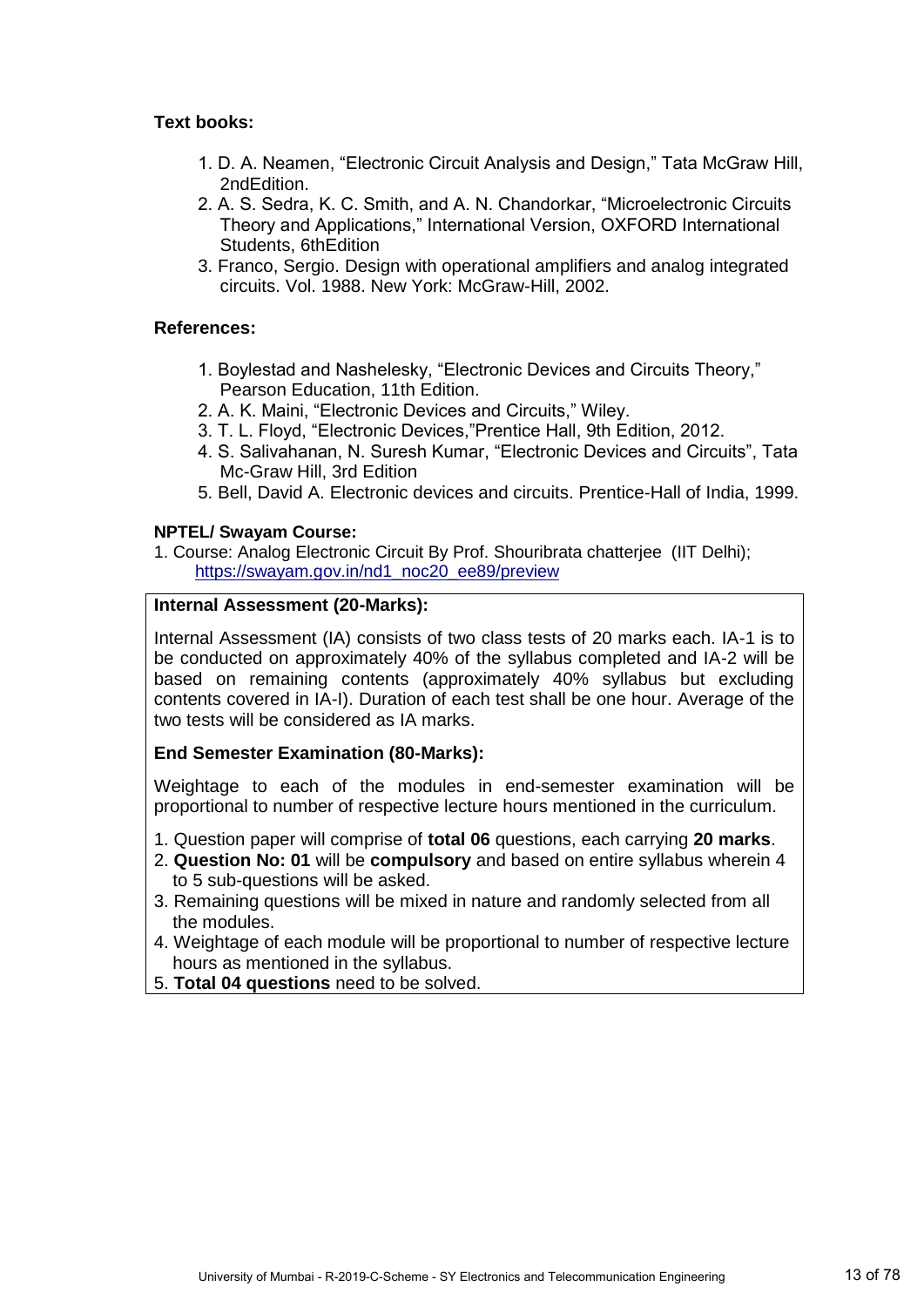**Text books:**

1. D. A. Neamen, “Electronic Circuit Analysis and Design,” Tata McGraw Hill, 2ndEdition.
2. A. S. Sedra, K. C. Smith, and A. N. Chandorkar, “Microelectronic Circuits Theory and Applications,” International Version, OXFORD International Students, 6thEdition
3. Franco, Sergio. Design with operational amplifiers and analog integrated circuits. Vol. 1988. New York: McGraw-Hill, 2002.

**References:**

1. Boylestad and Nashelesky, “Electronic Devices and Circuits Theory,” Pearson Education, 11th Edition.
2. A. K. Maini, “Electronic Devices and Circuits,” Wiley.
3. T. L. Floyd, “Electronic Devices,”Prentice Hall, 9th Edition, 2012.
4. S. Salivahanan, N. Suresh Kumar, “Electronic Devices and Circuits”, Tata Mc-Graw Hill, 3rd Edition
5. Bell, David A. Electronic devices and circuits. Prentice-Hall of India, 1999.

**NPTEL/ Swayam Course:**

1. Course: Analog Electronic Circuit By Prof. Shouribrata chatterjee (IIT Delhi); https://swayam.gov.in/nd1_noc20_ee89/preview

**Internal Assessment (20-Marks):**

Internal Assessment (IA) consists of two class tests of 20 marks each. IA-1 is to be conducted on approximately 40% of the syllabus completed and IA-2 will be based on remaining contents (approximately 40% syllabus but excluding contents covered in IA-I). Duration of each test shall be one hour. Average of the two tests will be considered as IA marks.

**End Semester Examination (80-Marks):**

Weightage to each of the modules in end-semester examination will be proportional to number of respective lecture hours mentioned in the curriculum.

1. Question paper will comprise of **total 06** questions, each carrying **20 marks**.
2. **Question No: 01** will be **compulsory** and based on entire syllabus wherein 4 to 5 sub-questions will be asked.
3. Remaining questions will be mixed in nature and randomly selected from all the modules.
4. Weightage of each module will be proportional to number of respective lecture hours as mentioned in the syllabus.
5. **Total 04 questions** need to be solved.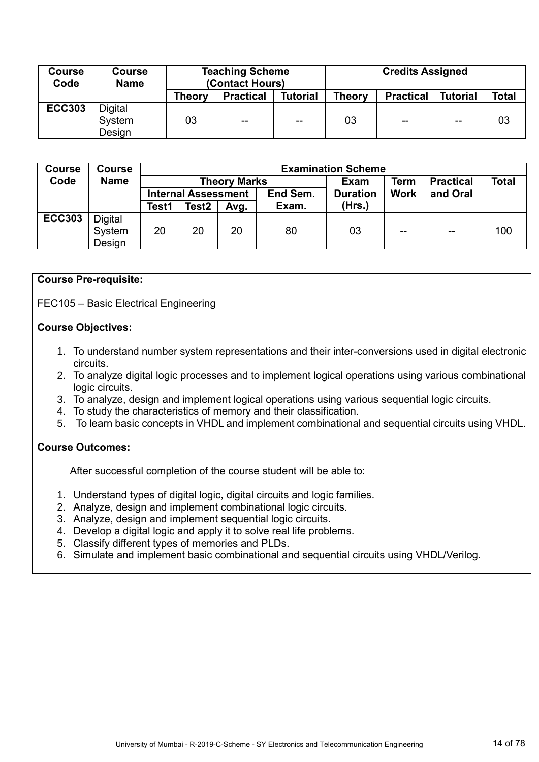| Course Code | Course Name | Teaching Scheme (Contact Hours) | | | Credits Assigned | | | |
|---|---|---|---|---|---|---|---|---|
| | | Theory | Practical | Tutorial | Theory | Practical | Tutorial | Total |
| ECC303 | Digital System Design | 03 | -- | -- | 03 | -- | -- | 03 |

| Course Code | Course Name | Examination Scheme | | | | | | | |
|---|---|---|---|---|---|---|---|---|---|
| | | Theory Marks | | | | Exam Duration (Hrs.) | Term Work | Practical and Oral | Total |
| | | Internal Assessment | | | End Sem. Exam. | | | | |
| | | Test1 | Test2 | Avg. | | | | | |
| ECC303 | Digital System Design | 20 | 20 | 20 | 80 | 03 | -- | -- | 100 |

**Course Pre-requisite:**

FEC105 – Basic Electrical Engineering

**Course Objectives:**

1. To understand number system representations and their inter-conversions used in digital electronic circuits.
2. To analyze digital logic processes and to implement logical operations using various combinational logic circuits.
3. To analyze, design and implement logical operations using various sequential logic circuits.
4. To study the characteristics of memory and their classification.
5. To learn basic concepts in VHDL and implement combinational and sequential circuits using VHDL.

**Course Outcomes:**

After successful completion of the course student will be able to:

1. Understand types of digital logic, digital circuits and logic families.
2. Analyze, design and implement combinational logic circuits.
3. Analyze, design and implement sequential logic circuits.
4. Develop a digital logic and apply it to solve real life problems.
5. Classify different types of memories and PLDs.
6. Simulate and implement basic combinational and sequential circuits using VHDL/Verilog.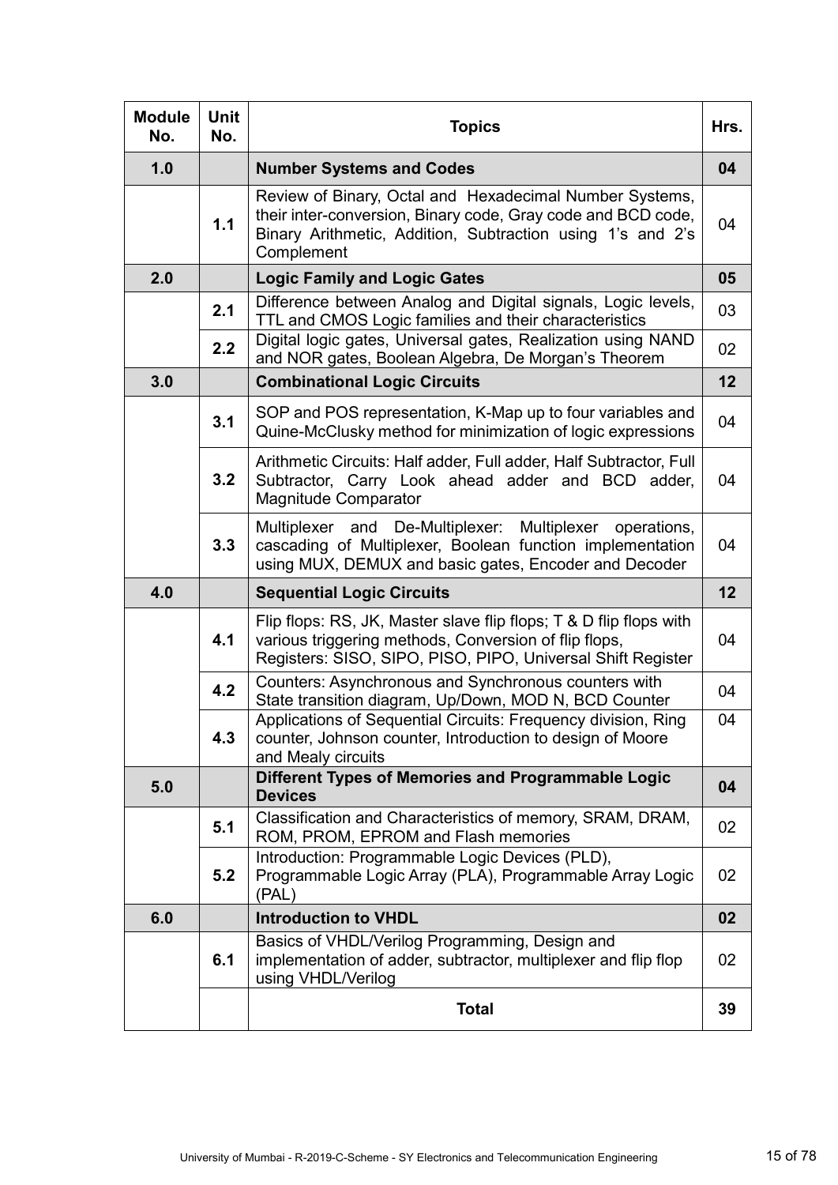| Module No. | Unit No. | Topics | Hrs. |
|---|---|---|---|
| **1.0** | | **Number Systems and Codes** | **04** |
| | **1.1** | Review of Binary, Octal and Hexadecimal Number Systems, their inter-conversion, Binary code, Gray code and BCD code, Binary Arithmetic, Addition, Subtraction using 1's and 2's Complement | 04 |
| **2.0** | | **Logic Family and Logic Gates** | **05** |
| | **2.1** | Difference between Analog and Digital signals, Logic levels, TTL and CMOS Logic families and their characteristics | 03 |
| | **2.2** | Digital logic gates, Universal gates, Realization using NAND and NOR gates, Boolean Algebra, De Morgan's Theorem | 02 |
| **3.0** | | **Combinational Logic Circuits** | **12** |
| | **3.1** | SOP and POS representation, K-Map up to four variables and Quine-McClusky method for minimization of logic expressions | 04 |
| | **3.2** | Arithmetic Circuits: Half adder, Full adder, Half Subtractor, Full Subtractor, Carry Look ahead adder and BCD adder, Magnitude Comparator | 04 |
| | **3.3** | Multiplexer and De-Multiplexer: Multiplexer operations, cascading of Multiplexer, Boolean function implementation using MUX, DEMUX and basic gates, Encoder and Decoder | 04 |
| **4.0** | | **Sequential Logic Circuits** | **12** |
| | **4.1** | Flip flops: RS, JK, Master slave flip flops; T & D flip flops with various triggering methods, Conversion of flip flops, Registers: SISO, SIPO, PISO, PIPO, Universal Shift Register | 04 |
| | **4.2** | Counters: Asynchronous and Synchronous counters with State transition diagram, Up/Down, MOD N, BCD Counter | 04 |
| | **4.3** | Applications of Sequential Circuits: Frequency division, Ring counter, Johnson counter, Introduction to design of Moore and Mealy circuits | 04 |
| **5.0** | | **Different Types of Memories and Programmable Logic Devices** | **04** |
| | **5.1** | Classification and Characteristics of memory, SRAM, DRAM, ROM, PROM, EPROM and Flash memories | 02 |
| | **5.2** | Introduction: Programmable Logic Devices (PLD), Programmable Logic Array (PLA), Programmable Array Logic (PAL) | 02 |
| **6.0** | | **Introduction to VHDL** | **02** |
| | **6.1** | Basics of VHDL/Verilog Programming, Design and implementation of adder, subtractor, multiplexer and flip flop using VHDL/Verilog | 02 |
| | | **Total** | **39** |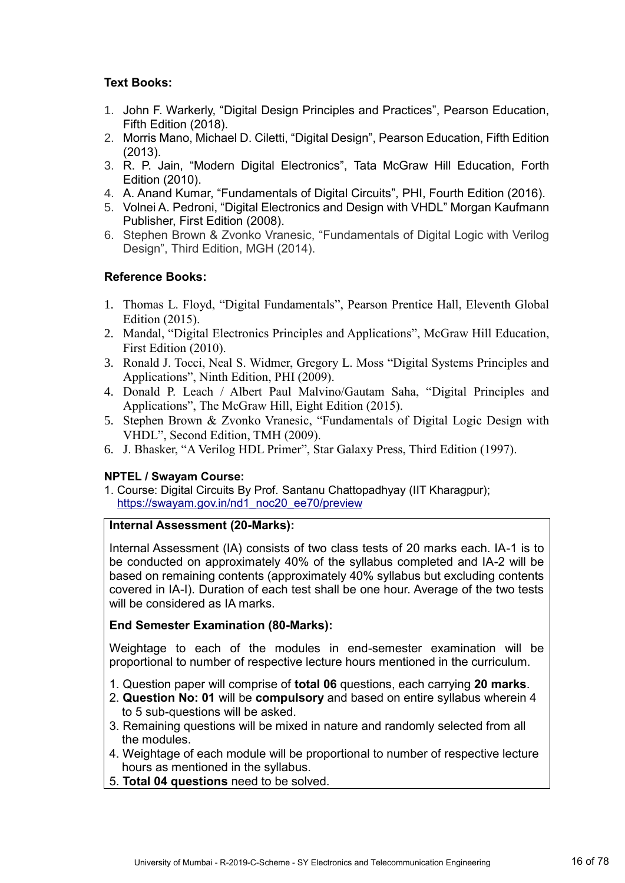**Text Books:**

1. John F. Warkerly, "Digital Design Principles and Practices", Pearson Education, Fifth Edition (2018).
2. Morris Mano, Michael D. Ciletti, "Digital Design", Pearson Education, Fifth Edition (2013).
3. R. P. Jain, "Modern Digital Electronics", Tata McGraw Hill Education, Forth Edition (2010).
4. A. Anand Kumar, "Fundamentals of Digital Circuits", PHI, Fourth Edition (2016).
5. Volnei A. Pedroni, "Digital Electronics and Design with VHDL" Morgan Kaufmann Publisher, First Edition (2008).
6. Stephen Brown & Zvonko Vranesic, "Fundamentals of Digital Logic with Verilog Design", Third Edition, MGH (2014).

**Reference Books:**

1. Thomas L. Floyd, "Digital Fundamentals", Pearson Prentice Hall, Eleventh Global Edition (2015).
2. Mandal, "Digital Electronics Principles and Applications", McGraw Hill Education, First Edition (2010).
3. Ronald J. Tocci, Neal S. Widmer, Gregory L. Moss "Digital Systems Principles and Applications", Ninth Edition, PHI (2009).
4. Donald P. Leach / Albert Paul Malvino/Gautam Saha, "Digital Principles and Applications", The McGraw Hill, Eight Edition (2015).
5. Stephen Brown & Zvonko Vranesic, "Fundamentals of Digital Logic Design with VHDL", Second Edition, TMH (2009).
6. J. Bhasker, "A Verilog HDL Primer", Star Galaxy Press, Third Edition (1997).

**NPTEL / Swayam Course:**

1. Course: Digital Circuits By Prof. Santanu Chattopadhyay (IIT Kharagpur); https://swayam.gov.in/nd1_noc20_ee70/preview

**Internal Assessment (20-Marks):**

Internal Assessment (IA) consists of two class tests of 20 marks each. IA-1 is to be conducted on approximately 40% of the syllabus completed and IA-2 will be based on remaining contents (approximately 40% syllabus but excluding contents covered in IA-I). Duration of each test shall be one hour. Average of the two tests will be considered as IA marks.

**End Semester Examination (80-Marks):**

Weightage to each of the modules in end-semester examination will be proportional to number of respective lecture hours mentioned in the curriculum.

1. Question paper will comprise of **total 06** questions, each carrying **20 marks**.
2. **Question No: 01** will be **compulsory** and based on entire syllabus wherein 4 to 5 sub-questions will be asked.
3. Remaining questions will be mixed in nature and randomly selected from all the modules.
4. Weightage of each module will be proportional to number of respective lecture hours as mentioned in the syllabus.
5. **Total 04 questions** need to be solved.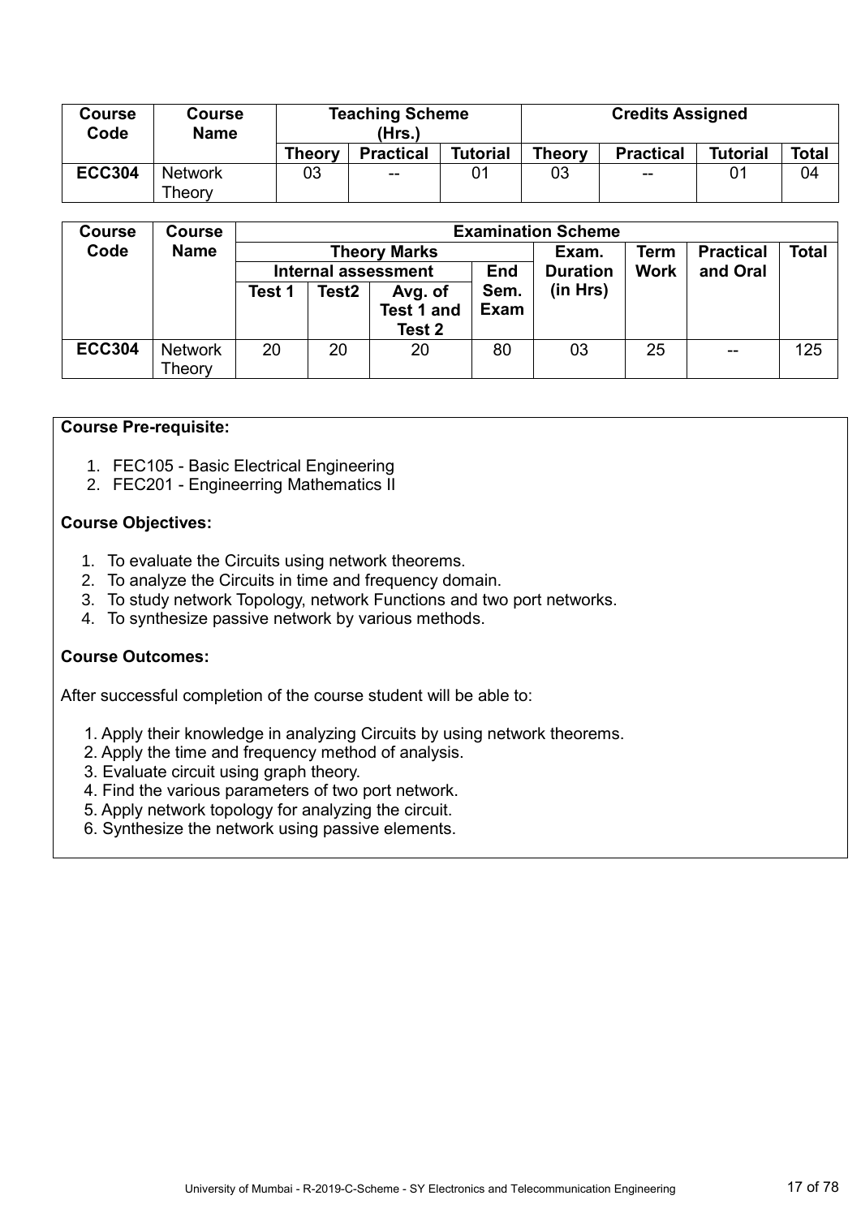| Course Code | Course Name | Teaching Scheme (Hrs.) | | | Credits Assigned | | | |
|---|---|---|---|---|---|---|---|---|
| | | Theory | Practical | Tutorial | Theory | Practical | Tutorial | Total |
| ECC304 | Network Theory | 03 | -- | 01 | 03 | -- | 01 | 04 |

| Course Code | Course Name | Examination Scheme | | | | | | | |
|---|---|---|---|---|---|---|---|---|---|
| | | Theory Marks | | | | Exam. Duration (in Hrs) | Term Work | Practical and Oral | Total |
| | | Internal assessment | | | End Sem. Exam | | | | |
| | | Test 1 | Test2 | Avg. of Test 1 and Test 2 | | | | | |
| ECC304 | Network Theory | 20 | 20 | 20 | 80 | 03 | 25 | -- | 125 |

**Course Pre-requisite:**

1. FEC105 - Basic Electrical Engineering
2. FEC201 - Engineerring Mathematics II

**Course Objectives:**

1. To evaluate the Circuits using network theorems.
2. To analyze the Circuits in time and frequency domain.
3. To study network Topology, network Functions and two port networks.
4. To synthesize passive network by various methods.

**Course Outcomes:**

After successful completion of the course student will be able to:

1. Apply their knowledge in analyzing Circuits by using network theorems.
2. Apply the time and frequency method of analysis.
3. Evaluate circuit using graph theory.
4. Find the various parameters of two port network.
5. Apply network topology for analyzing the circuit.
6. Synthesize the network using passive elements.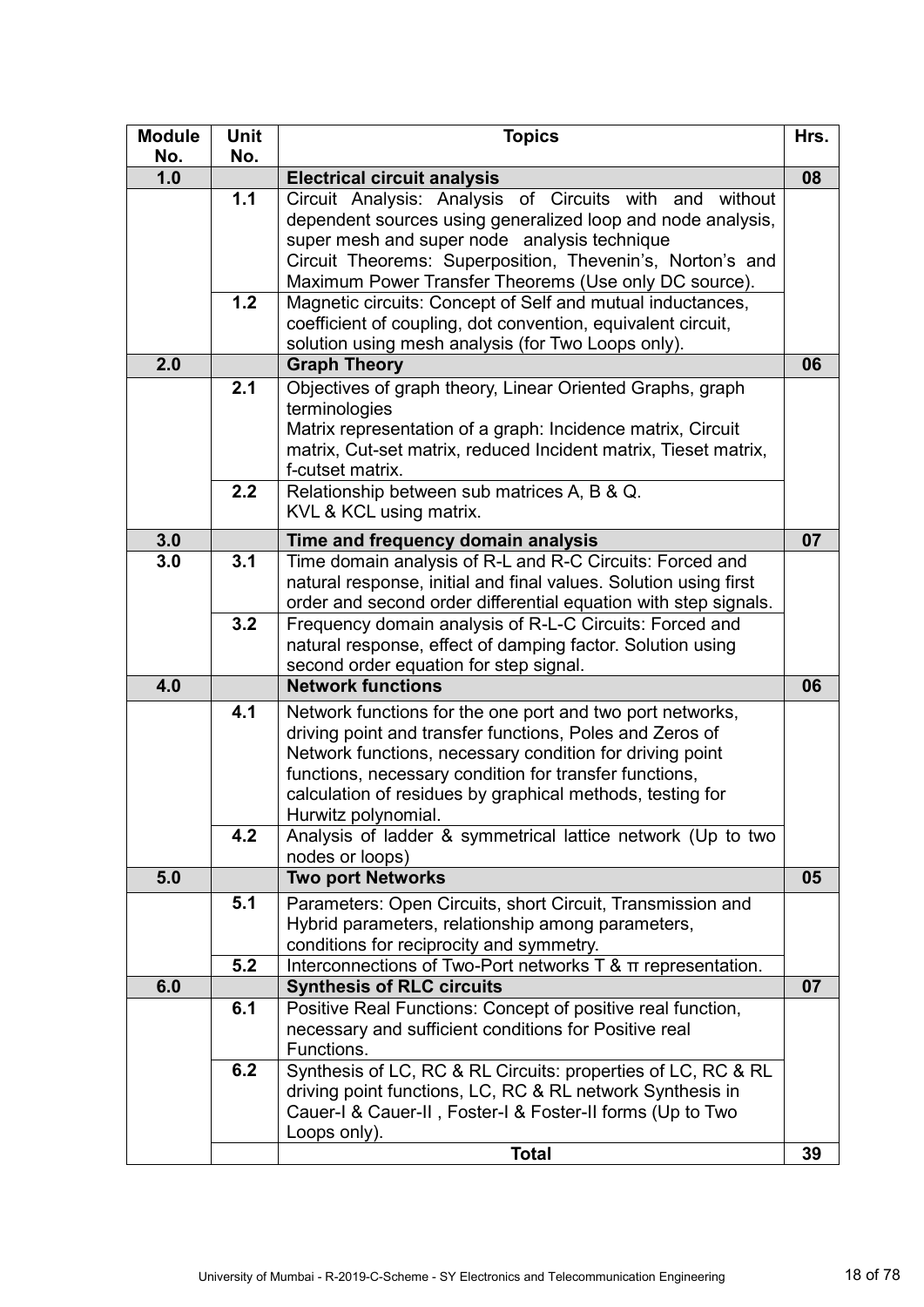| Module No. | Unit No. | Topics | Hrs. |
|---|---|---|---|
| 1.0 | | **Electrical circuit analysis** | 08 |
| | 1.1 | Circuit Analysis: Analysis of Circuits with and without dependent sources using generalized loop and node analysis, super mesh and super node analysis technique<br>Circuit Theorems: Superposition, Thevenin's, Norton's and Maximum Power Transfer Theorems (Use only DC source). | |
| | 1.2 | Magnetic circuits: Concept of Self and mutual inductances, coefficient of coupling, dot convention, equivalent circuit, solution using mesh analysis (for Two Loops only). | |
| 2.0 | | **Graph Theory** | 06 |
| | 2.1 | Objectives of graph theory, Linear Oriented Graphs, graph terminologies<br>Matrix representation of a graph: Incidence matrix, Circuit matrix, Cut-set matrix, reduced Incident matrix, Tieset matrix, f-cutset matrix. | |
| | 2.2 | Relationship between sub matrices A, B & Q.<br>KVL & KCL using matrix. | |
| 3.0 | | **Time and frequency domain analysis** | 07 |
| 3.0 | 3.1 | Time domain analysis of R-L and R-C Circuits: Forced and natural response, initial and final values. Solution using first order and second order differential equation with step signals. | |
| | 3.2 | Frequency domain analysis of R-L-C Circuits: Forced and natural response, effect of damping factor. Solution using second order equation for step signal. | |
| 4.0 | | **Network functions** | 06 |
| | 4.1 | Network functions for the one port and two port networks, driving point and transfer functions, Poles and Zeros of Network functions, necessary condition for driving point functions, necessary condition for transfer functions, calculation of residues by graphical methods, testing for Hurwitz polynomial. | |
| | 4.2 | Analysis of ladder & symmetrical lattice network (Up to two nodes or loops) | |
| 5.0 | | **Two port Networks** | 05 |
| | 5.1 | Parameters: Open Circuits, short Circuit, Transmission and Hybrid parameters, relationship among parameters, conditions for reciprocity and symmetry. | |
| | 5.2 | Interconnections of Two-Port networks T & π representation. | |
| 6.0 | | **Synthesis of RLC circuits** | 07 |
| | 6.1 | Positive Real Functions: Concept of positive real function, necessary and sufficient conditions for Positive real Functions. | |
| | 6.2 | Synthesis of LC, RC & RL Circuits: properties of LC, RC & RL driving point functions, LC, RC & RL network Synthesis in Cauer-I & Cauer-II , Foster-I & Foster-II forms (Up to Two Loops only). | |
| | | **Total** | **39** |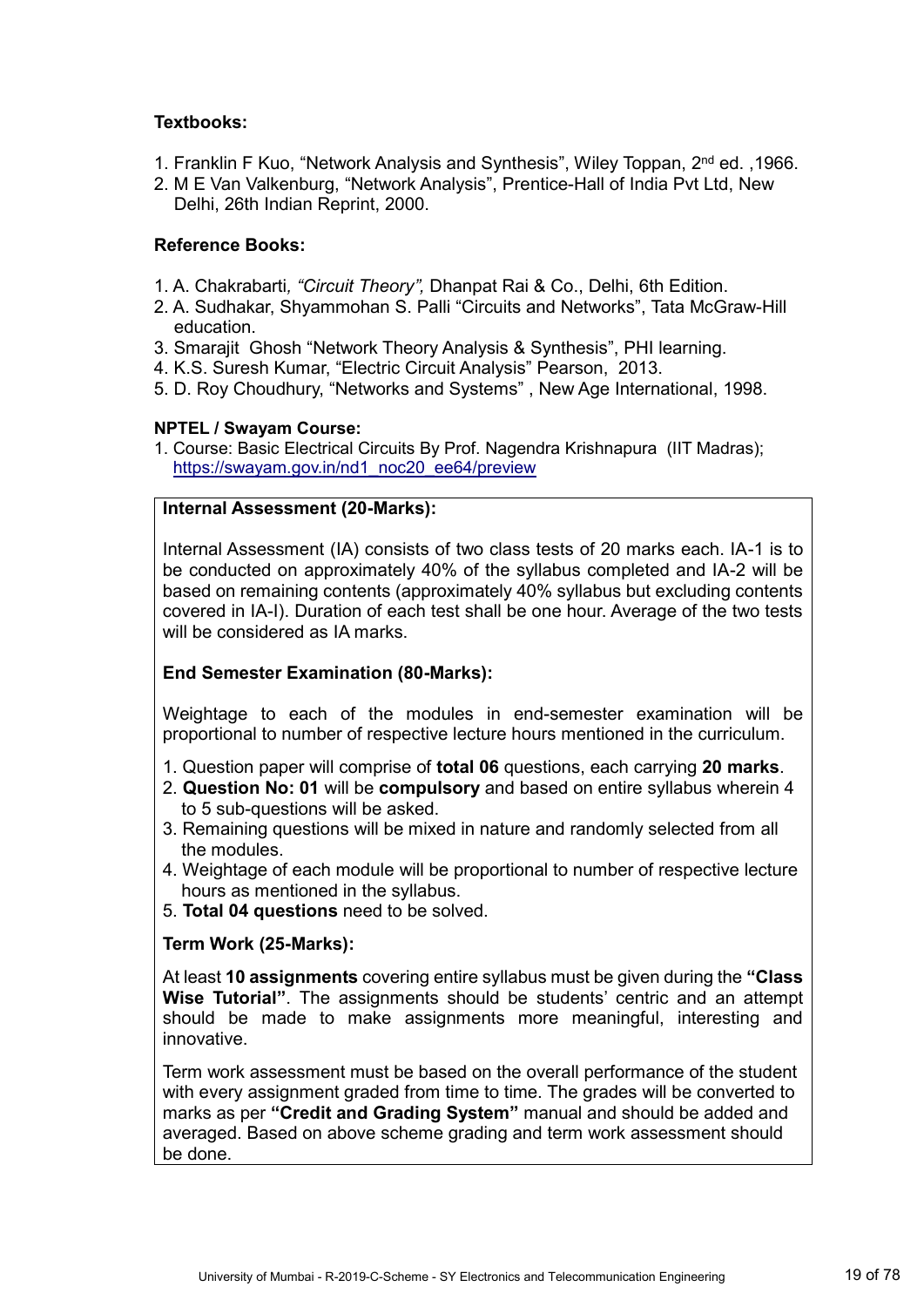**Textbooks:**

1. Franklin F Kuo, "Network Analysis and Synthesis", Wiley Toppan, $2^{nd}$ ed. ,1966.
2. M E Van Valkenburg, "Network Analysis", Prentice-Hall of India Pvt Ltd, New Delhi, 26th Indian Reprint, 2000.

**Reference Books:**

1. A. Chakrabarti, *"Circuit Theory",* Dhanpat Rai & Co., Delhi, 6th Edition.
2. A. Sudhakar, Shyammohan S. Palli "Circuits and Networks", Tata McGraw-Hill education.
3. Smarajit Ghosh "Network Theory Analysis & Synthesis", PHI learning.
4. K.S. Suresh Kumar, "Electric Circuit Analysis" Pearson, 2013.
5. D. Roy Choudhury, "Networks and Systems" , New Age International, 1998.

**NPTEL / Swayam Course:**

1. Course: Basic Electrical Circuits By Prof. Nagendra Krishnapura (IIT Madras); https://swayam.gov.in/nd1_noc20_ee64/preview

**Internal Assessment (20-Marks):**

Internal Assessment (IA) consists of two class tests of 20 marks each. IA-1 is to be conducted on approximately 40% of the syllabus completed and IA-2 will be based on remaining contents (approximately 40% syllabus but excluding contents covered in IA-I). Duration of each test shall be one hour. Average of the two tests will be considered as IA marks.

**End Semester Examination (80-Marks):**

Weightage to each of the modules in end-semester examination will be proportional to number of respective lecture hours mentioned in the curriculum.

1. Question paper will comprise of **total 06** questions, each carrying **20 marks**.
2. **Question No: 01** will be **compulsory** and based on entire syllabus wherein 4 to 5 sub-questions will be asked.
3. Remaining questions will be mixed in nature and randomly selected from all the modules.
4. Weightage of each module will be proportional to number of respective lecture hours as mentioned in the syllabus.
5. **Total 04 questions** need to be solved.

**Term Work (25-Marks):**

At least **10 assignments** covering entire syllabus must be given during the **"Class Wise Tutorial"**. The assignments should be students' centric and an attempt should be made to make assignments more meaningful, interesting and innovative.

Term work assessment must be based on the overall performance of the student with every assignment graded from time to time. The grades will be converted to marks as per **"Credit and Grading System"** manual and should be added and averaged. Based on above scheme grading and term work assessment should be done.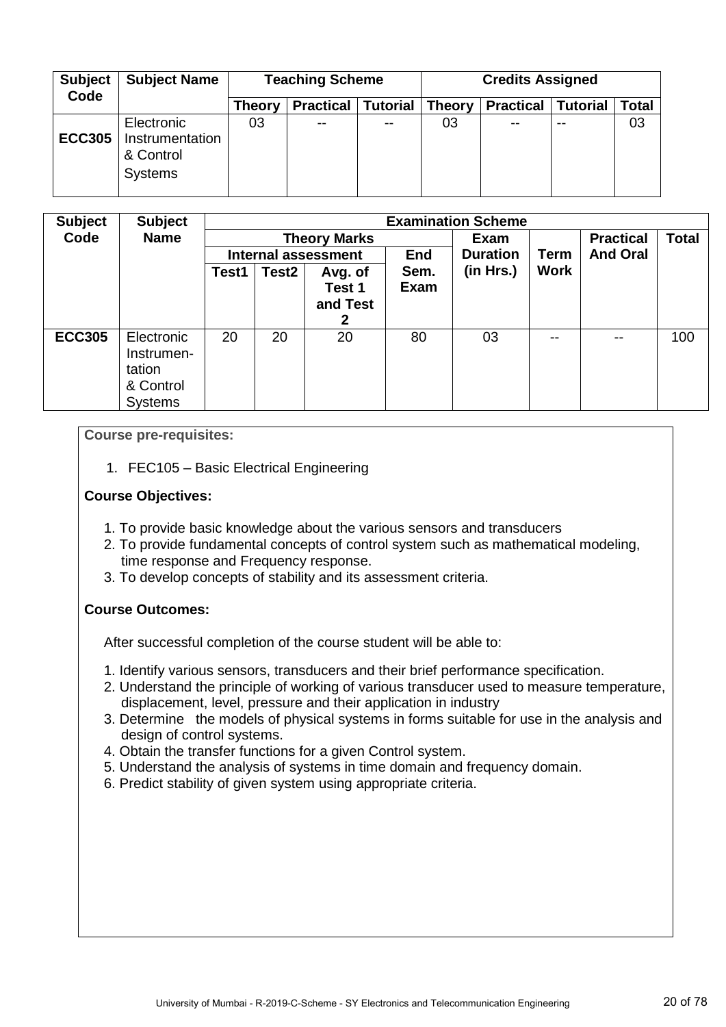| Subject Code | Subject Name | Teaching Scheme | | | Credits Assigned | | | |
|---|---|---|---|---|---|---|---|---|
| | | Theory | Practical | Tutorial | Theory | Practical | Tutorial | Total |
| **ECC305** | Electronic Instrumentation & Control Systems | 03 | -- | -- | 03 | -- | -- | 03 |

| Subject Code | Subject Name | Examination Scheme | | | | | | | | |
|---|---|---|---|---|---|---|---|---|---|---|
| | | Theory Marks | | | | Exam Duration (in Hrs.) | Term Work | Practical And Oral | Total |
| | | Internal assessment | | | End Sem. Exam | | | | |
| | | Test1 | Test2 | Avg. of Test 1 and Test 2 | | | | | |
| **ECC305** | Electronic Instrumen-tation & Control Systems | 20 | 20 | 20 | 80 | 03 | -- | -- | 100 |

**Course pre-requisites:**

1. FEC105 – Basic Electrical Engineering

**Course Objectives:**

1. To provide basic knowledge about the various sensors and transducers
2. To provide fundamental concepts of control system such as mathematical modeling, time response and Frequency response.
3. To develop concepts of stability and its assessment criteria.

**Course Outcomes:**

After successful completion of the course student will be able to:

1. Identify various sensors, transducers and their brief performance specification.
2. Understand the principle of working of various transducer used to measure temperature, displacement, level, pressure and their application in industry
3. Determine the models of physical systems in forms suitable for use in the analysis and design of control systems.
4. Obtain the transfer functions for a given Control system.
5. Understand the analysis of systems in time domain and frequency domain.
6. Predict stability of given system using appropriate criteria.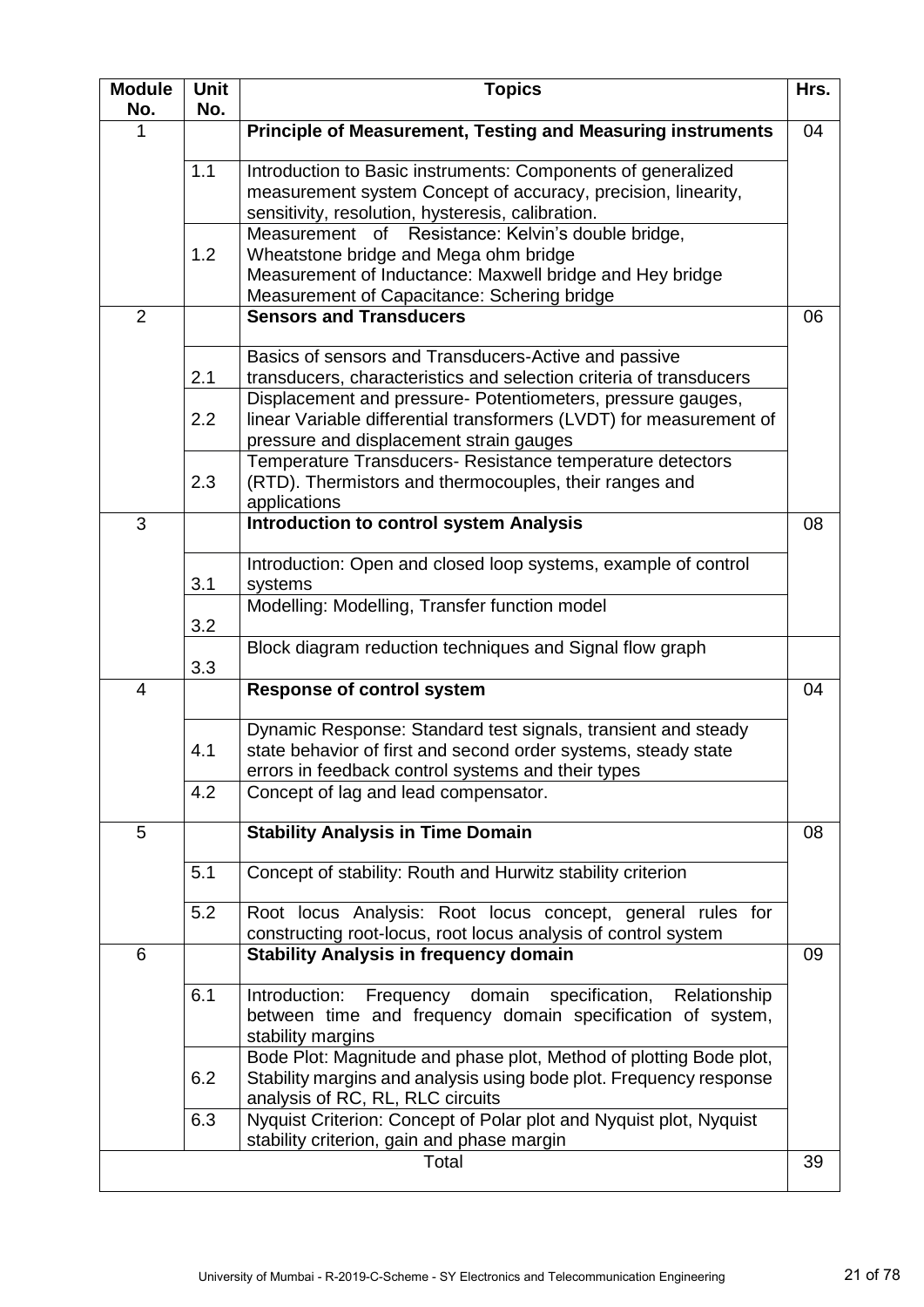| Module No. | Unit No. | Topics | Hrs. |
|---|---|---|---|
| 1 | | **Principle of Measurement, Testing and Measuring instruments** | 04 |
| | 1.1 | Introduction to Basic instruments: Components of generalized measurement system Concept of accuracy, precision, linearity, sensitivity, resolution, hysteresis, calibration. | |
| | 1.2 | Measurement of Resistance: Kelvin's double bridge, Wheatstone bridge and Mega ohm bridge<br>Measurement of Inductance: Maxwell bridge and Hey bridge<br>Measurement of Capacitance: Schering bridge | |
| 2 | | **Sensors and Transducers** | 06 |
| | 2.1 | Basics of sensors and Transducers-Active and passive transducers, characteristics and selection criteria of transducers | |
| | 2.2 | Displacement and pressure- Potentiometers, pressure gauges, linear Variable differential transformers (LVDT) for measurement of pressure and displacement strain gauges | |
| | 2.3 | Temperature Transducers- Resistance temperature detectors (RTD). Thermistors and thermocouples, their ranges and applications | |
| 3 | | **Introduction to control system Analysis** | 08 |
| | 3.1 | Introduction: Open and closed loop systems, example of control systems | |
| | 3.2 | Modelling: Modelling, Transfer function model | |
| | 3.3 | Block diagram reduction techniques and Signal flow graph | |
| 4 | | **Response of control system** | 04 |
| | 4.1 | Dynamic Response: Standard test signals, transient and steady state behavior of first and second order systems, steady state errors in feedback control systems and their types | |
| | 4.2 | Concept of lag and lead compensator. | |
| 5 | | **Stability Analysis in Time Domain** | 08 |
| | 5.1 | Concept of stability: Routh and Hurwitz stability criterion | |
| | 5.2 | Root locus Analysis: Root locus concept, general rules for constructing root-locus, root locus analysis of control system | |
| 6 | | **Stability Analysis in frequency domain** | 09 |
| | 6.1 | Introduction: Frequency domain specification, Relationship between time and frequency domain specification of system, stability margins | |
| | 6.2 | Bode Plot: Magnitude and phase plot, Method of plotting Bode plot, Stability margins and analysis using bode plot. Frequency response analysis of RC, RL, RLC circuits | |
| | 6.3 | Nyquist Criterion: Concept of Polar plot and Nyquist plot, Nyquist stability criterion, gain and phase margin | |
| | | Total | 39 |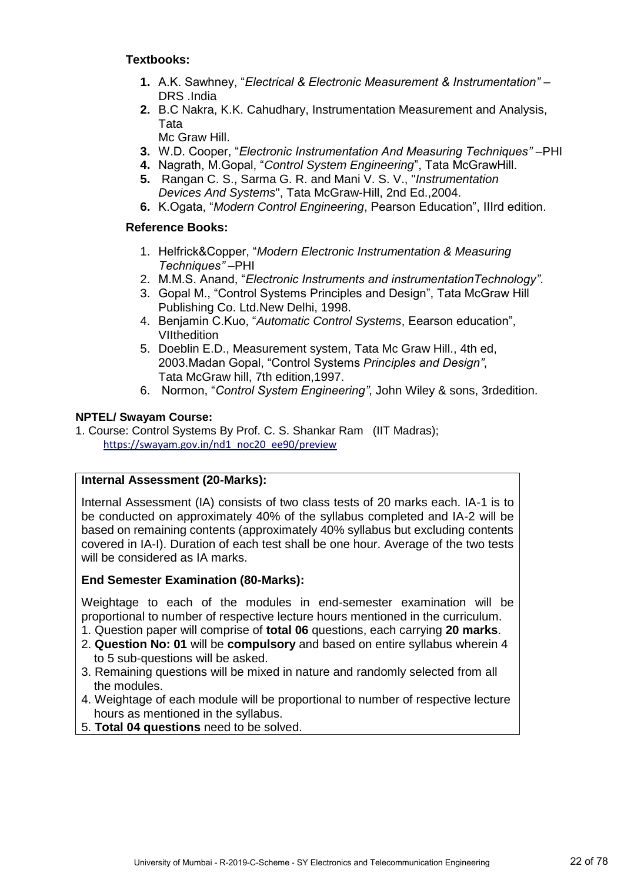**Textbooks:**

1. A.K. Sawhney, "*Electrical & Electronic Measurement & Instrumentation"* – DRS .India
2. B.C Nakra, K.K. Cahudhary, Instrumentation Measurement and Analysis, Tata Mc Graw Hill.
3. W.D. Cooper, "*Electronic Instrumentation And Measuring Techniques"* –PHI
4. Nagrath, M.Gopal, "*Control System Engineering*", Tata McGrawHill.
5. Rangan C. S., Sarma G. R. and Mani V. S. V., "*Instrumentation Devices And Systems*", Tata McGraw-Hill, 2nd Ed.,2004.
6. K.Ogata, "*Modern Control Engineering*, Pearson Education", IIIrd edition.

**Reference Books:**

1. Helfrick&Copper, "*Modern Electronic Instrumentation & Measuring Techniques"* –PHI
2. M.M.S. Anand, "*Electronic Instruments and instrumentationTechnology"*.
3. Gopal M., "Control Systems Principles and Design", Tata McGraw Hill Publishing Co. Ltd.New Delhi, 1998.
4. Benjamin C.Kuo, "*Automatic Control Systems*, Eearson education", VIIthedition
5. Doeblin E.D., Measurement system, Tata Mc Graw Hill., 4th ed, 2003.Madan Gopal, "Control Systems *Principles and Design"*, Tata McGraw hill, 7th edition,1997.
6. Normon, "*Control System Engineering"*, John Wiley & sons, 3rdedition.

**NPTEL/ Swayam Course:**

1. Course: Control Systems By Prof. C. S. Shankar Ram (IIT Madras); https://swayam.gov.in/nd1_noc20_ee90/preview

**Internal Assessment (20-Marks):**

Internal Assessment (IA) consists of two class tests of 20 marks each. IA-1 is to be conducted on approximately 40% of the syllabus completed and IA-2 will be based on remaining contents (approximately 40% syllabus but excluding contents covered in IA-I). Duration of each test shall be one hour. Average of the two tests will be considered as IA marks.

**End Semester Examination (80-Marks):**

Weightage to each of the modules in end-semester examination will be proportional to number of respective lecture hours mentioned in the curriculum.

1. Question paper will comprise of **total 06** questions, each carrying **20 marks**.
2. **Question No: 01** will be **compulsory** and based on entire syllabus wherein 4 to 5 sub-questions will be asked.
3. Remaining questions will be mixed in nature and randomly selected from all the modules.
4. Weightage of each module will be proportional to number of respective lecture hours as mentioned in the syllabus.
5. **Total 04 questions** need to be solved.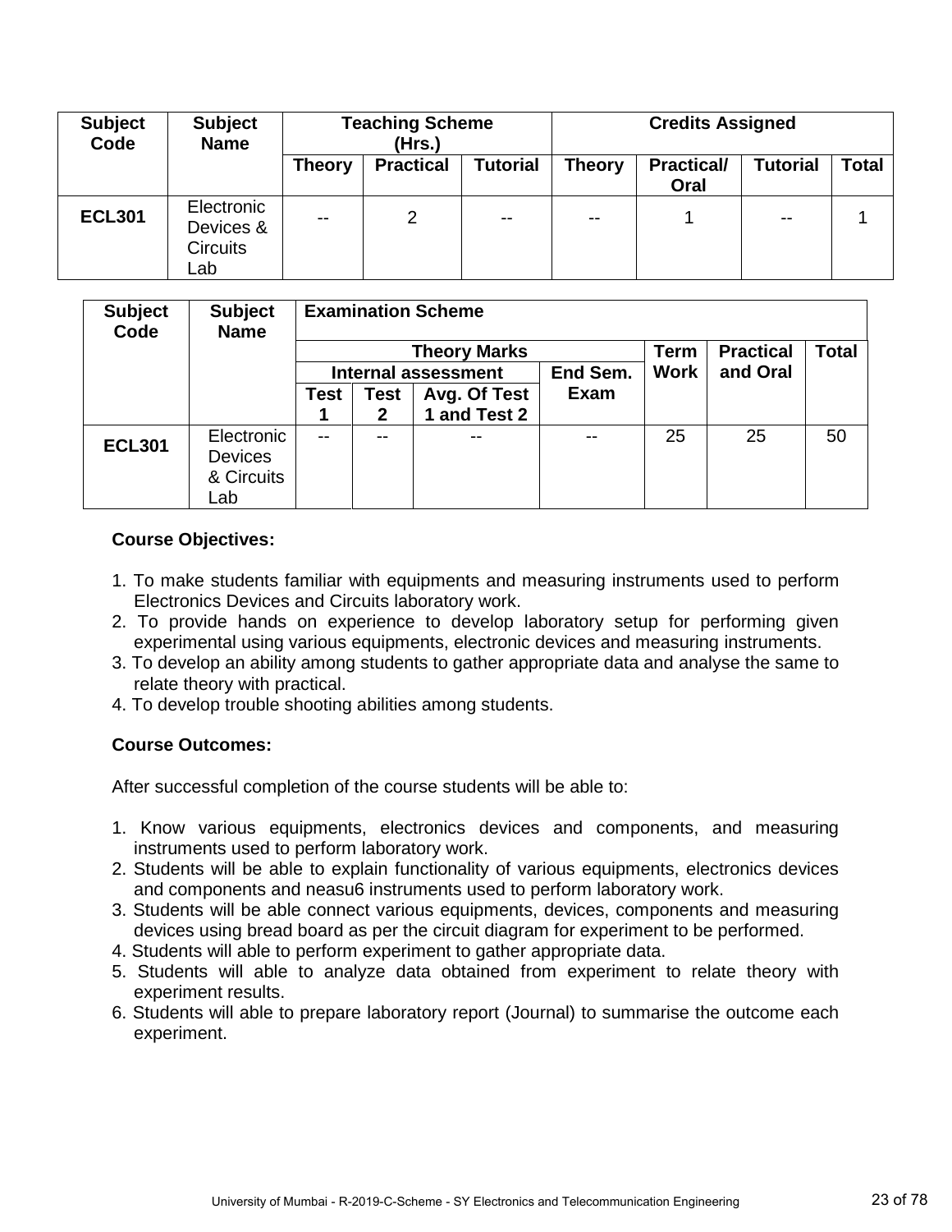| Subject Code | Subject Name | Teaching Scheme (Hrs.) | | | Credits Assigned | | | |
|---|---|---|---|---|---|---|---|---|
| | | Theory | Practical | Tutorial | Theory | Practical/ Oral | Tutorial | Total |
| **ECL301** | Electronic Devices & Circuits Lab | -- | 2 | -- | -- | 1 | -- | 1 |

| Subject Code | Subject Name | Examination Scheme | | | | | | |
|---|---|---|---|---|---|---|---|---|
| | | Theory Marks | | | | Term Work | Practical and Oral | Total |
| | | Internal assessment | | | End Sem. Exam | | | |
| | | Test 1 | Test 2 | Avg. Of Test 1 and Test 2 | | | | |
| **ECL301** | Electronic Devices & Circuits Lab | -- | -- | -- | -- | 25 | 25 | 50 |

**Course Objectives:**

1. To make students familiar with equipments and measuring instruments used to perform Electronics Devices and Circuits laboratory work.
2. To provide hands on experience to develop laboratory setup for performing given experimental using various equipments, electronic devices and measuring instruments.
3. To develop an ability among students to gather appropriate data and analyse the same to relate theory with practical.
4. To develop trouble shooting abilities among students.

**Course Outcomes:**

After successful completion of the course students will be able to:

1. Know various equipments, electronics devices and components, and measuring instruments used to perform laboratory work.
2. Students will be able to explain functionality of various equipments, electronics devices and components and neasu6 instruments used to perform laboratory work.
3. Students will be able connect various equipments, devices, components and measuring devices using bread board as per the circuit diagram for experiment to be performed.
4. Students will able to perform experiment to gather appropriate data.
5. Students will able to analyze data obtained from experiment to relate theory with experiment results.
6. Students will able to prepare laboratory report (Journal) to summarise the outcome each experiment.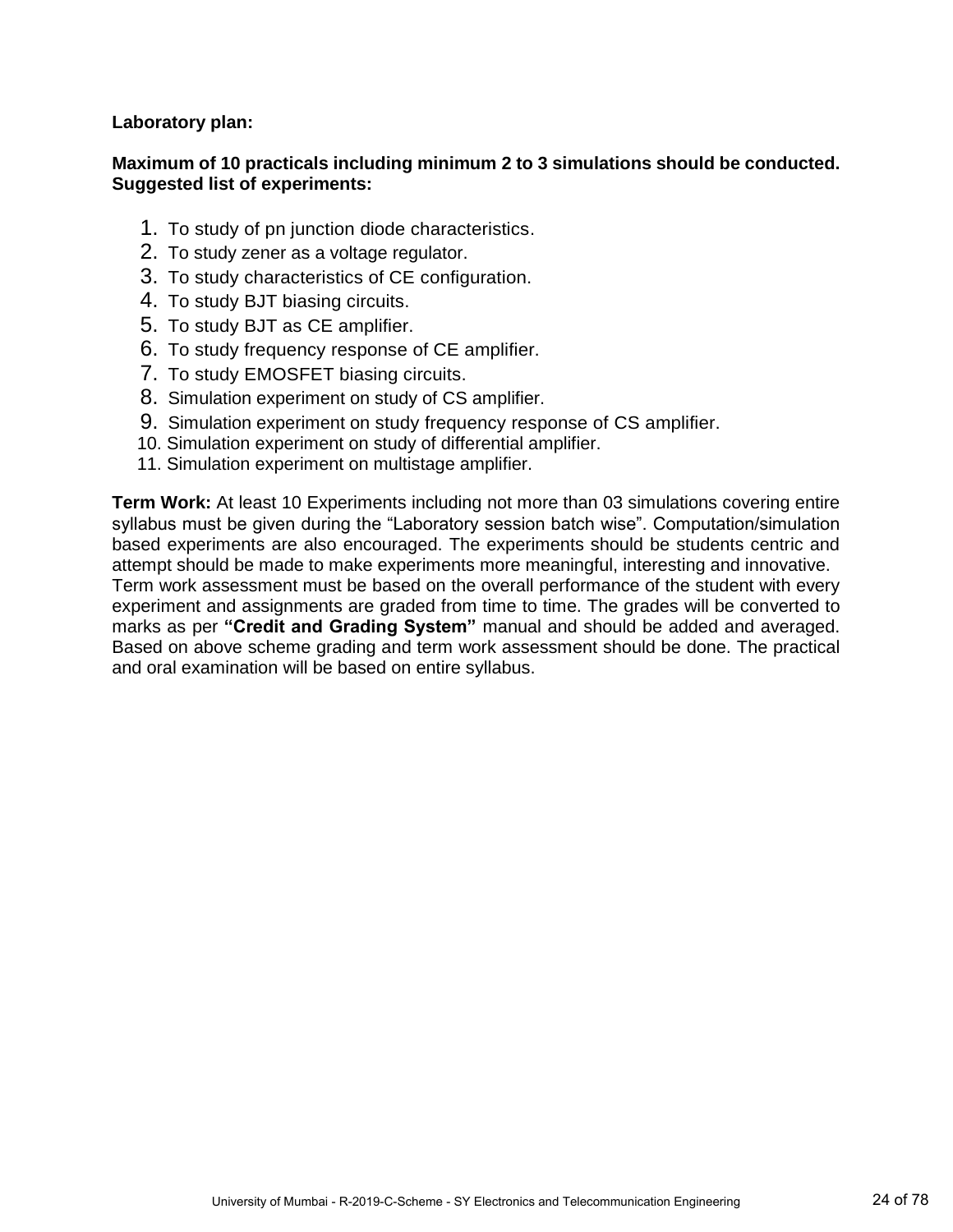**Laboratory plan:**

**Maximum of 10 practicals including minimum 2 to 3 simulations should be conducted. Suggested list of experiments:**

1. To study of pn junction diode characteristics.
2. To study zener as a voltage regulator.
3. To study characteristics of CE configuration.
4. To study BJT biasing circuits.
5. To study BJT as CE amplifier.
6. To study frequency response of CE amplifier.
7. To study EMOSFET biasing circuits.
8. Simulation experiment on study of CS amplifier.
9. Simulation experiment on study frequency response of CS amplifier.
10. Simulation experiment on study of differential amplifier.
11. Simulation experiment on multistage amplifier.

**Term Work:** At least 10 Experiments including not more than 03 simulations covering entire syllabus must be given during the "Laboratory session batch wise". Computation/simulation based experiments are also encouraged. The experiments should be students centric and attempt should be made to make experiments more meaningful, interesting and innovative. Term work assessment must be based on the overall performance of the student with every experiment and assignments are graded from time to time. The grades will be converted to marks as per **"Credit and Grading System"** manual and should be added and averaged. Based on above scheme grading and term work assessment should be done. The practical and oral examination will be based on entire syllabus.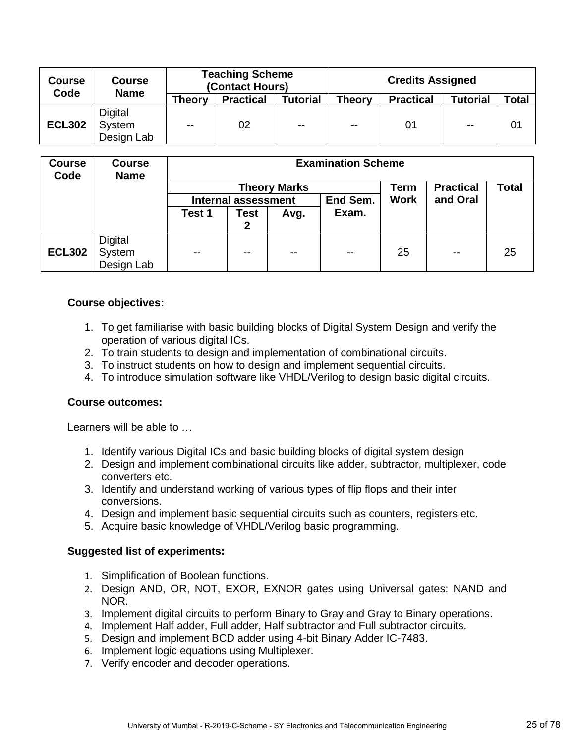| Course Code | Course Name | Teaching Scheme (Contact Hours) | | | Credits Assigned | | | |
|---|---|---|---|---|---|---|---|---|
| | | Theory | Practical | Tutorial | Theory | Practical | Tutorial | Total |
| **ECL302** | Digital System Design Lab | -- | 02 | -- | -- | 01 | -- | 01 |

| Course Code | Course Name | Examination Scheme | | | | | | |
|---|---|---|---|---|---|---|---|---|
| | | Theory Marks | | | | Term Work | Practical and Oral | Total |
| | | Internal assessment | | | End Sem. Exam. | | | |
| | | Test 1 | Test 2 | Avg. | | | | |
| **ECL302** | Digital System Design Lab | -- | -- | -- | -- | 25 | -- | 25 |

**Course objectives:**

1. To get familiarise with basic building blocks of Digital System Design and verify the operation of various digital ICs.
2. To train students to design and implementation of combinational circuits.
3. To instruct students on how to design and implement sequential circuits.
4. To introduce simulation software like VHDL/Verilog to design basic digital circuits.

**Course outcomes:**

Learners will be able to …

1. Identify various Digital ICs and basic building blocks of digital system design
2. Design and implement combinational circuits like adder, subtractor, multiplexer, code converters etc.
3. Identify and understand working of various types of flip flops and their inter conversions.
4. Design and implement basic sequential circuits such as counters, registers etc.
5. Acquire basic knowledge of VHDL/Verilog basic programming.

**Suggested list of experiments:**

1. Simplification of Boolean functions.
2. Design AND, OR, NOT, EXOR, EXNOR gates using Universal gates: NAND and NOR.
3. Implement digital circuits to perform Binary to Gray and Gray to Binary operations.
4. Implement Half adder, Full adder, Half subtractor and Full subtractor circuits.
5. Design and implement BCD adder using 4-bit Binary Adder IC-7483.
6. Implement logic equations using Multiplexer.
7. Verify encoder and decoder operations.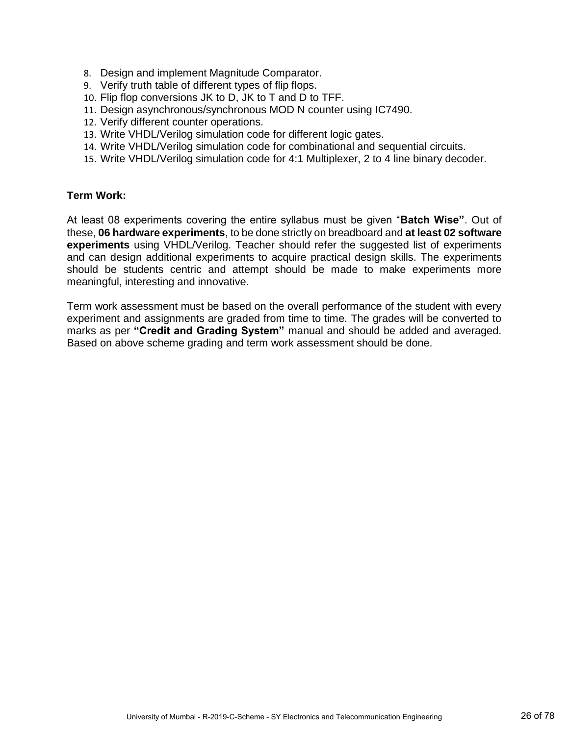8. Design and implement Magnitude Comparator.
9. Verify truth table of different types of flip flops.
10. Flip flop conversions JK to D, JK to T and D to TFF.
11. Design asynchronous/synchronous MOD N counter using IC7490.
12. Verify different counter operations.
13. Write VHDL/Verilog simulation code for different logic gates.
14. Write VHDL/Verilog simulation code for combinational and sequential circuits.
15. Write VHDL/Verilog simulation code for 4:1 Multiplexer, 2 to 4 line binary decoder.

**Term Work:**

At least 08 experiments covering the entire syllabus must be given "**Batch Wise"**. Out of these, **06 hardware experiments**, to be done strictly on breadboard and **at least 02 software experiments** using VHDL/Verilog. Teacher should refer the suggested list of experiments and can design additional experiments to acquire practical design skills. The experiments should be students centric and attempt should be made to make experiments more meaningful, interesting and innovative.

Term work assessment must be based on the overall performance of the student with every experiment and assignments are graded from time to time. The grades will be converted to marks as per **"Credit and Grading System"** manual and should be added and averaged. Based on above scheme grading and term work assessment should be done.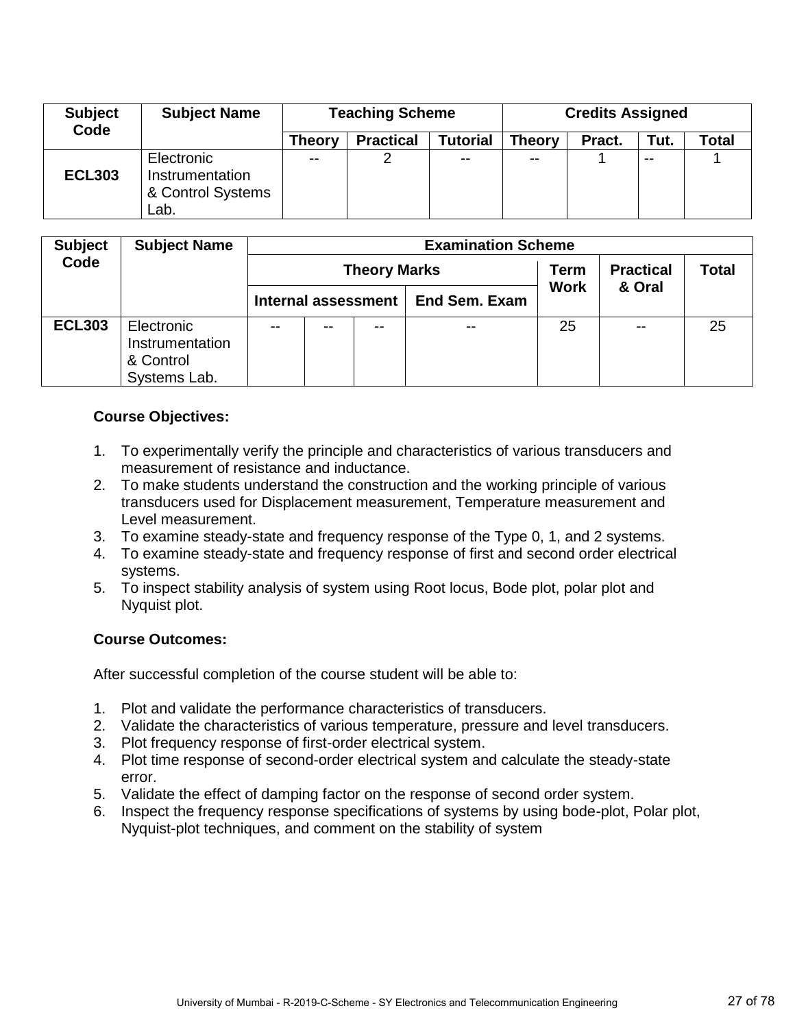| Subject Code | Subject Name | Teaching Scheme | | | Credits Assigned | | | |
|---|---|---|---|---|---|---|---|---|
| | | Theory | Practical | Tutorial | Theory | Pract. | Tut. | Total |
| **ECL303** | Electronic Instrumentation & Control Systems Lab. | -- | 2 | -- | -- | 1 | -- | 1 |

| Subject Code | Subject Name | Examination Scheme | | | | | | |
|---|---|---|---|---|---|---|---|---|
| | | Theory Marks | | | | Term Work | Practical & Oral | Total |
| | | Internal assessment | | | End Sem. Exam | | | |
| **ECL303** | Electronic Instrumentation & Control Systems Lab. | -- | -- | -- | -- | 25 | -- | 25 |

**Course Objectives:**

1. To experimentally verify the principle and characteristics of various transducers and measurement of resistance and inductance.
2. To make students understand the construction and the working principle of various transducers used for Displacement measurement, Temperature measurement and Level measurement.
3. To examine steady-state and frequency response of the Type 0, 1, and 2 systems.
4. To examine steady-state and frequency response of first and second order electrical systems.
5. To inspect stability analysis of system using Root locus, Bode plot, polar plot and Nyquist plot.

**Course Outcomes:**

After successful completion of the course student will be able to:

1. Plot and validate the performance characteristics of transducers.
2. Validate the characteristics of various temperature, pressure and level transducers.
3. Plot frequency response of first-order electrical system.
4. Plot time response of second-order electrical system and calculate the steady-state error.
5. Validate the effect of damping factor on the response of second order system.
6. Inspect the frequency response specifications of systems by using bode-plot, Polar plot, Nyquist-plot techniques, and comment on the stability of system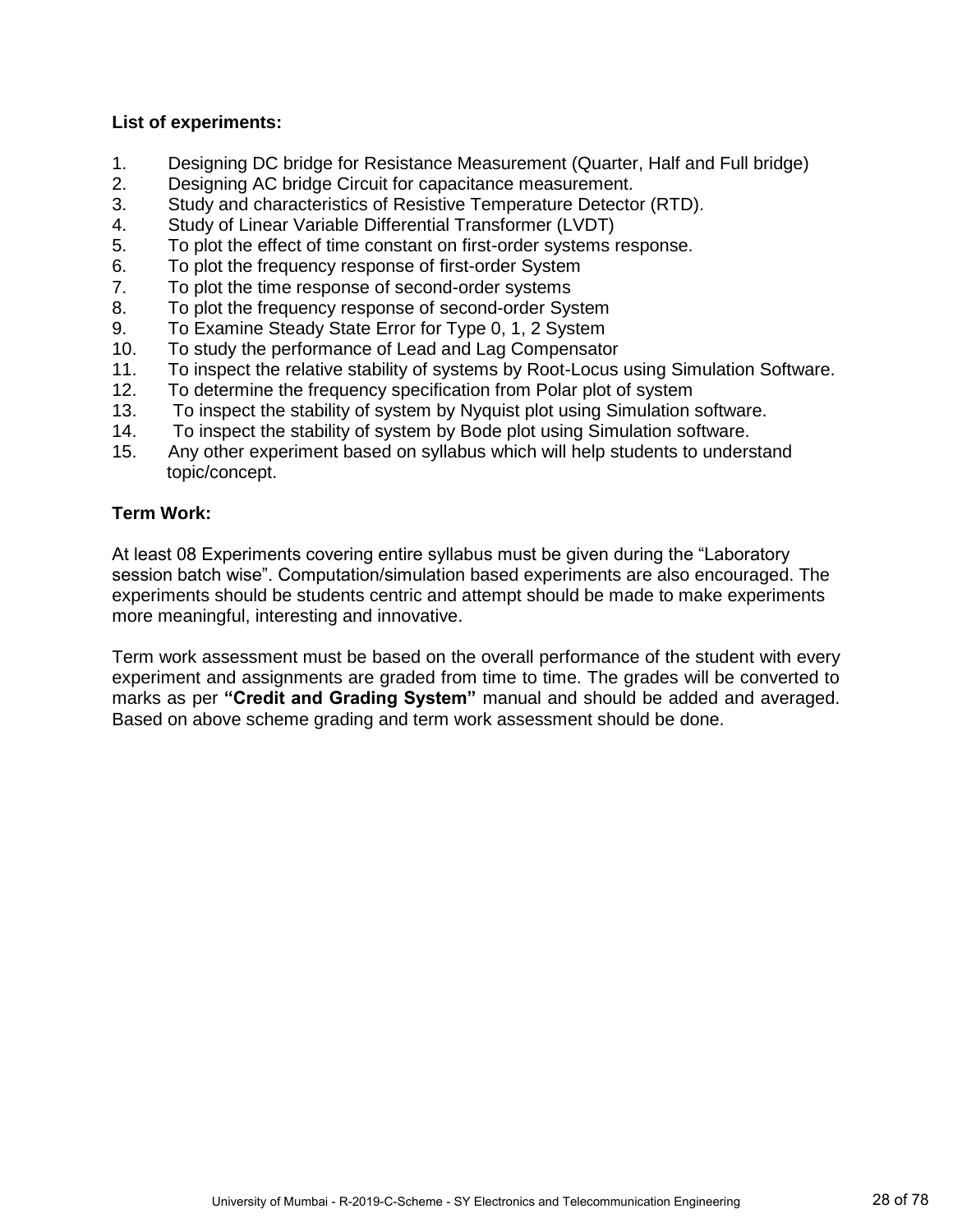**List of experiments:**

1. Designing DC bridge for Resistance Measurement (Quarter, Half and Full bridge)
2. Designing AC bridge Circuit for capacitance measurement.
3. Study and characteristics of Resistive Temperature Detector (RTD).
4. Study of Linear Variable Differential Transformer (LVDT)
5. To plot the effect of time constant on first-order systems response.
6. To plot the frequency response of first-order System
7. To plot the time response of second-order systems
8. To plot the frequency response of second-order System
9. To Examine Steady State Error for Type 0, 1, 2 System
10. To study the performance of Lead and Lag Compensator
11. To inspect the relative stability of systems by Root-Locus using Simulation Software.
12. To determine the frequency specification from Polar plot of system
13. To inspect the stability of system by Nyquist plot using Simulation software.
14. To inspect the stability of system by Bode plot using Simulation software.
15. Any other experiment based on syllabus which will help students to understand topic/concept.

**Term Work:**

At least 08 Experiments covering entire syllabus must be given during the "Laboratory session batch wise". Computation/simulation based experiments are also encouraged. The experiments should be students centric and attempt should be made to make experiments more meaningful, interesting and innovative.

Term work assessment must be based on the overall performance of the student with every experiment and assignments are graded from time to time. The grades will be converted to marks as per **"Credit and Grading System"** manual and should be added and averaged. Based on above scheme grading and term work assessment should be done.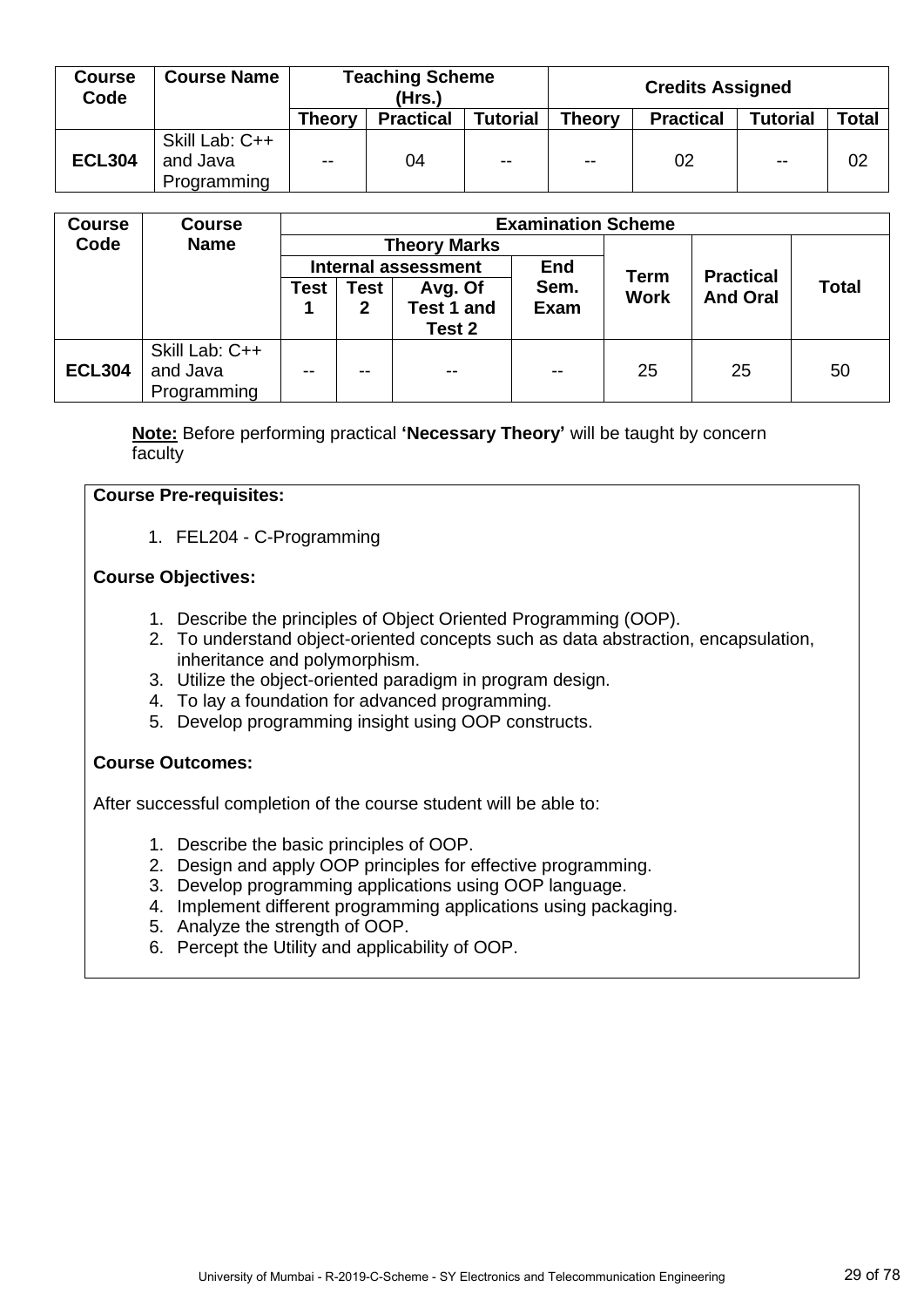| Course Code | Course Name | Teaching Scheme (Hrs.) | | | Credits Assigned | | | |
|---|---|---|---|---|---|---|---|---|
| | | Theory | Practical | Tutorial | Theory | Practical | Tutorial | Total |
| **ECL304** | Skill Lab: C++ and Java Programming | -- | 04 | -- | -- | 02 | -- | 02 |

| Course Code | Course Name | Examination Scheme | | | | | | |
|---|---|---|---|---|---|---|---|---|
| | | Theory Marks | | | | Term Work | Practical And Oral | Total |
| | | Internal assessment | | | End Sem. Exam | | | |
| | | Test 1 | Test 2 | Avg. Of Test 1 and Test 2 | | | | |
| **ECL304** | Skill Lab: C++ and Java Programming | -- | -- | -- | -- | 25 | 25 | 50 |

**Note:** Before performing practical **'Necessary Theory'** will be taught by concern faculty

**Course Pre-requisites:**

1. FEL204 - C-Programming

**Course Objectives:**

1. Describe the principles of Object Oriented Programming (OOP).
2. To understand object-oriented concepts such as data abstraction, encapsulation, inheritance and polymorphism.
3. Utilize the object-oriented paradigm in program design.
4. To lay a foundation for advanced programming.
5. Develop programming insight using OOP constructs.

**Course Outcomes:**

After successful completion of the course student will be able to:

1. Describe the basic principles of OOP.
2. Design and apply OOP principles for effective programming.
3. Develop programming applications using OOP language.
4. Implement different programming applications using packaging.
5. Analyze the strength of OOP.
6. Percept the Utility and applicability of OOP.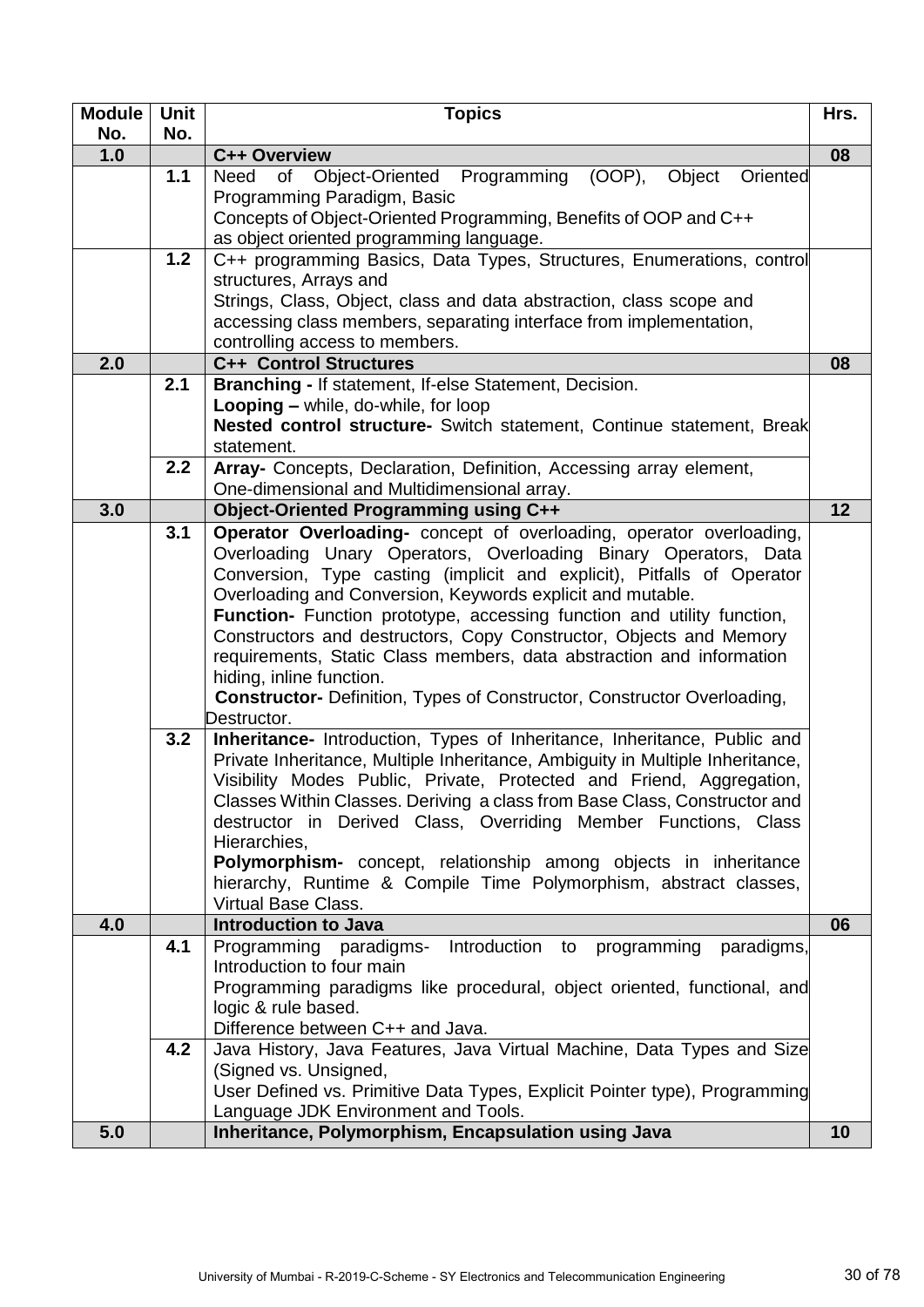| Module No. | Unit No. | Topics | Hrs. |
|---|---|---|---|
| **1.0** | | **C++ Overview** | **08** |
| | **1.1** | Need of Object-Oriented Programming (OOP), Object Oriented Programming Paradigm, Basic Concepts of Object-Oriented Programming, Benefits of OOP and C++ as object oriented programming language. | |
| | **1.2** | C++ programming Basics, Data Types, Structures, Enumerations, control structures, Arrays and Strings, Class, Object, class and data abstraction, class scope and accessing class members, separating interface from implementation, controlling access to members. | |
| **2.0** | | **C++ Control Structures** | **08** |
| | **2.1** | **Branching -** If statement, If-else Statement, Decision. **Looping –** while, do-while, for loop **Nested control structure-** Switch statement, Continue statement, Break statement. | |
| | **2.2** | **Array-** Concepts, Declaration, Definition, Accessing array element, One-dimensional and Multidimensional array. | |
| **3.0** | | **Object-Oriented Programming using C++** | **12** |
| | **3.1** | **Operator Overloading-** concept of overloading, operator overloading, Overloading Unary Operators, Overloading Binary Operators, Data Conversion, Type casting (implicit and explicit), Pitfalls of Operator Overloading and Conversion, Keywords explicit and mutable. **Function-** Function prototype, accessing function and utility function, Constructors and destructors, Copy Constructor, Objects and Memory requirements, Static Class members, data abstraction and information hiding, inline function. **Constructor-** Definition, Types of Constructor, Constructor Overloading, Destructor. | |
| | **3.2** | **Inheritance-** Introduction, Types of Inheritance, Inheritance, Public and Private Inheritance, Multiple Inheritance, Ambiguity in Multiple Inheritance, Visibility Modes Public, Private, Protected and Friend, Aggregation, Classes Within Classes. Deriving a class from Base Class, Constructor and destructor in Derived Class, Overriding Member Functions, Class Hierarchies, **Polymorphism-** concept, relationship among objects in inheritance hierarchy, Runtime & Compile Time Polymorphism, abstract classes, Virtual Base Class. | |
| **4.0** | | **Introduction to Java** | **06** |
| | **4.1** | Programming paradigms- Introduction to programming paradigms, Introduction to four main Programming paradigms like procedural, object oriented, functional, and logic & rule based. Difference between C++ and Java. | |
| | **4.2** | Java History, Java Features, Java Virtual Machine, Data Types and Size (Signed vs. Unsigned, User Defined vs. Primitive Data Types, Explicit Pointer type), Programming Language JDK Environment and Tools. | |
| **5.0** | | **Inheritance, Polymorphism, Encapsulation using Java** | **10** |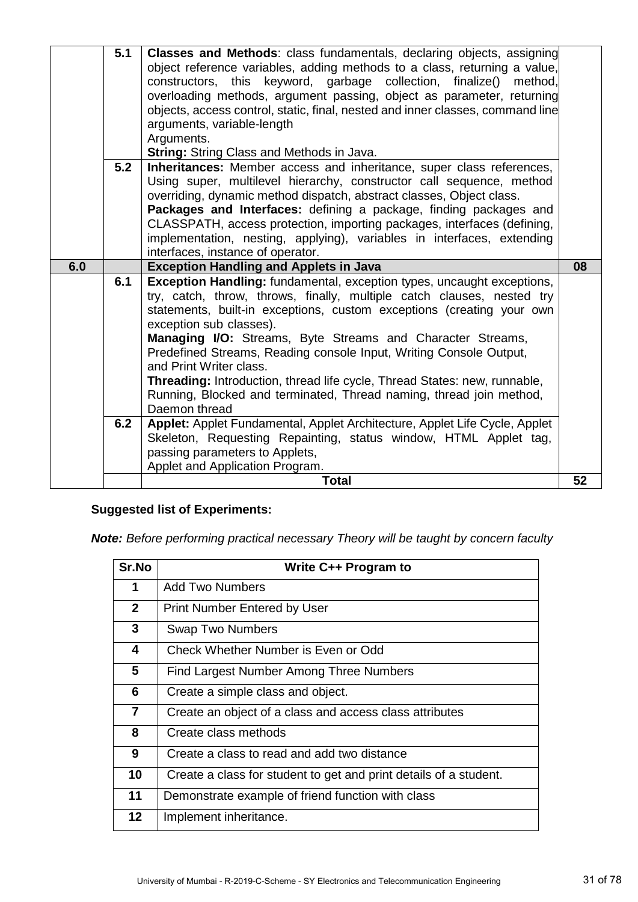|  |  |  |  |
|---|---|---|---|
|  | 5.1 | **Classes and Methods**: class fundamentals, declaring objects, assigning object reference variables, adding methods to a class, returning a value, constructors, this keyword, garbage collection, finalize() method, overloading methods, argument passing, object as parameter, returning objects, access control, static, final, nested and inner classes, command line arguments, variable-length Arguments.<br>**String:** String Class and Methods in Java. |  |
|  | 5.2 | **Inheritances:** Member access and inheritance, super class references, Using super, multilevel hierarchy, constructor call sequence, method overriding, dynamic method dispatch, abstract classes, Object class.<br>**Packages and Interfaces:** defining a package, finding packages and CLASSPATH, access protection, importing packages, interfaces (defining, implementation, nesting, applying), variables in interfaces, extending interfaces, instance of operator. |  |
| **6.0** |  | **Exception Handling and Applets in Java** | **08** |
|  | 6.1 | **Exception Handling:** fundamental, exception types, uncaught exceptions, try, catch, throw, throws, finally, multiple catch clauses, nested try statements, built-in exceptions, custom exceptions (creating your own exception sub classes).<br>**Managing I/O:** Streams, Byte Streams and Character Streams, Predefined Streams, Reading console Input, Writing Console Output, and Print Writer class.<br>**Threading:** Introduction, thread life cycle, Thread States: new, runnable, Running, Blocked and terminated, Thread naming, thread join method, Daemon thread |  |
|  | 6.2 | **Applet:** Applet Fundamental, Applet Architecture, Applet Life Cycle, Applet Skeleton, Requesting Repainting, status window, HTML Applet tag, passing parameters to Applets,<br>Applet and Application Program. |  |
|  |  | **Total** | **52** |

**Suggested list of Experiments:**

***Note:*** *Before performing practical necessary Theory will be taught by concern faculty*

| Sr.No | Write C++ Program to |
|---|---|
| 1 | Add Two Numbers |
| 2 | Print Number Entered by User |
| 3 | Swap Two Numbers |
| 4 | Check Whether Number is Even or Odd |
| 5 | Find Largest Number Among Three Numbers |
| 6 | Create a simple class and object. |
| 7 | Create an object of a class and access class attributes |
| 8 | Create class methods |
| 9 | Create a class to read and add two distance |
| 10 | Create a class for student to get and print details of a student. |
| 11 | Demonstrate example of friend function with class |
| 12 | Implement inheritance. |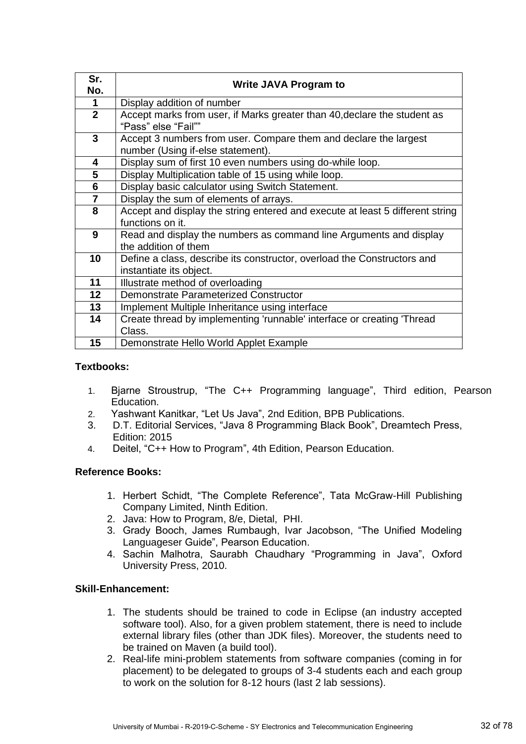| Sr. No. | Write JAVA Program to |
|---|---|
| 1 | Display addition of number |
| 2 | Accept marks from user, if Marks greater than 40,declare the student as "Pass" else "Fail"" |
| 3 | Accept 3 numbers from user. Compare them and declare the largest number (Using if-else statement). |
| 4 | Display sum of first 10 even numbers using do-while loop. |
| 5 | Display Multiplication table of 15 using while loop. |
| 6 | Display basic calculator using Switch Statement. |
| 7 | Display the sum of elements of arrays. |
| 8 | Accept and display the string entered and execute at least 5 different string functions on it. |
| 9 | Read and display the numbers as command line Arguments and display the addition of them |
| 10 | Define a class, describe its constructor, overload the Constructors and instantiate its object. |
| 11 | Illustrate method of overloading |
| 12 | Demonstrate Parameterized Constructor |
| 13 | Implement Multiple Inheritance using interface |
| 14 | Create thread by implementing 'runnable' interface or creating 'Thread Class. |
| 15 | Demonstrate Hello World Applet Example |

**Textbooks:**

1. Bjarne Stroustrup, "The C++ Programming language", Third edition, Pearson Education.
2. Yashwant Kanitkar, "Let Us Java", 2nd Edition, BPB Publications.
3. D.T. Editorial Services, "Java 8 Programming Black Book", Dreamtech Press, Edition: 2015
4. Deitel, "C++ How to Program", 4th Edition, Pearson Education.

**Reference Books:**

1. Herbert Schidt, "The Complete Reference", Tata McGraw-Hill Publishing Company Limited, Ninth Edition.
2. Java: How to Program, 8/e, Dietal, PHI.
3. Grady Booch, James Rumbaugh, Ivar Jacobson, "The Unified Modeling Languageser Guide", Pearson Education.
4. Sachin Malhotra, Saurabh Chaudhary "Programming in Java", Oxford University Press, 2010.

**Skill-Enhancement:**

1. The students should be trained to code in Eclipse (an industry accepted software tool). Also, for a given problem statement, there is need to include external library files (other than JDK files). Moreover, the students need to be trained on Maven (a build tool).
2. Real-life mini-problem statements from software companies (coming in for placement) to be delegated to groups of 3-4 students each and each group to work on the solution for 8-12 hours (last 2 lab sessions).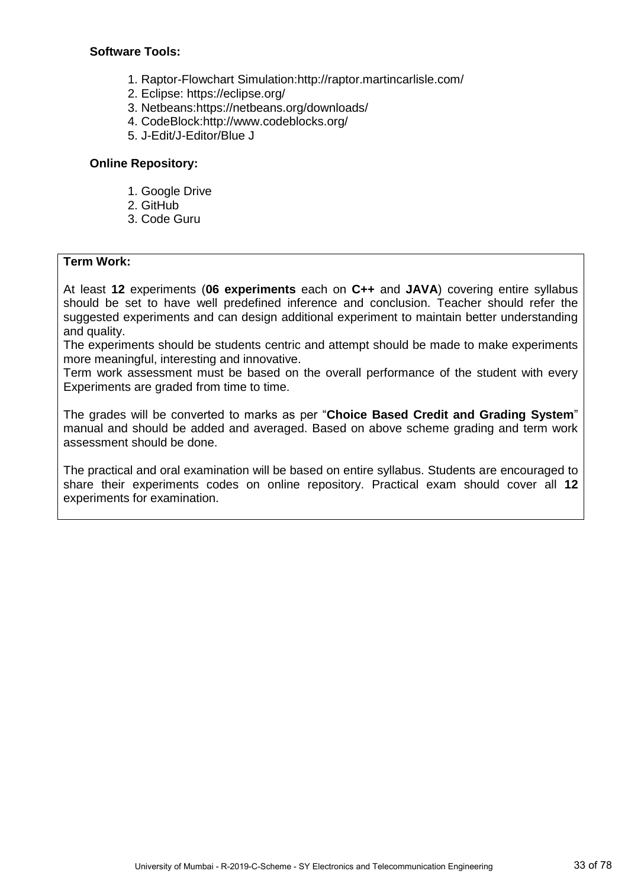**Software Tools:**

1. Raptor-Flowchart Simulation:http://raptor.martincarlisle.com/
2. Eclipse: https://eclipse.org/
3. Netbeans:https://netbeans.org/downloads/
4. CodeBlock:http://www.codeblocks.org/
5. J-Edit/J-Editor/Blue J

**Online Repository:**

1. Google Drive
2. GitHub
3. Code Guru

**Term Work:**

At least **12** experiments (**06 experiments** each on **C++** and **JAVA**) covering entire syllabus should be set to have well predefined inference and conclusion. Teacher should refer the suggested experiments and can design additional experiment to maintain better understanding and quality.
The experiments should be students centric and attempt should be made to make experiments more meaningful, interesting and innovative.
Term work assessment must be based on the overall performance of the student with every Experiments are graded from time to time.

The grades will be converted to marks as per "**Choice Based Credit and Grading System**" manual and should be added and averaged. Based on above scheme grading and term work assessment should be done.

The practical and oral examination will be based on entire syllabus. Students are encouraged to share their experiments codes on online repository. Practical exam should cover all **12** experiments for examination.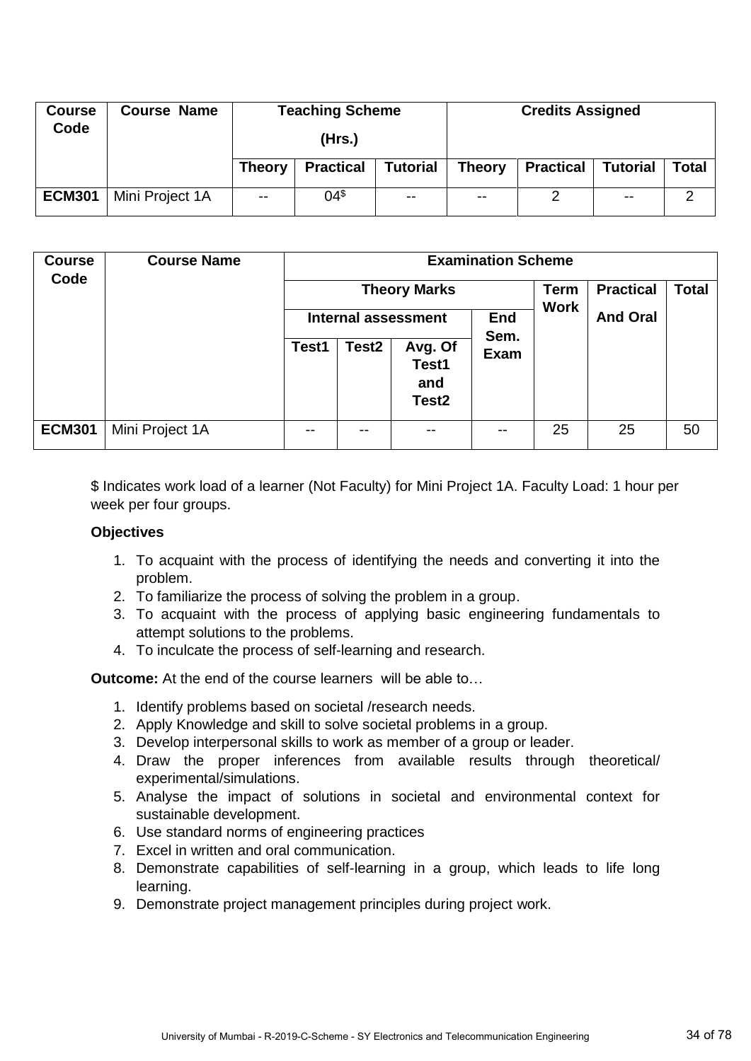| Course Code | Course Name | Teaching Scheme (Hrs.) | | | Credits Assigned | | | |
|---|---|---|---|---|---|---|---|---|
| | | Theory | Practical | Tutorial | Theory | Practical | Tutorial | Total |
| ECM301 | Mini Project 1A | -- | 04$ | -- | -- | 2 | -- | 2 |

| Course Code | Course Name | Examination Scheme | | | | | | |
|---|---|---|---|---|---|---|---|---|
| | | Theory Marks | | | | Term Work | Practical And Oral | Total |
| | | Internal assessment | | | End Sem. Exam | | | |
| | | Test1 | Test2 | Avg. Of Test1 and Test2 | | | | |
| ECM301 | Mini Project 1A | -- | -- | -- | -- | 25 | 25 | 50 |

$ Indicates work load of a learner (Not Faculty) for Mini Project 1A. Faculty Load: 1 hour per week per four groups.

**Objectives**

1. To acquaint with the process of identifying the needs and converting it into the problem.
2. To familiarize the process of solving the problem in a group.
3. To acquaint with the process of applying basic engineering fundamentals to attempt solutions to the problems.
4. To inculcate the process of self-learning and research.

**Outcome:** At the end of the course learners will be able to…

1. Identify problems based on societal /research needs.
2. Apply Knowledge and skill to solve societal problems in a group.
3. Develop interpersonal skills to work as member of a group or leader.
4. Draw the proper inferences from available results through theoretical/ experimental/simulations.
5. Analyse the impact of solutions in societal and environmental context for sustainable development.
6. Use standard norms of engineering practices
7. Excel in written and oral communication.
8. Demonstrate capabilities of self-learning in a group, which leads to life long learning.
9. Demonstrate project management principles during project work.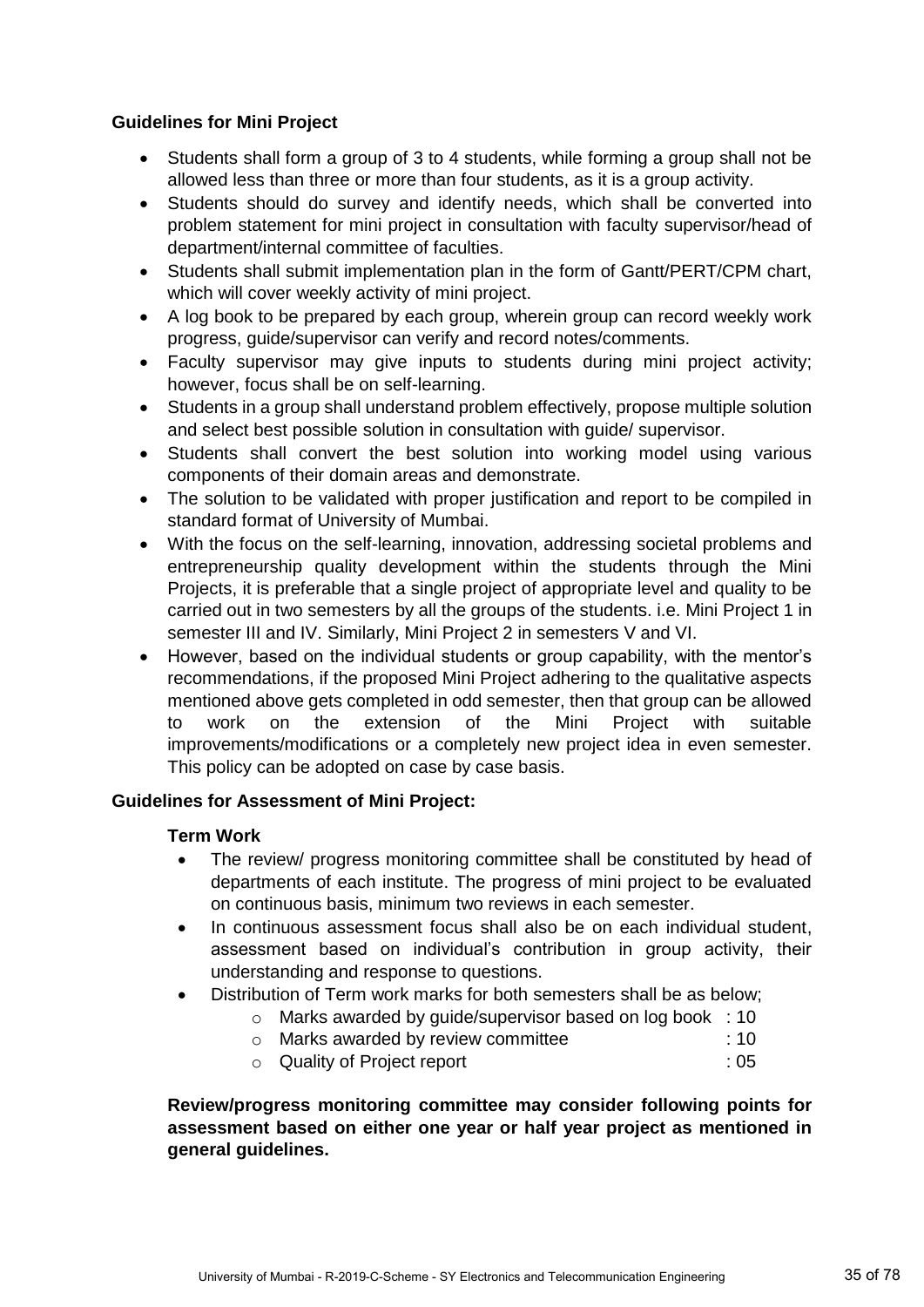**Guidelines for Mini Project**

- Students shall form a group of 3 to 4 students, while forming a group shall not be allowed less than three or more than four students, as it is a group activity.
- Students should do survey and identify needs, which shall be converted into problem statement for mini project in consultation with faculty supervisor/head of department/internal committee of faculties.
- Students shall submit implementation plan in the form of Gantt/PERT/CPM chart, which will cover weekly activity of mini project.
- A log book to be prepared by each group, wherein group can record weekly work progress, guide/supervisor can verify and record notes/comments.
- Faculty supervisor may give inputs to students during mini project activity; however, focus shall be on self-learning.
- Students in a group shall understand problem effectively, propose multiple solution and select best possible solution in consultation with guide/ supervisor.
- Students shall convert the best solution into working model using various components of their domain areas and demonstrate.
- The solution to be validated with proper justification and report to be compiled in standard format of University of Mumbai.
- With the focus on the self-learning, innovation, addressing societal problems and entrepreneurship quality development within the students through the Mini Projects, it is preferable that a single project of appropriate level and quality to be carried out in two semesters by all the groups of the students. i.e. Mini Project 1 in semester III and IV. Similarly, Mini Project 2 in semesters V and VI.
- However, based on the individual students or group capability, with the mentor's recommendations, if the proposed Mini Project adhering to the qualitative aspects mentioned above gets completed in odd semester, then that group can be allowed to work on the extension of the Mini Project with suitable improvements/modifications or a completely new project idea in even semester. This policy can be adopted on case by case basis.

**Guidelines for Assessment of Mini Project:**

**Term Work**

- The review/ progress monitoring committee shall be constituted by head of departments of each institute. The progress of mini project to be evaluated on continuous basis, minimum two reviews in each semester.
- In continuous assessment focus shall also be on each individual student, assessment based on individual's contribution in group activity, their understanding and response to questions.
- Distribution of Term work marks for both semesters shall be as below;
  - Marks awarded by guide/supervisor based on log book : 10
  - Marks awarded by review committee : 10
  - Quality of Project report : 05

**Review/progress monitoring committee may consider following points for assessment based on either one year or half year project as mentioned in general guidelines.**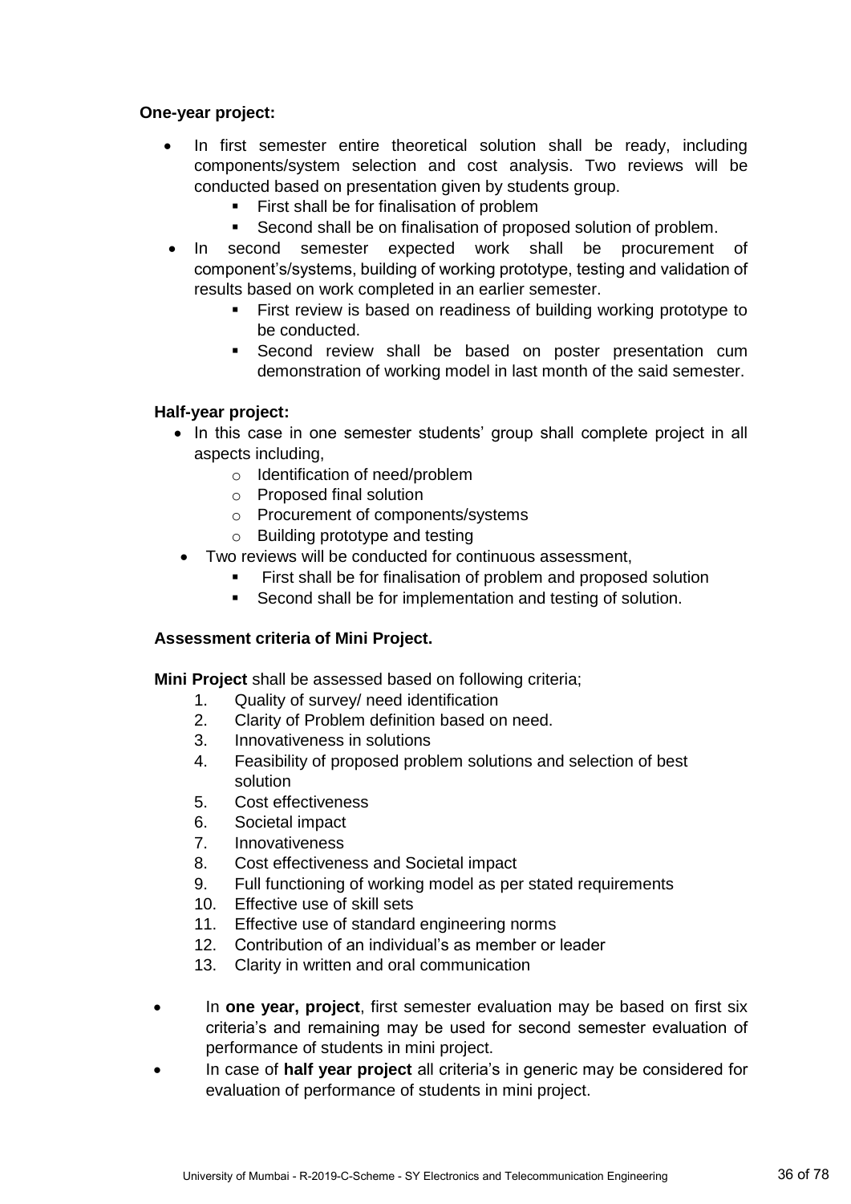**One-year project:**

- In first semester entire theoretical solution shall be ready, including components/system selection and cost analysis. Two reviews will be conducted based on presentation given by students group.
    - First shall be for finalisation of problem
    - Second shall be on finalisation of proposed solution of problem.
- In second semester expected work shall be procurement of component's/systems, building of working prototype, testing and validation of results based on work completed in an earlier semester.
    - First review is based on readiness of building working prototype to be conducted.
    - Second review shall be based on poster presentation cum demonstration of working model in last month of the said semester.

**Half-year project:**

- In this case in one semester students' group shall complete project in all aspects including,
    - Identification of need/problem
    - Proposed final solution
    - Procurement of components/systems
    - Building prototype and testing
- Two reviews will be conducted for continuous assessment,
    - First shall be for finalisation of problem and proposed solution
    - Second shall be for implementation and testing of solution.

**Assessment criteria of Mini Project.**

**Mini Project** shall be assessed based on following criteria;

1. Quality of survey/ need identification
2. Clarity of Problem definition based on need.
3. Innovativeness in solutions
4. Feasibility of proposed problem solutions and selection of best solution
5. Cost effectiveness
6. Societal impact
7. Innovativeness
8. Cost effectiveness and Societal impact
9. Full functioning of working model as per stated requirements
10. Effective use of skill sets
11. Effective use of standard engineering norms
12. Contribution of an individual's as member or leader
13. Clarity in written and oral communication

- In **one year, project**, first semester evaluation may be based on first six criteria's and remaining may be used for second semester evaluation of performance of students in mini project.
- In case of **half year project** all criteria's in generic may be considered for evaluation of performance of students in mini project.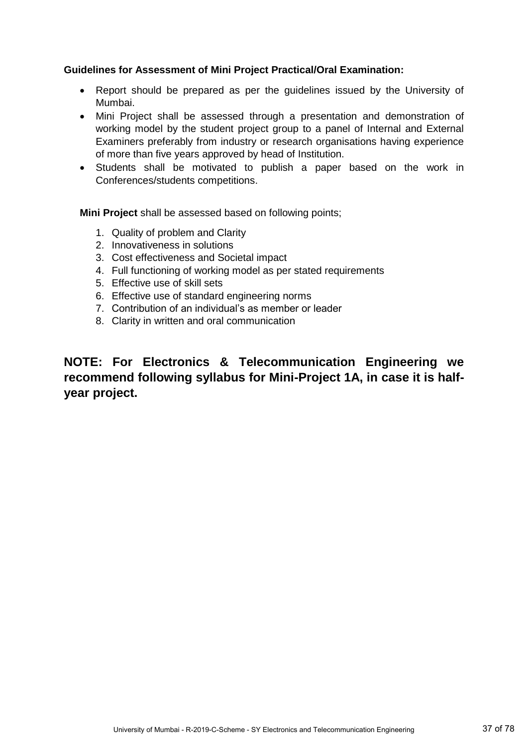**Guidelines for Assessment of Mini Project Practical/Oral Examination:**

- Report should be prepared as per the guidelines issued by the University of Mumbai.
- Mini Project shall be assessed through a presentation and demonstration of working model by the student project group to a panel of Internal and External Examiners preferably from industry or research organisations having experience of more than five years approved by head of Institution.
- Students shall be motivated to publish a paper based on the work in Conferences/students competitions.

**Mini Project** shall be assessed based on following points;

1. Quality of problem and Clarity
2. Innovativeness in solutions
3. Cost effectiveness and Societal impact
4. Full functioning of working model as per stated requirements
5. Effective use of skill sets
6. Effective use of standard engineering norms
7. Contribution of an individual's as member or leader
8. Clarity in written and oral communication

## NOTE: For Electronics & Telecommunication Engineering we recommend following syllabus for Mini-Project 1A, in case it is half-year project.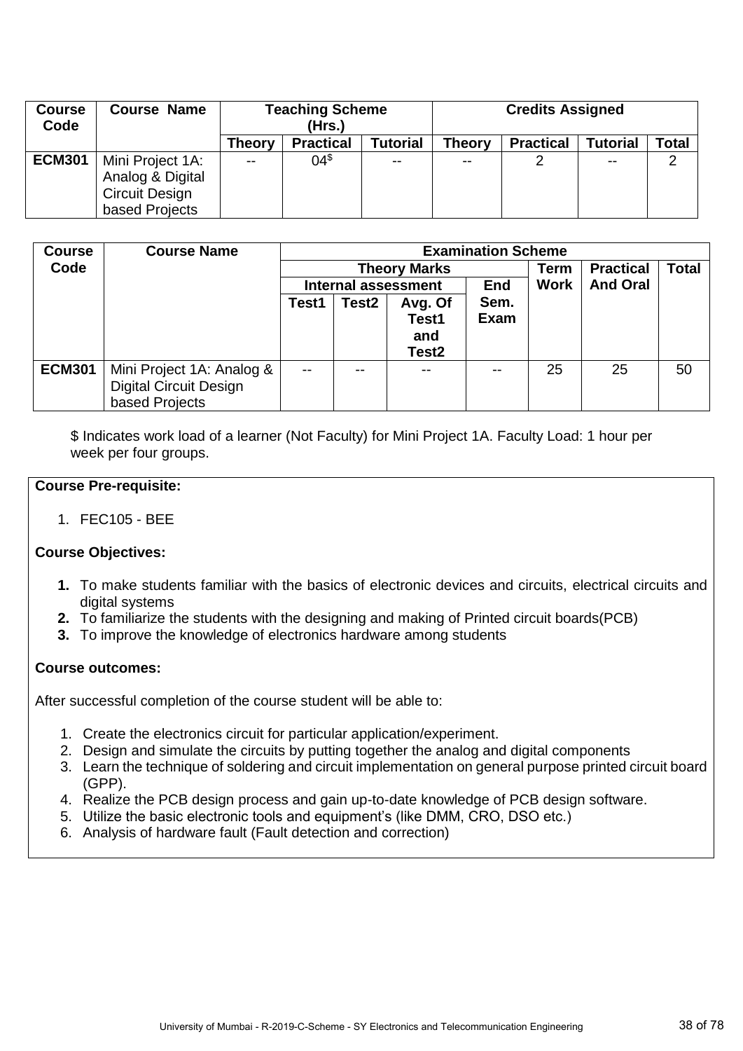| Course Code | Course Name | Teaching Scheme (Hrs.) | | | Credits Assigned | | | |
|---|---|---|---|---|---|---|---|---|
| | | Theory | Practical | Tutorial | Theory | Practical | Tutorial | Total |
| ECM301 | Mini Project 1A: Analog & Digital Circuit Design based Projects | -- | 04$ | -- | -- | 2 | -- | 2 |

| Course Code | Course Name | Examination Scheme | | | | | | |
|---|---|---|---|---|---|---|---|---|
| | | Theory Marks | | | | Term Work | Practical And Oral | Total |
| | | Internal assessment | | | End Sem. Exam | | | |
| | | Test1 | Test2 | Avg. Of Test1 and Test2 | | | | |
| ECM301 | Mini Project 1A: Analog & Digital Circuit Design based Projects | -- | -- | -- | -- | 25 | 25 | 50 |

$ Indicates work load of a learner (Not Faculty) for Mini Project 1A. Faculty Load: 1 hour per week per four groups.

**Course Pre-requisite:**

1. FEC105 - BEE

**Course Objectives:**

1. To make students familiar with the basics of electronic devices and circuits, electrical circuits and digital systems
2. To familiarize the students with the designing and making of Printed circuit boards(PCB)
3. To improve the knowledge of electronics hardware among students

**Course outcomes:**

After successful completion of the course student will be able to:

1. Create the electronics circuit for particular application/experiment.
2. Design and simulate the circuits by putting together the analog and digital components
3. Learn the technique of soldering and circuit implementation on general purpose printed circuit board (GPP).
4. Realize the PCB design process and gain up-to-date knowledge of PCB design software.
5. Utilize the basic electronic tools and equipment's (like DMM, CRO, DSO etc.)
6. Analysis of hardware fault (Fault detection and correction)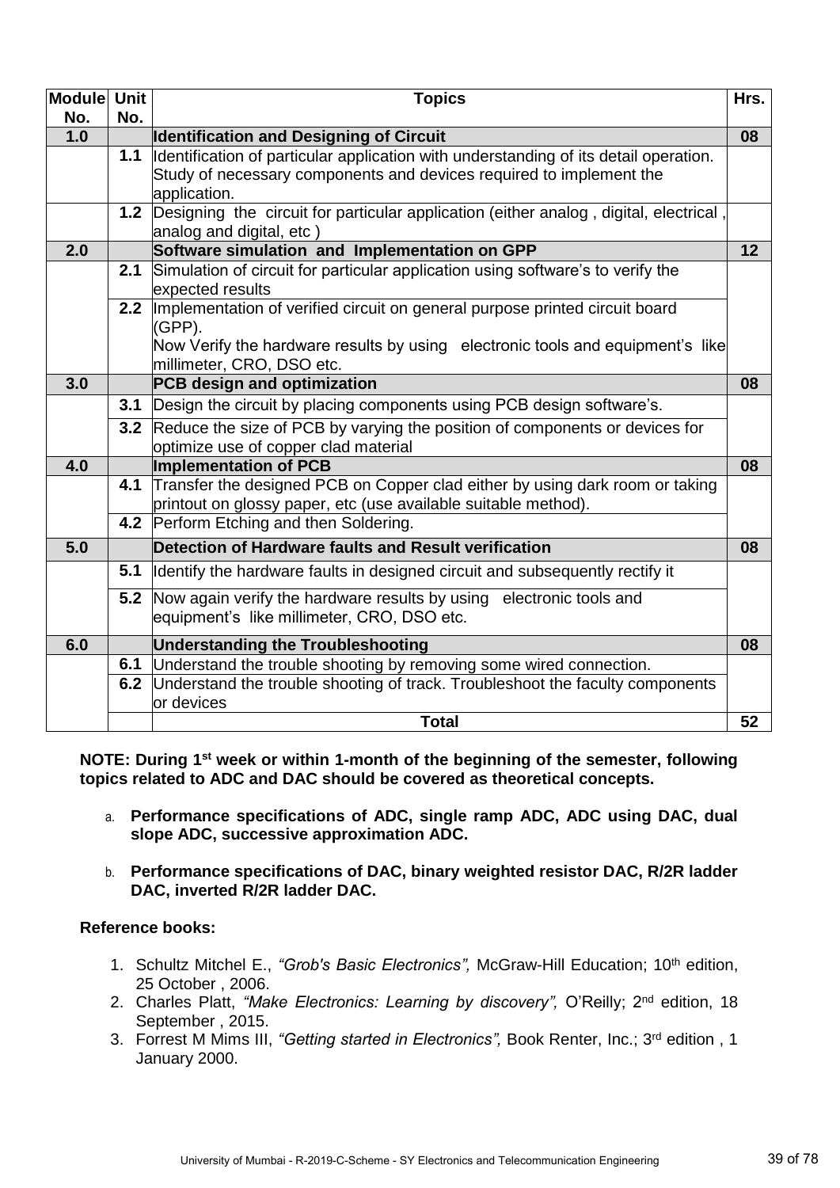| Module No. | Unit No. | Topics | Hrs. |
|---|---|---|---|
| **1.0** | | **Identification and Designing of Circuit** | **08** |
| | **1.1** | Identification of particular application with understanding of its detail operation. Study of necessary components and devices required to implement the application. | |
| | **1.2** | Designing the circuit for particular application (either analog , digital, electrical , analog and digital, etc ) | |
| **2.0** | | **Software simulation and Implementation on GPP** | **12** |
| | **2.1** | Simulation of circuit for particular application using software's to verify the expected results | |
| | **2.2** | Implementation of verified circuit on general purpose printed circuit board (GPP). Now Verify the hardware results by using electronic tools and equipment's like millimeter, CRO, DSO etc. | |
| **3.0** | | **PCB design and optimization** | **08** |
| | **3.1** | Design the circuit by placing components using PCB design software's. | |
| | **3.2** | Reduce the size of PCB by varying the position of components or devices for optimize use of copper clad material | |
| **4.0** | | **Implementation of PCB** | **08** |
| | **4.1** | Transfer the designed PCB on Copper clad either by using dark room or taking printout on glossy paper, etc (use available suitable method). | |
| | **4.2** | Perform Etching and then Soldering. | |
| **5.0** | | **Detection of Hardware faults and Result verification** | **08** |
| | **5.1** | Identify the hardware faults in designed circuit and subsequently rectify it | |
| | **5.2** | Now again verify the hardware results by using electronic tools and equipment's like millimeter, CRO, DSO etc. | |
| **6.0** | | **Understanding the Troubleshooting** | **08** |
| | **6.1** | Understand the trouble shooting by removing some wired connection. | |
| | **6.2** | Understand the trouble shooting of track. Troubleshoot the faculty components or devices | |
| | | **Total** | **52** |

**NOTE: During 1st week or within 1-month of the beginning of the semester, following topics related to ADC and DAC should be covered as theoretical concepts.**

a. **Performance specifications of ADC, single ramp ADC, ADC using DAC, dual slope ADC, successive approximation ADC.**

b. **Performance specifications of DAC, binary weighted resistor DAC, R/2R ladder DAC, inverted R/2R ladder DAC.**

**Reference books:**

1. Schultz Mitchel E., *"Grob's Basic Electronics",* McGraw-Hill Education; 10th edition, 25 October , 2006.
2. Charles Platt, *"Make Electronics: Learning by discovery",* O'Reilly; 2nd edition, 18 September , 2015.
3. Forrest M Mims III, *"Getting started in Electronics",* Book Renter, Inc.; 3rd edition , 1 January 2000.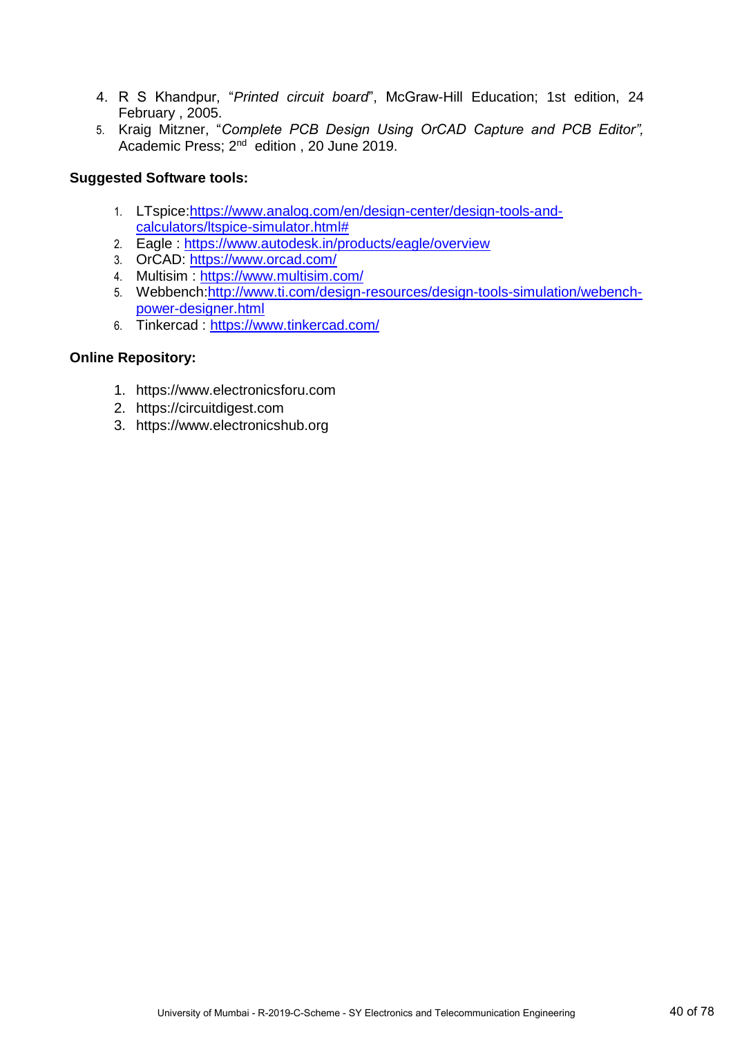4. R S Khandpur, "*Printed circuit board*", McGraw-Hill Education; 1st edition, 24 February , 2005.
5. Kraig Mitzner, "*Complete PCB Design Using OrCAD Capture and PCB Editor",* Academic Press; 2nd edition , 20 June 2019.

**Suggested Software tools:**

1. LTspice:https://www.analog.com/en/design-center/design-tools-and-calculators/ltspice-simulator.html#
2. Eagle : https://www.autodesk.in/products/eagle/overview
3. OrCAD: https://www.orcad.com/
4. Multisim : https://www.multisim.com/
5. Webbench:http://www.ti.com/design-resources/design-tools-simulation/webench-power-designer.html
6. Tinkercad : https://www.tinkercad.com/

**Online Repository:**

1. https://www.electronicsforu.com
2. https://circuitdigest.com
3. https://www.electronicshub.org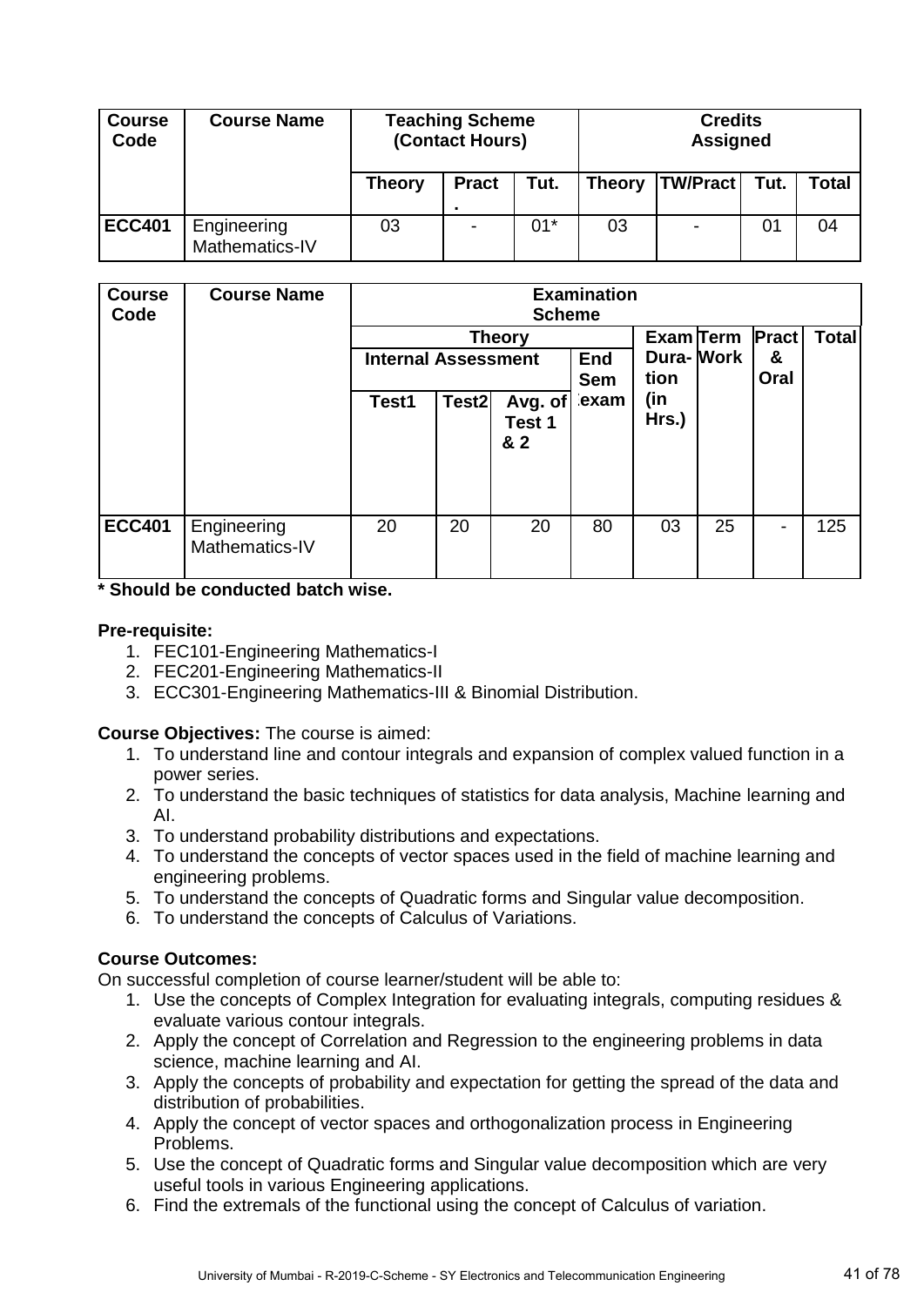| Course Code | Course Name | Teaching Scheme (Contact Hours) | | | Credits Assigned | | | |
|---|---|---|---|---|---|---|---|---|
| | | Theory | Pract. | Tut. | Theory | TW/Pract | Tut. | Total |
| ECC401 | Engineering Mathematics-IV | 03 | - | 01* | 03 | - | 01 | 04 |

| Course Code | Course Name | Examination Scheme | | | | | | | |
|---|---|---|---|---|---|---|---|---|---|
| | | Theory | | | | Exam Dura-tion (in Hrs.) | Term Work | Pract & Oral | Total |
| | | Internal Assessment | | | End Sem exam | | | | |
| | | Test1 | Test2 | Avg. of Test 1 & 2 | | | | | |
| ECC401 | Engineering Mathematics-IV | 20 | 20 | 20 | 80 | 03 | 25 | - | 125 |

**\* Should be conducted batch wise.**

**Pre-requisite:**

1. FEC101-Engineering Mathematics-I
2. FEC201-Engineering Mathematics-II
3. ECC301-Engineering Mathematics-III & Binomial Distribution.

**Course Objectives:** The course is aimed:

1. To understand line and contour integrals and expansion of complex valued function in a power series.
2. To understand the basic techniques of statistics for data analysis, Machine learning and AI.
3. To understand probability distributions and expectations.
4. To understand the concepts of vector spaces used in the field of machine learning and engineering problems.
5. To understand the concepts of Quadratic forms and Singular value decomposition.
6. To understand the concepts of Calculus of Variations.

**Course Outcomes:**

On successful completion of course learner/student will be able to:

1. Use the concepts of Complex Integration for evaluating integrals, computing residues & evaluate various contour integrals.
2. Apply the concept of Correlation and Regression to the engineering problems in data science, machine learning and AI.
3. Apply the concepts of probability and expectation for getting the spread of the data and distribution of probabilities.
4. Apply the concept of vector spaces and orthogonalization process in Engineering Problems.
5. Use the concept of Quadratic forms and Singular value decomposition which are very useful tools in various Engineering applications.
6. Find the extremals of the functional using the concept of Calculus of variation.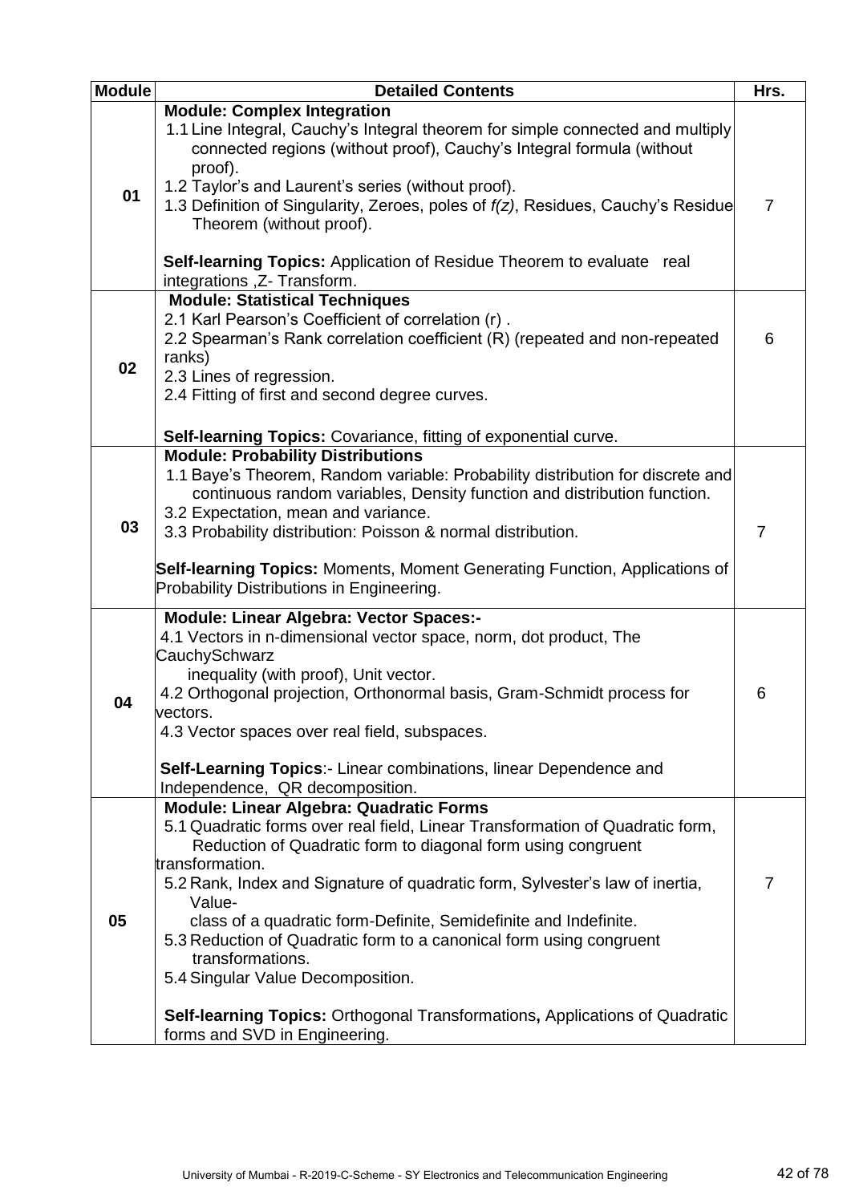| Module | Detailed Contents | Hrs. |
|---|---|---|
| 01 | **Module: Complex Integration**<br>1.1 Line Integral, Cauchy's Integral theorem for simple connected and multiply connected regions (without proof), Cauchy's Integral formula (without proof).<br>1.2 Taylor's and Laurent's series (without proof).<br>1.3 Definition of Singularity, Zeroes, poles of *f(z)*, Residues, Cauchy's Residue Theorem (without proof).<br><br>**Self-learning Topics:** Application of Residue Theorem to evaluate real integrations ,Z- Transform. | 7 |
| 02 | **Module: Statistical Techniques**<br>2.1 Karl Pearson's Coefficient of correlation (r) .<br>2.2 Spearman's Rank correlation coefficient (R) (repeated and non-repeated ranks)<br>2.3 Lines of regression.<br>2.4 Fitting of first and second degree curves.<br><br>**Self-learning Topics:** Covariance, fitting of exponential curve. | 6 |
| 03 | **Module: Probability Distributions**<br>1.1 Baye's Theorem, Random variable: Probability distribution for discrete and continuous random variables, Density function and distribution function.<br>3.2 Expectation, mean and variance.<br>3.3 Probability distribution: Poisson & normal distribution.<br><br>**Self-learning Topics:** Moments, Moment Generating Function, Applications of Probability Distributions in Engineering. | 7 |
| 04 | **Module: Linear Algebra: Vector Spaces:-**<br>4.1 Vectors in n-dimensional vector space, norm, dot product, The CauchySchwarz inequality (with proof), Unit vector.<br>4.2 Orthogonal projection, Orthonormal basis, Gram-Schmidt process for vectors.<br>4.3 Vector spaces over real field, subspaces.<br><br>**Self-Learning Topics**:- Linear combinations, linear Dependence and Independence, QR decomposition. | 6 |
| 05 | **Module: Linear Algebra: Quadratic Forms**<br>5.1 Quadratic forms over real field, Linear Transformation of Quadratic form, Reduction of Quadratic form to diagonal form using congruent transformation.<br>5.2 Rank, Index and Signature of quadratic form, Sylvester's law of inertia, Value-class of a quadratic form-Definite, Semidefinite and Indefinite.<br>5.3 Reduction of Quadratic form to a canonical form using congruent transformations.<br>5.4 Singular Value Decomposition.<br><br>**Self-learning Topics:** Orthogonal Transformations**,** Applications of Quadratic forms and SVD in Engineering. | 7 |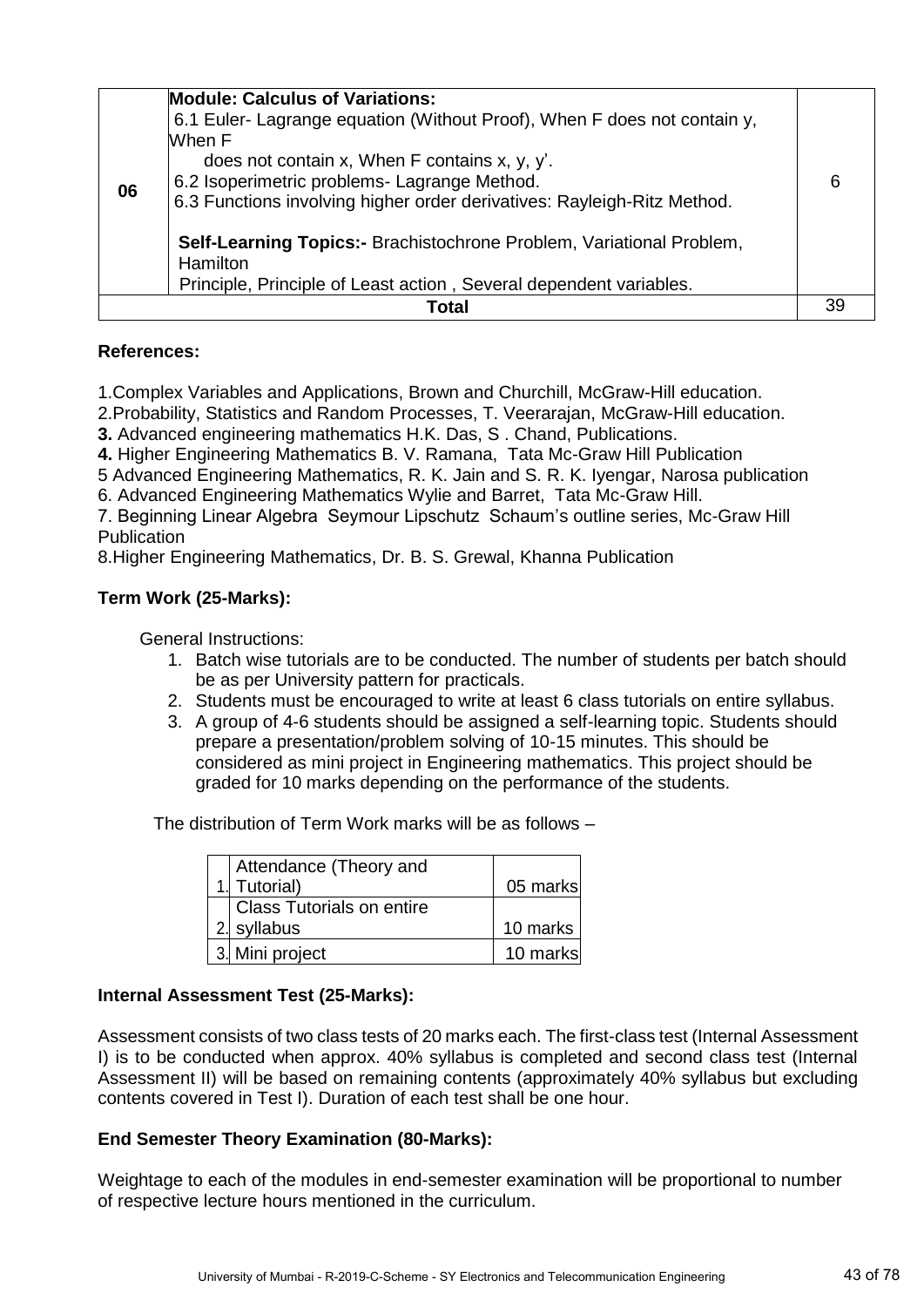| | | |
|---|---|---|
| 06 | **Module: Calculus of Variations:**<br>6.1 Euler- Lagrange equation (Without Proof), When F does not contain y, When F does not contain x, When F contains x, y, y'.<br>6.2 Isoperimetric problems- Lagrange Method.<br>6.3 Functions involving higher order derivatives: Rayleigh-Ritz Method.<br><br>**Self-Learning Topics:-** Brachistochrone Problem, Variational Problem, Hamilton Principle, Principle of Least action , Several dependent variables. | 6 |
| | **Total** | 39 |

**References:**

1.Complex Variables and Applications, Brown and Churchill, McGraw-Hill education.
2.Probability, Statistics and Random Processes, T. Veerarajan, McGraw-Hill education.
**3.** Advanced engineering mathematics H.K. Das, S . Chand, Publications.
**4.** Higher Engineering Mathematics B. V. Ramana, Tata Mc-Graw Hill Publication
5 Advanced Engineering Mathematics, R. K. Jain and S. R. K. Iyengar, Narosa publication
6. Advanced Engineering Mathematics Wylie and Barret, Tata Mc-Graw Hill.
7. Beginning Linear Algebra Seymour Lipschutz Schaum's outline series, Mc-Graw Hill Publication
8.Higher Engineering Mathematics, Dr. B. S. Grewal, Khanna Publication

**Term Work (25-Marks):**

General Instructions:

1. Batch wise tutorials are to be conducted. The number of students per batch should be as per University pattern for practicals.
2. Students must be encouraged to write at least 6 class tutorials on entire syllabus.
3. A group of 4-6 students should be assigned a self-learning topic. Students should prepare a presentation/problem solving of 10-15 minutes. This should be considered as mini project in Engineering mathematics. This project should be graded for 10 marks depending on the performance of the students.

The distribution of Term Work marks will be as follows –

| | | |
|---|---|---|
| 1. | Attendance (Theory and Tutorial) | 05 marks |
| 2. | Class Tutorials on entire syllabus | 10 marks |
| 3. | Mini project | 10 marks |

**Internal Assessment Test (25-Marks):**

Assessment consists of two class tests of 20 marks each. The first-class test (Internal Assessment I) is to be conducted when approx. 40% syllabus is completed and second class test (Internal Assessment II) will be based on remaining contents (approximately 40% syllabus but excluding contents covered in Test I). Duration of each test shall be one hour.

**End Semester Theory Examination (80-Marks):**

Weightage to each of the modules in end-semester examination will be proportional to number of respective lecture hours mentioned in the curriculum.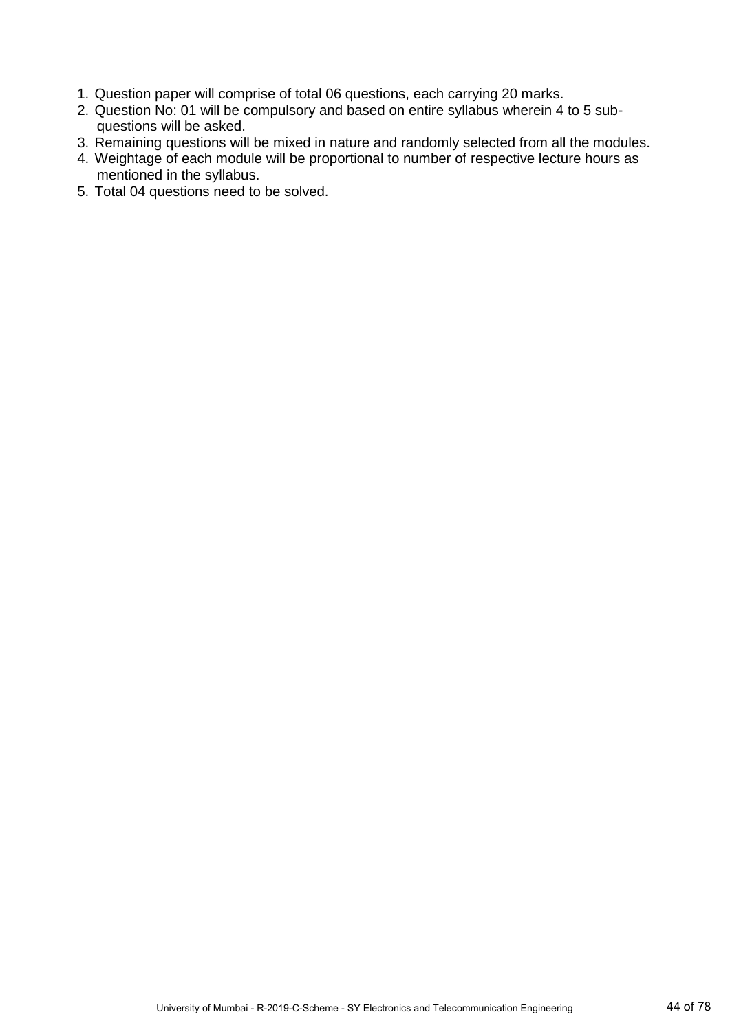1. Question paper will comprise of total 06 questions, each carrying 20 marks.
2. Question No: 01 will be compulsory and based on entire syllabus wherein 4 to 5 sub-questions will be asked.
3. Remaining questions will be mixed in nature and randomly selected from all the modules.
4. Weightage of each module will be proportional to number of respective lecture hours as mentioned in the syllabus.
5. Total 04 questions need to be solved.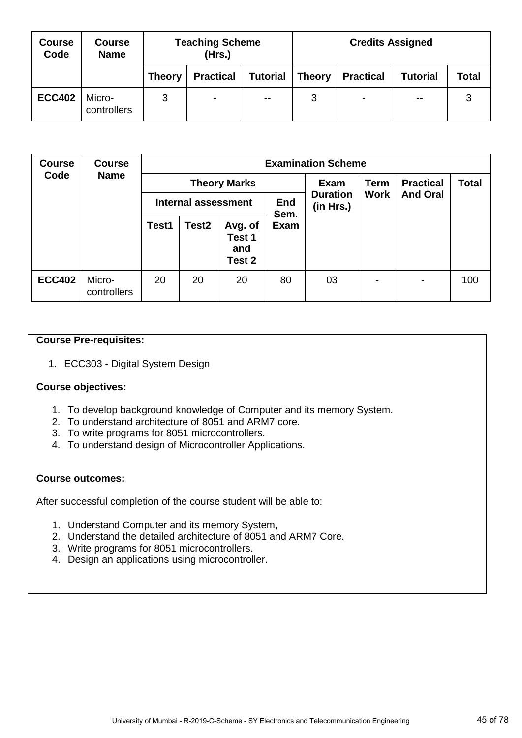| Course Code | Course Name | Teaching Scheme (Hrs.) | | | Credits Assigned | | | |
|---|---|---|---|---|---|---|---|---|
| | | Theory | Practical | Tutorial | Theory | Practical | Tutorial | Total |
| ECC402 | Micro-controllers | 3 | - | -- | 3 | - | -- | 3 |

| Course Code | Course Name | Examination Scheme | | | | | | | |
|---|---|---|---|---|---|---|---|---|---|
| | | Theory Marks | | | | Exam Duration (in Hrs.) | Term Work | Practical And Oral | Total |
| | | Internal assessment | | | End Sem. Exam | | | | |
| | | Test1 | Test2 | Avg. of Test 1 and Test 2 | | | | | |
| ECC402 | Micro-controllers | 20 | 20 | 20 | 80 | 03 | - | - | 100 |

**Course Pre-requisites:**

1. ECC303 - Digital System Design

**Course objectives:**

1. To develop background knowledge of Computer and its memory System.
2. To understand architecture of 8051 and ARM7 core.
3. To write programs for 8051 microcontrollers.
4. To understand design of Microcontroller Applications.

**Course outcomes:**

After successful completion of the course student will be able to:

1. Understand Computer and its memory System,
2. Understand the detailed architecture of 8051 and ARM7 Core.
3. Write programs for 8051 microcontrollers.
4. Design an applications using microcontroller.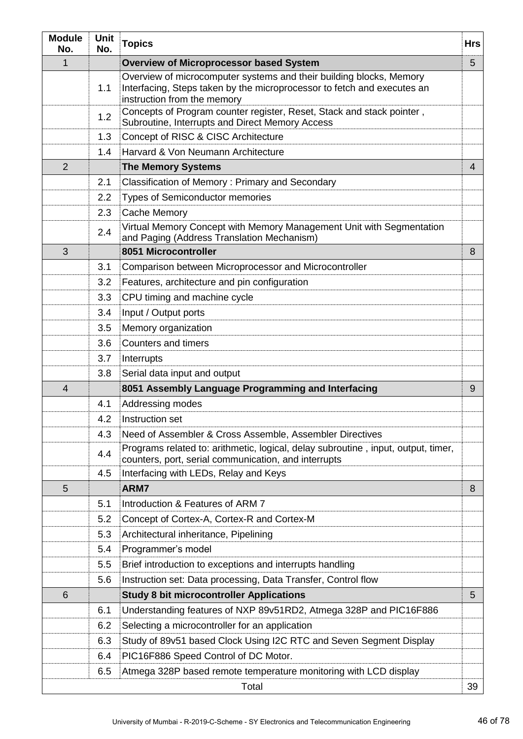| Module No. | Unit No. | Topics | Hrs |
|---|---|---|---|
| 1 | | **Overview of Microprocessor based System** | 5 |
| | 1.1 | Overview of microcomputer systems and their building blocks, Memory Interfacing, Steps taken by the microprocessor to fetch and executes an instruction from the memory | |
| | 1.2 | Concepts of Program counter register, Reset, Stack and stack pointer , Subroutine, Interrupts and Direct Memory Access | |
| | 1.3 | Concept of RISC & CISC Architecture | |
| | 1.4 | Harvard & Von Neumann Architecture | |
| 2 | | **The Memory Systems** | 4 |
| | 2.1 | Classification of Memory : Primary and Secondary | |
| | 2.2 | Types of Semiconductor memories | |
| | 2.3 | Cache Memory | |
| | 2.4 | Virtual Memory Concept with Memory Management Unit with Segmentation and Paging (Address Translation Mechanism) | |
| 3 | | **8051 Microcontroller** | 8 |
| | 3.1 | Comparison between Microprocessor and Microcontroller | |
| | 3.2 | Features, architecture and pin configuration | |
| | 3.3 | CPU timing and machine cycle | |
| | 3.4 | Input / Output ports | |
| | 3.5 | Memory organization | |
| | 3.6 | Counters and timers | |
| | 3.7 | Interrupts | |
| | 3.8 | Serial data input and output | |
| 4 | | **8051 Assembly Language Programming and Interfacing** | 9 |
| | 4.1 | Addressing modes | |
| | 4.2 | Instruction set | |
| | 4.3 | Need of Assembler & Cross Assemble, Assembler Directives | |
| | 4.4 | Programs related to: arithmetic, logical, delay subroutine , input, output, timer, counters, port, serial communication, and interrupts | |
| | 4.5 | Interfacing with LEDs, Relay and Keys | |
| 5 | | **ARM7** | 8 |
| | 5.1 | Introduction & Features of ARM 7 | |
| | 5.2 | Concept of Cortex-A, Cortex-R and Cortex-M | |
| | 5.3 | Architectural inheritance, Pipelining | |
| | 5.4 | Programmer's model | |
| | 5.5 | Brief introduction to exceptions and interrupts handling | |
| | 5.6 | Instruction set: Data processing, Data Transfer, Control flow | |
| 6 | | **Study 8 bit microcontroller Applications** | 5 |
| | 6.1 | Understanding features of NXP 89v51RD2, Atmega 328P and PIC16F886 | |
| | 6.2 | Selecting a microcontroller for an application | |
| | 6.3 | Study of 89v51 based Clock Using I2C RTC and Seven Segment Display | |
| | 6.4 | PIC16F886 Speed Control of DC Motor. | |
| | 6.5 | Atmega 328P based remote temperature monitoring with LCD display | |
| | | Total | 39 |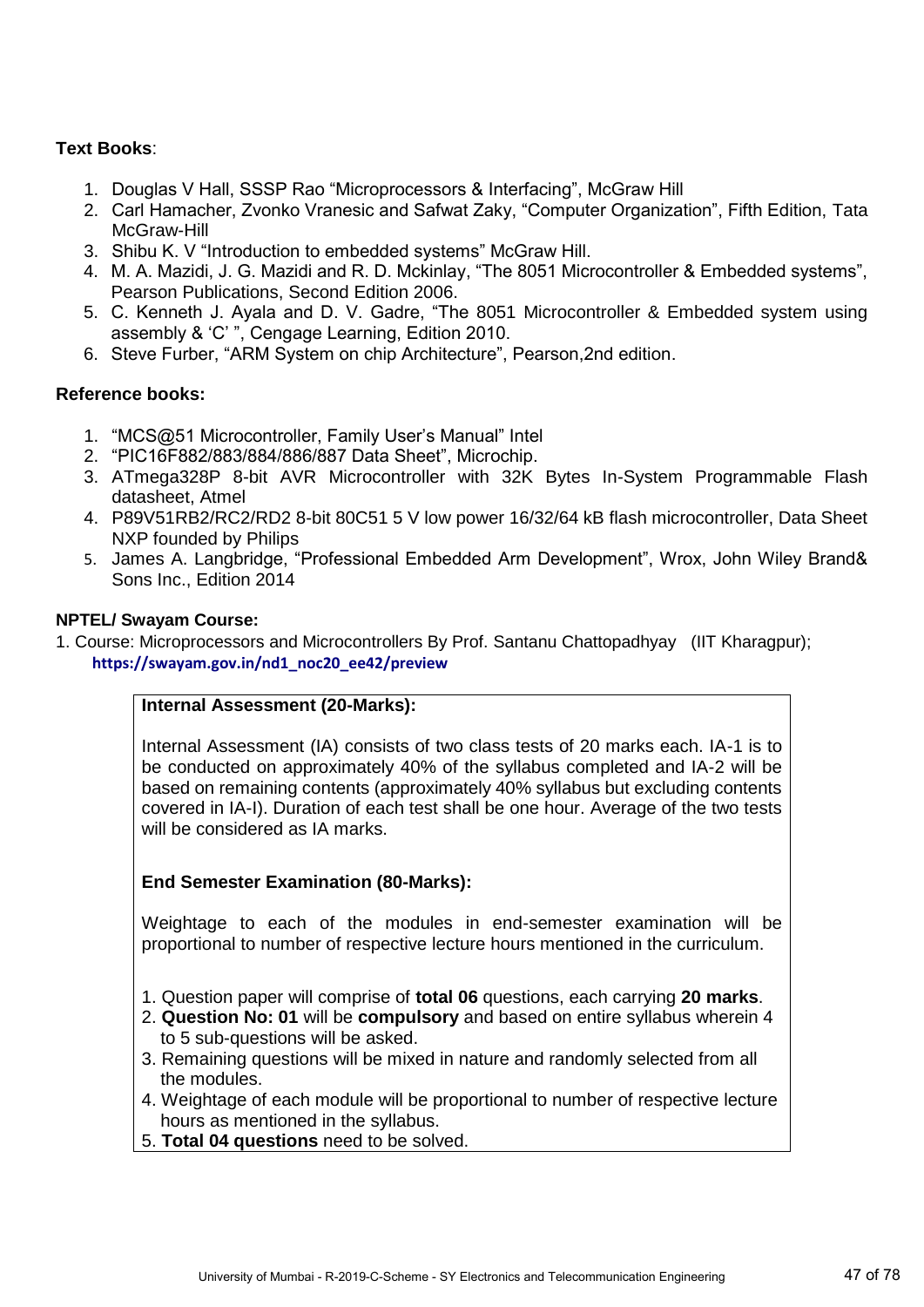**Text Books**:

1. Douglas V Hall, SSSP Rao "Microprocessors & Interfacing", McGraw Hill
2. Carl Hamacher, Zvonko Vranesic and Safwat Zaky, "Computer Organization", Fifth Edition, Tata McGraw-Hill
3. Shibu K. V "Introduction to embedded systems" McGraw Hill.
4. M. A. Mazidi, J. G. Mazidi and R. D. Mckinlay, "The 8051 Microcontroller & Embedded systems", Pearson Publications, Second Edition 2006.
5. C. Kenneth J. Ayala and D. V. Gadre, "The 8051 Microcontroller & Embedded system using assembly & 'C' ", Cengage Learning, Edition 2010.
6. Steve Furber, "ARM System on chip Architecture", Pearson,2nd edition.

**Reference books:**

1. "MCS@51 Microcontroller, Family User's Manual" Intel
2. "PIC16F882/883/884/886/887 Data Sheet", Microchip.
3. ATmega328P 8-bit AVR Microcontroller with 32K Bytes In-System Programmable Flash datasheet, Atmel
4. P89V51RB2/RC2/RD2 8-bit 80C51 5 V low power 16/32/64 kB flash microcontroller, Data Sheet NXP founded by Philips
5. James A. Langbridge, "Professional Embedded Arm Development", Wrox, John Wiley Brand& Sons Inc., Edition 2014

**NPTEL/ Swayam Course:**

1. Course: Microprocessors and Microcontrollers By Prof. Santanu Chattopadhyay (IIT Kharagpur); **https://swayam.gov.in/nd1_noc20_ee42/preview**

**Internal Assessment (20-Marks):**

Internal Assessment (IA) consists of two class tests of 20 marks each. IA-1 is to be conducted on approximately 40% of the syllabus completed and IA-2 will be based on remaining contents (approximately 40% syllabus but excluding contents covered in IA-I). Duration of each test shall be one hour. Average of the two tests will be considered as IA marks.

**End Semester Examination (80-Marks):**

Weightage to each of the modules in end-semester examination will be proportional to number of respective lecture hours mentioned in the curriculum.

1. Question paper will comprise of **total 06** questions, each carrying **20 marks**.
2. **Question No: 01** will be **compulsory** and based on entire syllabus wherein 4 to 5 sub-questions will be asked.
3. Remaining questions will be mixed in nature and randomly selected from all the modules.
4. Weightage of each module will be proportional to number of respective lecture hours as mentioned in the syllabus.
5. **Total 04 questions** need to be solved.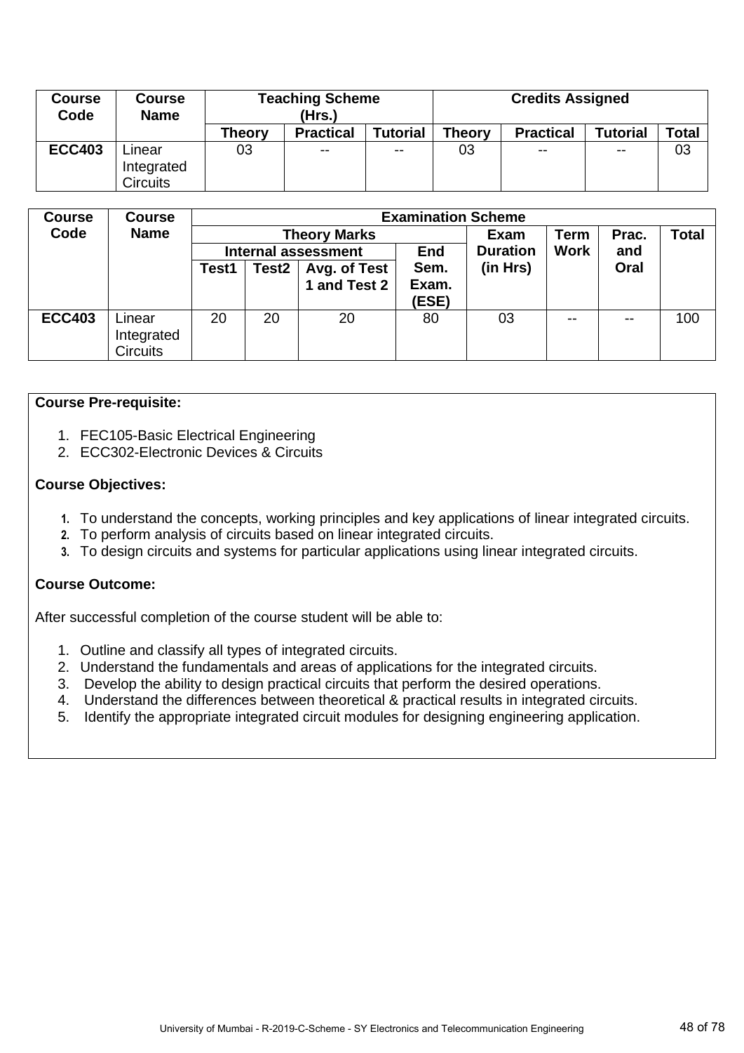| Course Code | Course Name | Teaching Scheme (Hrs.) | | | Credits Assigned | | | |
|---|---|---|---|---|---|---|---|---|
| | | Theory | Practical | Tutorial | Theory | Practical | Tutorial | Total |
| ECC403 | Linear Integrated Circuits | 03 | -- | -- | 03 | -- | -- | 03 |

| Course Code | Course Name | Examination Scheme | | | | | | | |
|---|---|---|---|---|---|---|---|---|---|
| | | Theory Marks | | | | Exam Duration (in Hrs) | Term Work | Prac. and Oral | Total |
| | | Internal assessment | | | End Sem. Exam. (ESE) | | | | |
| | | Test1 | Test2 | Avg. of Test 1 and Test 2 | | | | | |
| ECC403 | Linear Integrated Circuits | 20 | 20 | 20 | 80 | 03 | -- | -- | 100 |

**Course Pre-requisite:**

1. FEC105-Basic Electrical Engineering
2. ECC302-Electronic Devices & Circuits

**Course Objectives:**

1. To understand the concepts, working principles and key applications of linear integrated circuits.
2. To perform analysis of circuits based on linear integrated circuits.
3. To design circuits and systems for particular applications using linear integrated circuits.

**Course Outcome:**

After successful completion of the course student will be able to:

1. Outline and classify all types of integrated circuits.
2. Understand the fundamentals and areas of applications for the integrated circuits.
3. Develop the ability to design practical circuits that perform the desired operations.
4. Understand the differences between theoretical & practical results in integrated circuits.
5. Identify the appropriate integrated circuit modules for designing engineering application.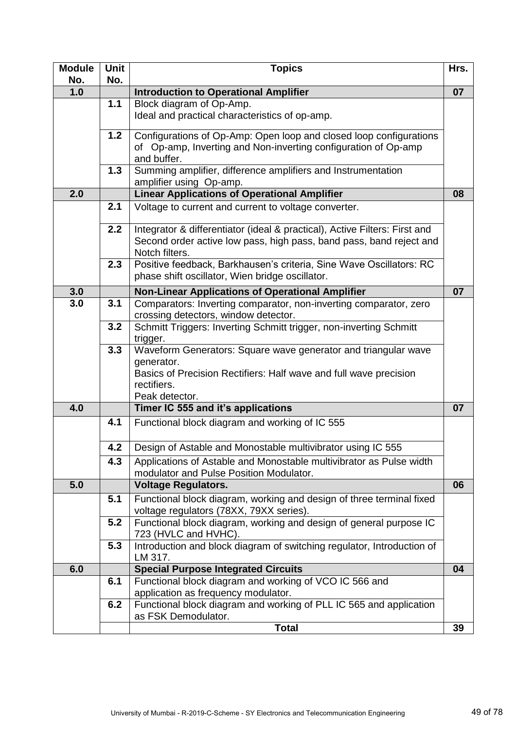| Module No. | Unit No. | Topics | Hrs. |
|---|---|---|---|
| **1.0** | | **Introduction to Operational Amplifier** | **07** |
| | **1.1** | Block diagram of Op-Amp.<br>Ideal and practical characteristics of op-amp. | |
| | **1.2** | Configurations of Op-Amp: Open loop and closed loop configurations of Op-amp, Inverting and Non-inverting configuration of Op-amp and buffer. | |
| | **1.3** | Summing amplifier, difference amplifiers and Instrumentation amplifier using Op-amp. | |
| **2.0** | | **Linear Applications of Operational Amplifier** | **08** |
| | **2.1** | Voltage to current and current to voltage converter. | |
| | **2.2** | Integrator & differentiator (ideal & practical), Active Filters: First and Second order active low pass, high pass, band pass, band reject and Notch filters. | |
| | **2.3** | Positive feedback, Barkhausen's criteria, Sine Wave Oscillators: RC phase shift oscillator, Wien bridge oscillator. | |
| **3.0** | | **Non-Linear Applications of Operational Amplifier** | **07** |
| **3.0** | **3.1** | Comparators: Inverting comparator, non-inverting comparator, zero crossing detectors, window detector. | |
| | **3.2** | Schmitt Triggers: Inverting Schmitt trigger, non-inverting Schmitt trigger. | |
| | **3.3** | Waveform Generators: Square wave generator and triangular wave generator.<br>Basics of Precision Rectifiers: Half wave and full wave precision rectifiers.<br>Peak detector. | |
| **4.0** | | **Timer IC 555 and it's applications** | **07** |
| | **4.1** | Functional block diagram and working of IC 555 | |
| | **4.2** | Design of Astable and Monostable multivibrator using IC 555 | |
| | **4.3** | Applications of Astable and Monostable multivibrator as Pulse width modulator and Pulse Position Modulator. | |
| **5.0** | | **Voltage Regulators.** | **06** |
| | **5.1** | Functional block diagram, working and design of three terminal fixed voltage regulators (78XX, 79XX series). | |
| | **5.2** | Functional block diagram, working and design of general purpose IC 723 (HVLC and HVHC). | |
| | **5.3** | Introduction and block diagram of switching regulator, Introduction of LM 317. | |
| **6.0** | | **Special Purpose Integrated Circuits** | **04** |
| | **6.1** | Functional block diagram and working of VCO IC 566 and application as frequency modulator. | |
| | **6.2** | Functional block diagram and working of PLL IC 565 and application as FSK Demodulator. | |
| | | **Total** | **39** |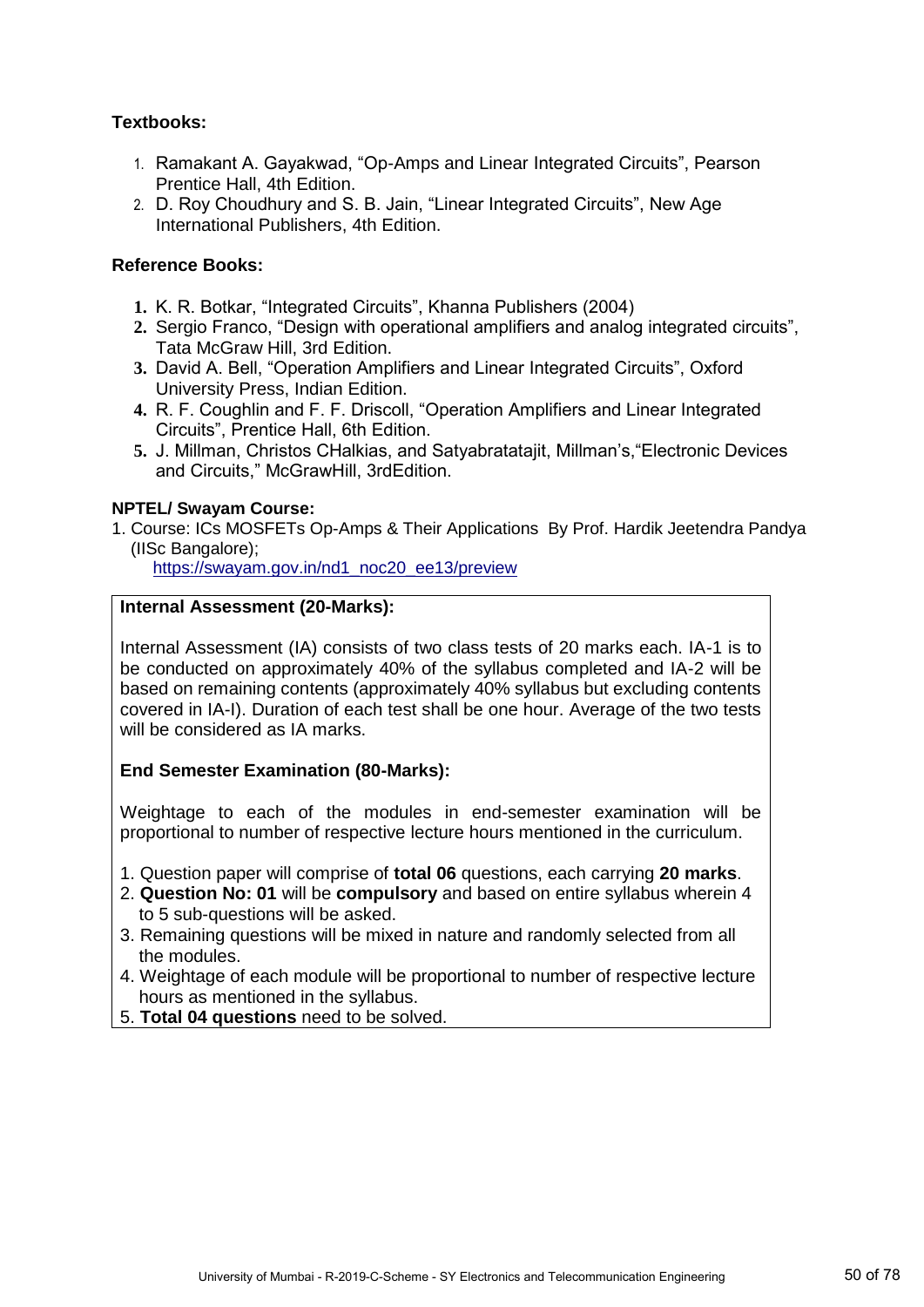**Textbooks:**

1. Ramakant A. Gayakwad, "Op-Amps and Linear Integrated Circuits", Pearson Prentice Hall, 4th Edition.
2. D. Roy Choudhury and S. B. Jain, "Linear Integrated Circuits", New Age International Publishers, 4th Edition.

**Reference Books:**

1. K. R. Botkar, "Integrated Circuits", Khanna Publishers (2004)
2. Sergio Franco, "Design with operational amplifiers and analog integrated circuits", Tata McGraw Hill, 3rd Edition.
3. David A. Bell, "Operation Amplifiers and Linear Integrated Circuits", Oxford University Press, Indian Edition.
4. R. F. Coughlin and F. F. Driscoll, "Operation Amplifiers and Linear Integrated Circuits", Prentice Hall, 6th Edition.
5. J. Millman, Christos CHalkias, and Satyabratatajit, Millman's,"Electronic Devices and Circuits," McGrawHill, 3rdEdition.

**NPTEL/ Swayam Course:**

1. Course: ICs MOSFETs Op-Amps & Their Applications By Prof. Hardik Jeetendra Pandya (IISc Bangalore);
   https://swayam.gov.in/nd1_noc20_ee13/preview

**Internal Assessment (20-Marks):**

Internal Assessment (IA) consists of two class tests of 20 marks each. IA-1 is to be conducted on approximately 40% of the syllabus completed and IA-2 will be based on remaining contents (approximately 40% syllabus but excluding contents covered in IA-I). Duration of each test shall be one hour. Average of the two tests will be considered as IA marks.

**End Semester Examination (80-Marks):**

Weightage to each of the modules in end-semester examination will be proportional to number of respective lecture hours mentioned in the curriculum.

1. Question paper will comprise of **total 06** questions, each carrying **20 marks**.
2. **Question No: 01** will be **compulsory** and based on entire syllabus wherein 4 to 5 sub-questions will be asked.
3. Remaining questions will be mixed in nature and randomly selected from all the modules.
4. Weightage of each module will be proportional to number of respective lecture hours as mentioned in the syllabus.
5. **Total 04 questions** need to be solved.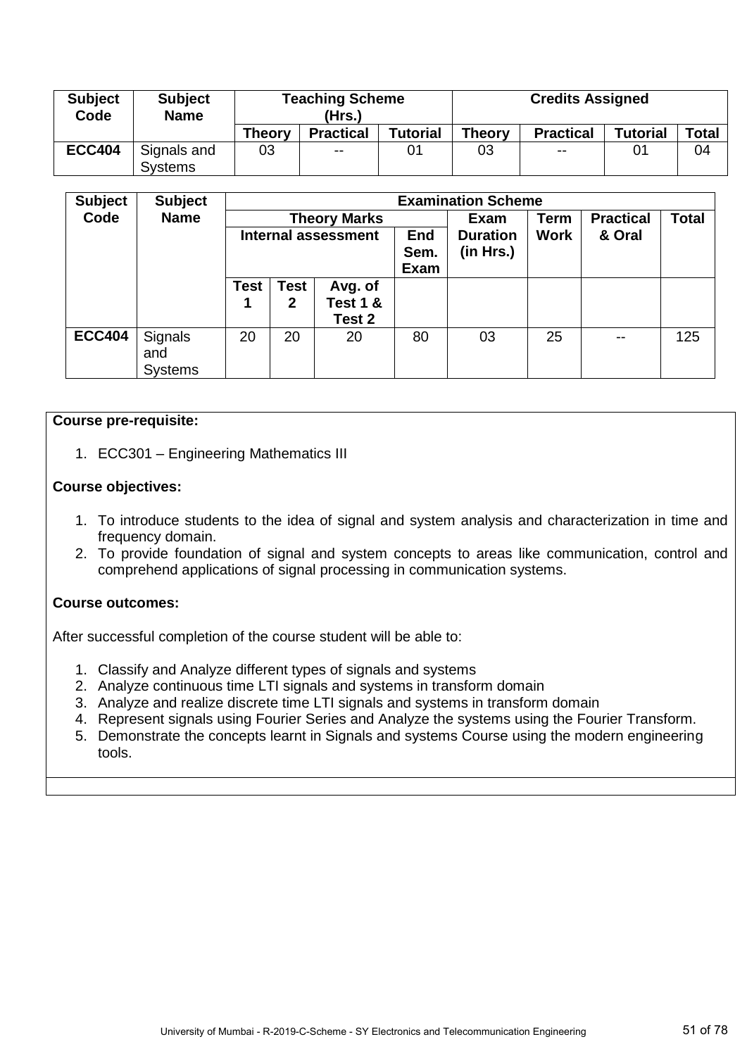| Subject Code | Subject Name | Teaching Scheme (Hrs.) | | | Credits Assigned | | | |
|---|---|---|---|---|---|---|---|---|
| | | Theory | Practical | Tutorial | Theory | Practical | Tutorial | Total |
| ECC404 | Signals and Systems | 03 | -- | 01 | 03 | -- | 01 | 04 |

| Subject Code | Subject Name | Examination Scheme | | | | | | | |
|---|---|---|---|---|---|---|---|---|---|
| | | Theory Marks | | | | Exam Duration (in Hrs.) | Term Work | Practical & Oral | Total |
| | | Internal assessment | | | End Sem. Exam | | | | |
| | | Test 1 | Test 2 | Avg. of Test 1 & Test 2 | | | | | |
| ECC404 | Signals and Systems | 20 | 20 | 20 | 80 | 03 | 25 | -- | 125 |

**Course pre-requisite:**

1. ECC301 – Engineering Mathematics III

**Course objectives:**

1. To introduce students to the idea of signal and system analysis and characterization in time and frequency domain.
2. To provide foundation of signal and system concepts to areas like communication, control and comprehend applications of signal processing in communication systems.

**Course outcomes:**

After successful completion of the course student will be able to:

1. Classify and Analyze different types of signals and systems
2. Analyze continuous time LTI signals and systems in transform domain
3. Analyze and realize discrete time LTI signals and systems in transform domain
4. Represent signals using Fourier Series and Analyze the systems using the Fourier Transform.
5. Demonstrate the concepts learnt in Signals and systems Course using the modern engineering tools.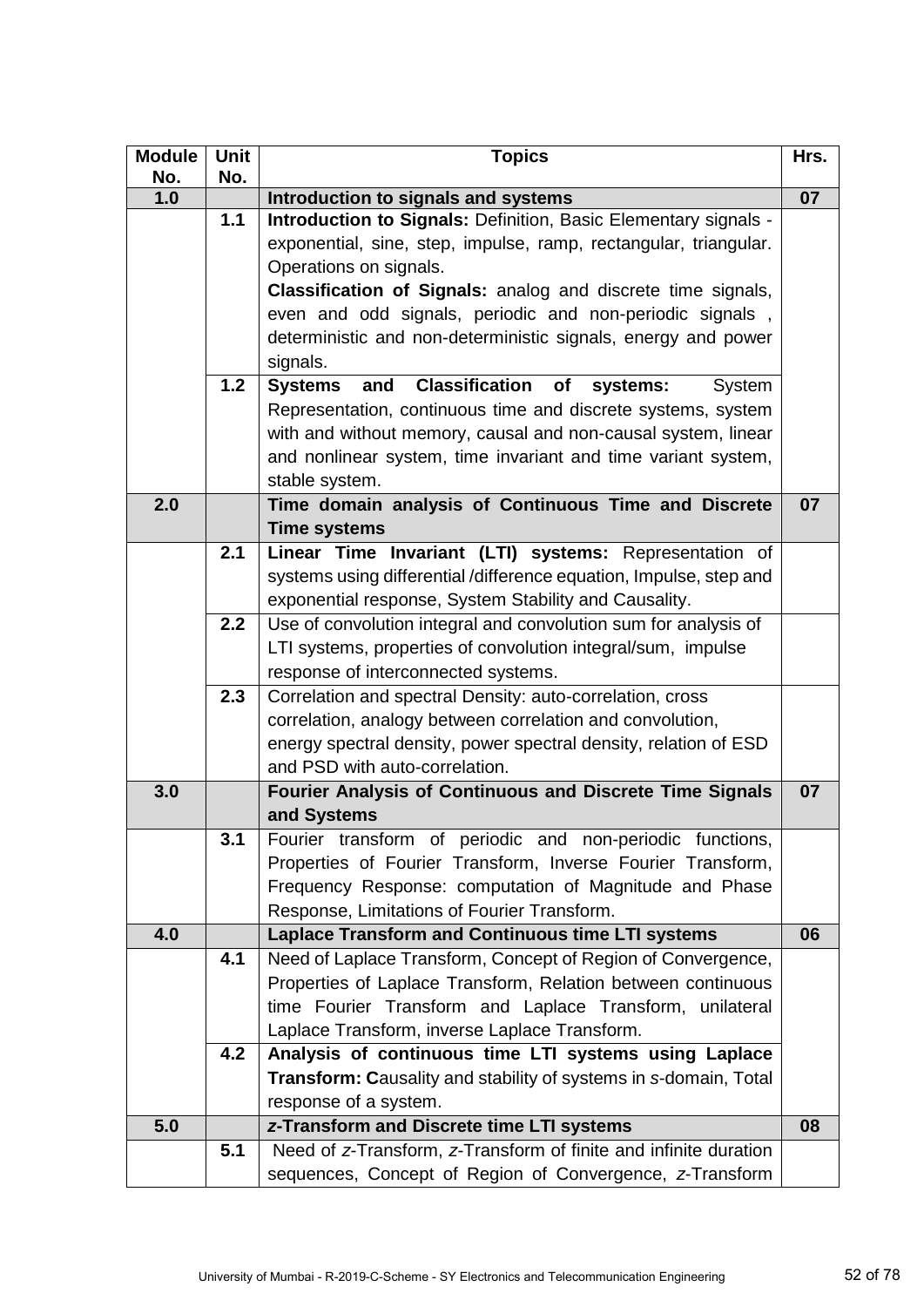| Module No. | Unit No. | Topics | Hrs. |
|---|---|---|---|
| **1.0** | | **Introduction to signals and systems** | **07** |
| | **1.1** | **Introduction to Signals:** Definition, Basic Elementary signals - exponential, sine, step, impulse, ramp, rectangular, triangular. Operations on signals. **Classification of Signals:** analog and discrete time signals, even and odd signals, periodic and non-periodic signals , deterministic and non-deterministic signals, energy and power signals. | |
| | **1.2** | **Systems and Classification of systems:** System Representation, continuous time and discrete systems, system with and without memory, causal and non-causal system, linear and nonlinear system, time invariant and time variant system, stable system. | |
| **2.0** | | **Time domain analysis of Continuous Time and Discrete Time systems** | **07** |
| | **2.1** | **Linear Time Invariant (LTI) systems:** Representation of systems using differential /difference equation, Impulse, step and exponential response, System Stability and Causality. | |
| | **2.2** | Use of convolution integral and convolution sum for analysis of LTI systems, properties of convolution integral/sum, impulse response of interconnected systems. | |
| | **2.3** | Correlation and spectral Density: auto-correlation, cross correlation, analogy between correlation and convolution, energy spectral density, power spectral density, relation of ESD and PSD with auto-correlation. | |
| **3.0** | | **Fourier Analysis of Continuous and Discrete Time Signals and Systems** | **07** |
| | **3.1** | Fourier transform of periodic and non-periodic functions, Properties of Fourier Transform, Inverse Fourier Transform, Frequency Response: computation of Magnitude and Phase Response, Limitations of Fourier Transform. | |
| **4.0** | | **Laplace Transform and Continuous time LTI systems** | **06** |
| | **4.1** | Need of Laplace Transform, Concept of Region of Convergence, Properties of Laplace Transform, Relation between continuous time Fourier Transform and Laplace Transform, unilateral Laplace Transform, inverse Laplace Transform. | |
| | **4.2** | **Analysis of continuous time LTI systems using Laplace Transform: C**ausality and stability of systems in *s*-domain, Total response of a system. | |
| **5.0** | | ***z*-Transform and Discrete time LTI systems** | **08** |
| | **5.1** | Need of *z*-Transform, *z*-Transform of finite and infinite duration sequences, Concept of Region of Convergence, *z*-Transform | |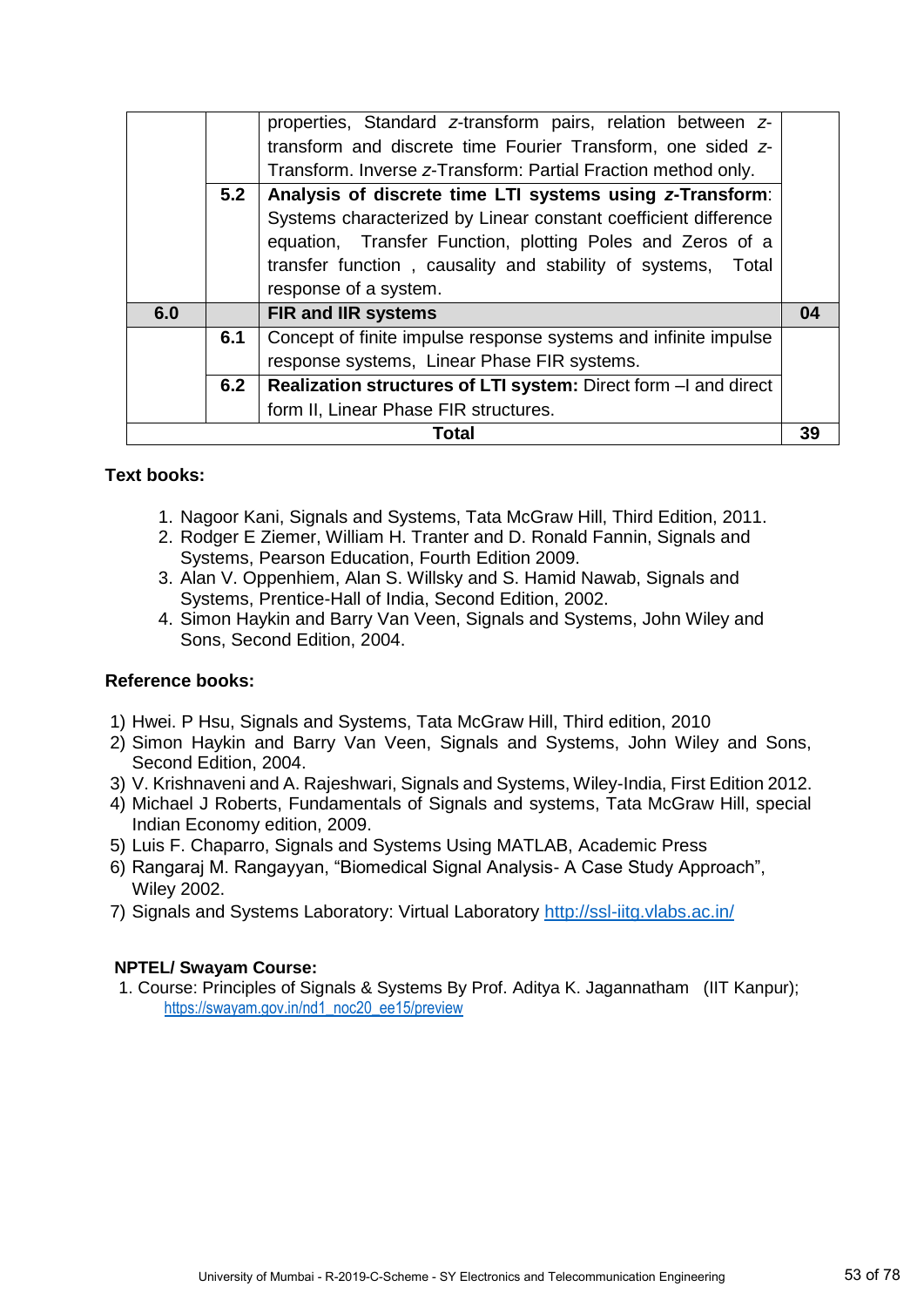| | | | |
|---|---|---|---|
| | | properties, Standard $z$-transform pairs, relation between $z$-transform and discrete time Fourier Transform, one sided $z$-Transform. Inverse $z$-Transform: Partial Fraction method only. | |
| | **5.2** | **Analysis of discrete time LTI systems using $z$-Transform**: Systems characterized by Linear constant coefficient difference equation, Transfer Function, plotting Poles and Zeros of a transfer function , causality and stability of systems, Total response of a system. | |
| **6.0** | | **FIR and IIR systems** | **04** |
| | **6.1** | Concept of finite impulse response systems and infinite impulse response systems, Linear Phase FIR systems. | |
| | **6.2** | **Realization structures of LTI system:** Direct form –I and direct form II, Linear Phase FIR structures. | |
| | | **Total** | **39** |

**Text books:**

1. Nagoor Kani, Signals and Systems, Tata McGraw Hill, Third Edition, 2011.
2. Rodger E Ziemer, William H. Tranter and D. Ronald Fannin, Signals and Systems, Pearson Education, Fourth Edition 2009.
3. Alan V. Oppenhiem, Alan S. Willsky and S. Hamid Nawab, Signals and Systems, Prentice-Hall of India, Second Edition, 2002.
4. Simon Haykin and Barry Van Veen, Signals and Systems, John Wiley and Sons, Second Edition, 2004.

**Reference books:**

1) Hwei. P Hsu, Signals and Systems, Tata McGraw Hill, Third edition, 2010
2) Simon Haykin and Barry Van Veen, Signals and Systems, John Wiley and Sons, Second Edition, 2004.
3) V. Krishnaveni and A. Rajeshwari, Signals and Systems, Wiley-India, First Edition 2012.
4) Michael J Roberts, Fundamentals of Signals and systems, Tata McGraw Hill, special Indian Economy edition, 2009.
5) Luis F. Chaparro, Signals and Systems Using MATLAB, Academic Press
6) Rangaraj M. Rangayyan, "Biomedical Signal Analysis- A Case Study Approach", Wiley 2002.
7) Signals and Systems Laboratory: Virtual Laboratory http://ssl-iitg.vlabs.ac.in/

**NPTEL/ Swayam Course:**

1. Course: Principles of Signals & Systems By Prof. Aditya K. Jagannatham (IIT Kanpur); https://swayam.gov.in/nd1_noc20_ee15/preview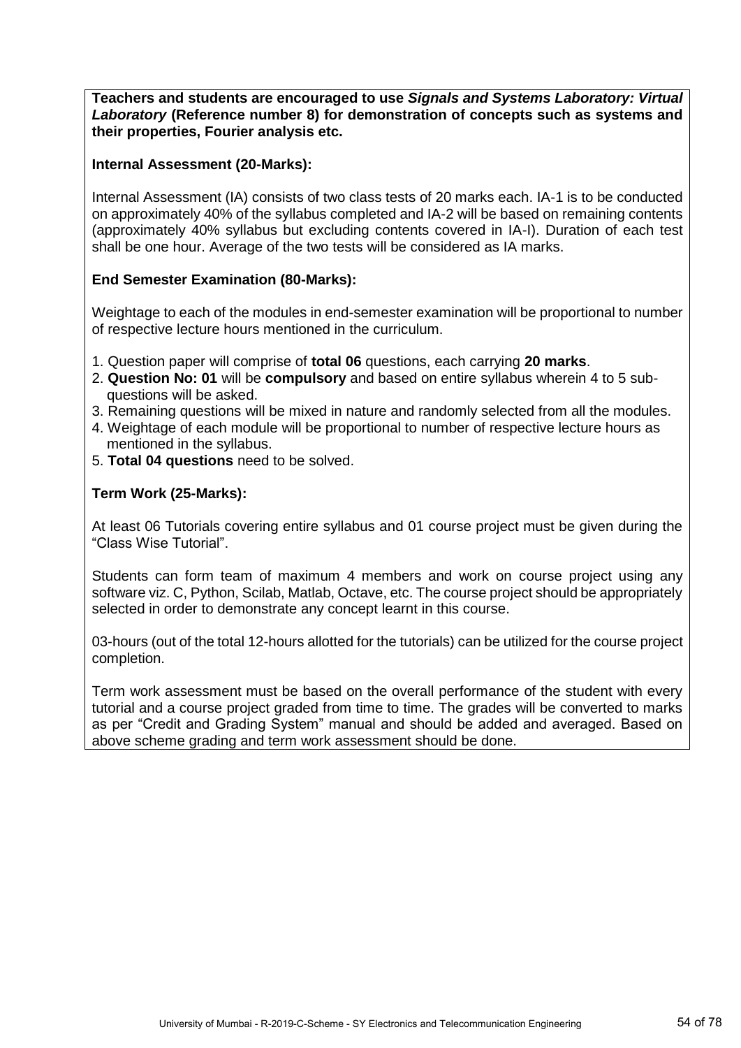**Teachers and students are encouraged to use *Signals and Systems Laboratory: Virtual Laboratory* (Reference number 8) for demonstration of concepts such as systems and their properties, Fourier analysis etc.**

**Internal Assessment (20-Marks):**

Internal Assessment (IA) consists of two class tests of 20 marks each. IA-1 is to be conducted on approximately 40% of the syllabus completed and IA-2 will be based on remaining contents (approximately 40% syllabus but excluding contents covered in IA-I). Duration of each test shall be one hour. Average of the two tests will be considered as IA marks.

**End Semester Examination (80-Marks):**

Weightage to each of the modules in end-semester examination will be proportional to number of respective lecture hours mentioned in the curriculum.

1. Question paper will comprise of **total 06** questions, each carrying **20 marks**.
2. **Question No: 01** will be **compulsory** and based on entire syllabus wherein 4 to 5 sub-questions will be asked.
3. Remaining questions will be mixed in nature and randomly selected from all the modules.
4. Weightage of each module will be proportional to number of respective lecture hours as mentioned in the syllabus.
5. **Total 04 questions** need to be solved.

**Term Work (25-Marks):**

At least 06 Tutorials covering entire syllabus and 01 course project must be given during the "Class Wise Tutorial".

Students can form team of maximum 4 members and work on course project using any software viz. C, Python, Scilab, Matlab, Octave, etc. The course project should be appropriately selected in order to demonstrate any concept learnt in this course.

03-hours (out of the total 12-hours allotted for the tutorials) can be utilized for the course project completion.

Term work assessment must be based on the overall performance of the student with every tutorial and a course project graded from time to time. The grades will be converted to marks as per "Credit and Grading System" manual and should be added and averaged. Based on above scheme grading and term work assessment should be done.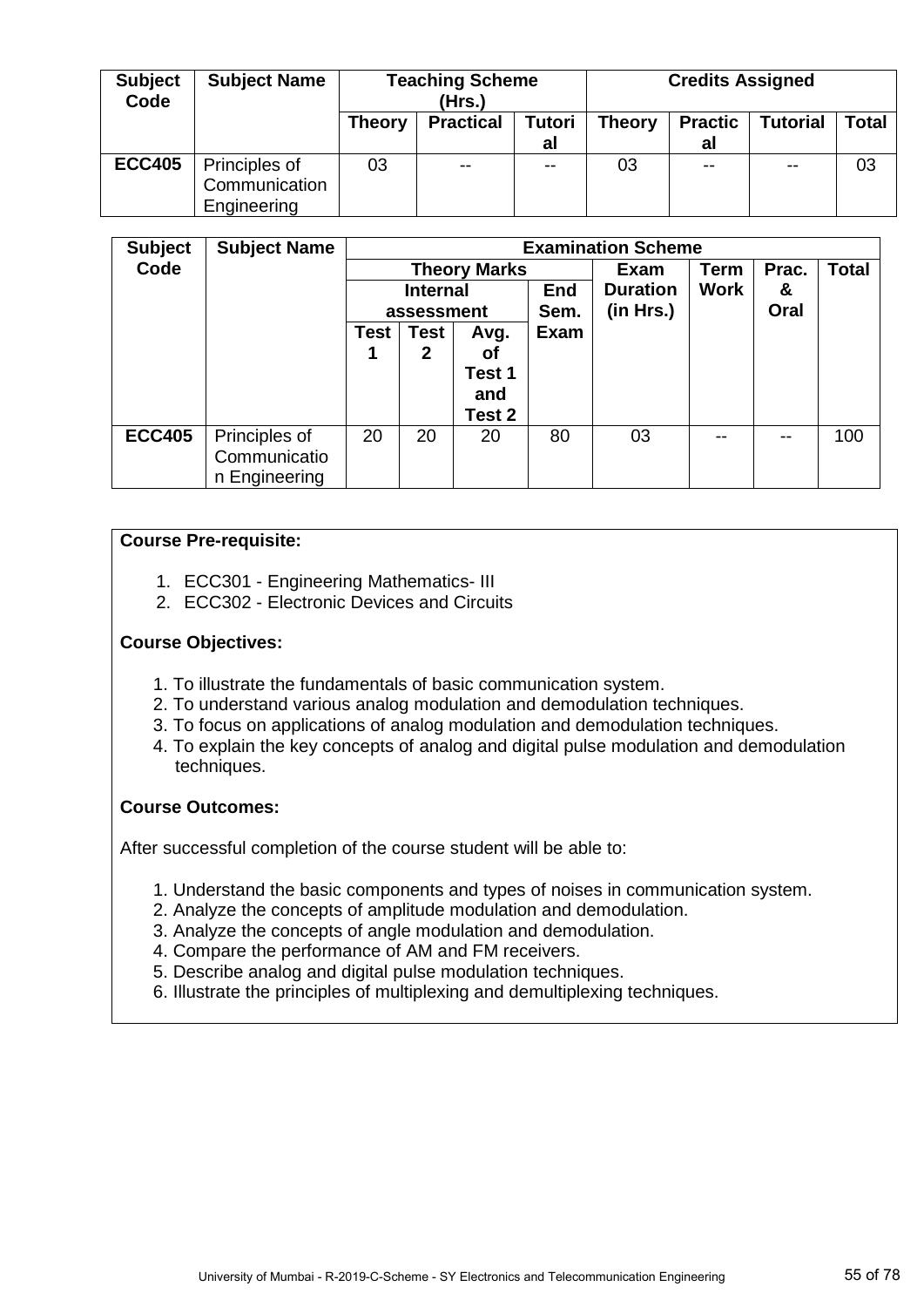| Subject Code | Subject Name | Teaching Scheme (Hrs.) | | | Credits Assigned | | | |
|---|---|---|---|---|---|---|---|---|
| | | Theory | Practical | Tutorial | Theory | Practical | Tutorial | Total |
| ECC405 | Principles of Communication Engineering | 03 | -- | -- | 03 | -- | -- | 03 |

| Subject Code | Subject Name | Examination Scheme | | | | | | | |
|---|---|---|---|---|---|---|---|---|---|
| | | Theory Marks | | | | Exam Duration (in Hrs.) | Term Work | Prac. & Oral | Total |
| | | Internal assessment | | | End Sem. Exam | | | | |
| | | Test 1 | Test 2 | Avg. of Test 1 and Test 2 | | | | | |
| ECC405 | Principles of Communication Engineering | 20 | 20 | 20 | 80 | 03 | -- | -- | 100 |

**Course Pre-requisite:**

1. ECC301 - Engineering Mathematics- III
2. ECC302 - Electronic Devices and Circuits

**Course Objectives:**

1. To illustrate the fundamentals of basic communication system.
2. To understand various analog modulation and demodulation techniques.
3. To focus on applications of analog modulation and demodulation techniques.
4. To explain the key concepts of analog and digital pulse modulation and demodulation techniques.

**Course Outcomes:**

After successful completion of the course student will be able to:

1. Understand the basic components and types of noises in communication system.
2. Analyze the concepts of amplitude modulation and demodulation.
3. Analyze the concepts of angle modulation and demodulation.
4. Compare the performance of AM and FM receivers.
5. Describe analog and digital pulse modulation techniques.
6. Illustrate the principles of multiplexing and demultiplexing techniques.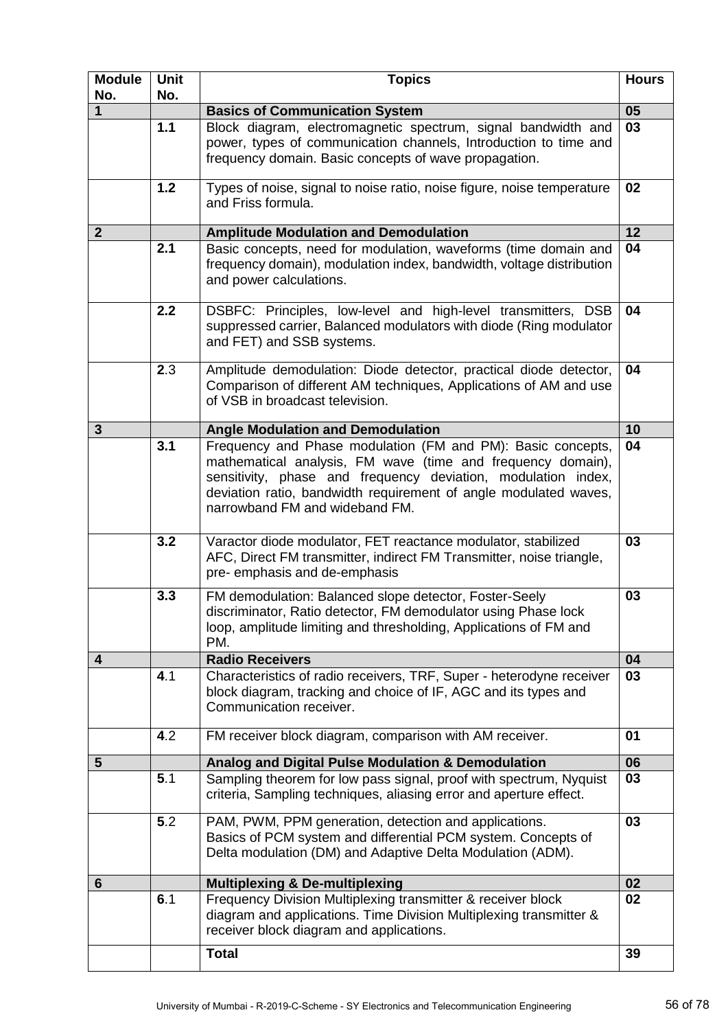| Module No. | Unit No. | Topics | Hours |
|---|---|---|---|
| **1** | | **Basics of Communication System** | **05** |
| | **1.1** | Block diagram, electromagnetic spectrum, signal bandwidth and power, types of communication channels, Introduction to time and frequency domain. Basic concepts of wave propagation. | **03** |
| | **1.2** | Types of noise, signal to noise ratio, noise figure, noise temperature and Friss formula. | **02** |
| **2** | | **Amplitude Modulation and Demodulation** | **12** |
| | **2.1** | Basic concepts, need for modulation, waveforms (time domain and frequency domain), modulation index, bandwidth, voltage distribution and power calculations. | **04** |
| | **2.2** | DSBFC: Principles, low-level and high-level transmitters, DSB suppressed carrier, Balanced modulators with diode (Ring modulator and FET) and SSB systems. | **04** |
| | **2**.3 | Amplitude demodulation: Diode detector, practical diode detector, Comparison of different AM techniques, Applications of AM and use of VSB in broadcast television. | **04** |
| **3** | | **Angle Modulation and Demodulation** | **10** |
| | **3.1** | Frequency and Phase modulation (FM and PM): Basic concepts, mathematical analysis, FM wave (time and frequency domain), sensitivity, phase and frequency deviation, modulation index, deviation ratio, bandwidth requirement of angle modulated waves, narrowband FM and wideband FM. | **04** |
| | **3.2** | Varactor diode modulator, FET reactance modulator, stabilized AFC, Direct FM transmitter, indirect FM Transmitter, noise triangle, pre- emphasis and de-emphasis | **03** |
| | **3.3** | FM demodulation: Balanced slope detector, Foster-Seely discriminator, Ratio detector, FM demodulator using Phase lock loop, amplitude limiting and thresholding, Applications of FM and PM. | **03** |
| **4** | | **Radio Receivers** | **04** |
| | **4**.1 | Characteristics of radio receivers, TRF, Super - heterodyne receiver block diagram, tracking and choice of IF, AGC and its types and Communication receiver. | **03** |
| | **4**.2 | FM receiver block diagram, comparison with AM receiver. | **01** |
| **5** | | **Analog and Digital Pulse Modulation & Demodulation** | **06** |
| | **5**.1 | Sampling theorem for low pass signal, proof with spectrum, Nyquist criteria, Sampling techniques, aliasing error and aperture effect. | **03** |
| | **5**.2 | PAM, PWM, PPM generation, detection and applications. Basics of PCM system and differential PCM system. Concepts of Delta modulation (DM) and Adaptive Delta Modulation (ADM). | **03** |
| **6** | | **Multiplexing & De-multiplexing** | **02** |
| | **6**.1 | Frequency Division Multiplexing transmitter & receiver block diagram and applications. Time Division Multiplexing transmitter & receiver block diagram and applications. | **02** |
| | | **Total** | **39** |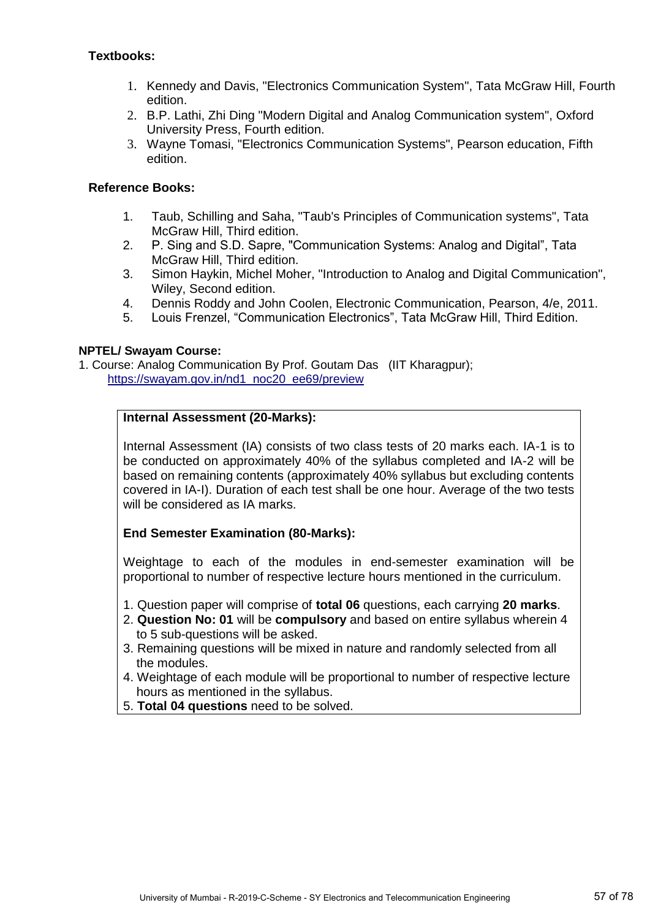**Textbooks:**

1. Kennedy and Davis, "Electronics Communication System", Tata McGraw Hill, Fourth edition.
2. B.P. Lathi, Zhi Ding "Modern Digital and Analog Communication system", Oxford University Press, Fourth edition.
3. Wayne Tomasi, "Electronics Communication Systems", Pearson education, Fifth edition.

**Reference Books:**

1. Taub, Schilling and Saha, "Taub's Principles of Communication systems", Tata McGraw Hill, Third edition.
2. P. Sing and S.D. Sapre, "Communication Systems: Analog and Digital", Tata McGraw Hill, Third edition.
3. Simon Haykin, Michel Moher, "Introduction to Analog and Digital Communication", Wiley, Second edition.
4. Dennis Roddy and John Coolen, Electronic Communication, Pearson, 4/e, 2011.
5. Louis Frenzel, "Communication Electronics", Tata McGraw Hill, Third Edition.

**NPTEL/ Swayam Course:**

1. Course: Analog Communication By Prof. Goutam Das (IIT Kharagpur); https://swayam.gov.in/nd1_noc20_ee69/preview

**Internal Assessment (20-Marks):**

Internal Assessment (IA) consists of two class tests of 20 marks each. IA-1 is to be conducted on approximately 40% of the syllabus completed and IA-2 will be based on remaining contents (approximately 40% syllabus but excluding contents covered in IA-I). Duration of each test shall be one hour. Average of the two tests will be considered as IA marks.

**End Semester Examination (80-Marks):**

Weightage to each of the modules in end-semester examination will be proportional to number of respective lecture hours mentioned in the curriculum.

1. Question paper will comprise of **total 06** questions, each carrying **20 marks**.
2. **Question No: 01** will be **compulsory** and based on entire syllabus wherein 4 to 5 sub-questions will be asked.
3. Remaining questions will be mixed in nature and randomly selected from all the modules.
4. Weightage of each module will be proportional to number of respective lecture hours as mentioned in the syllabus.
5. **Total 04 questions** need to be solved.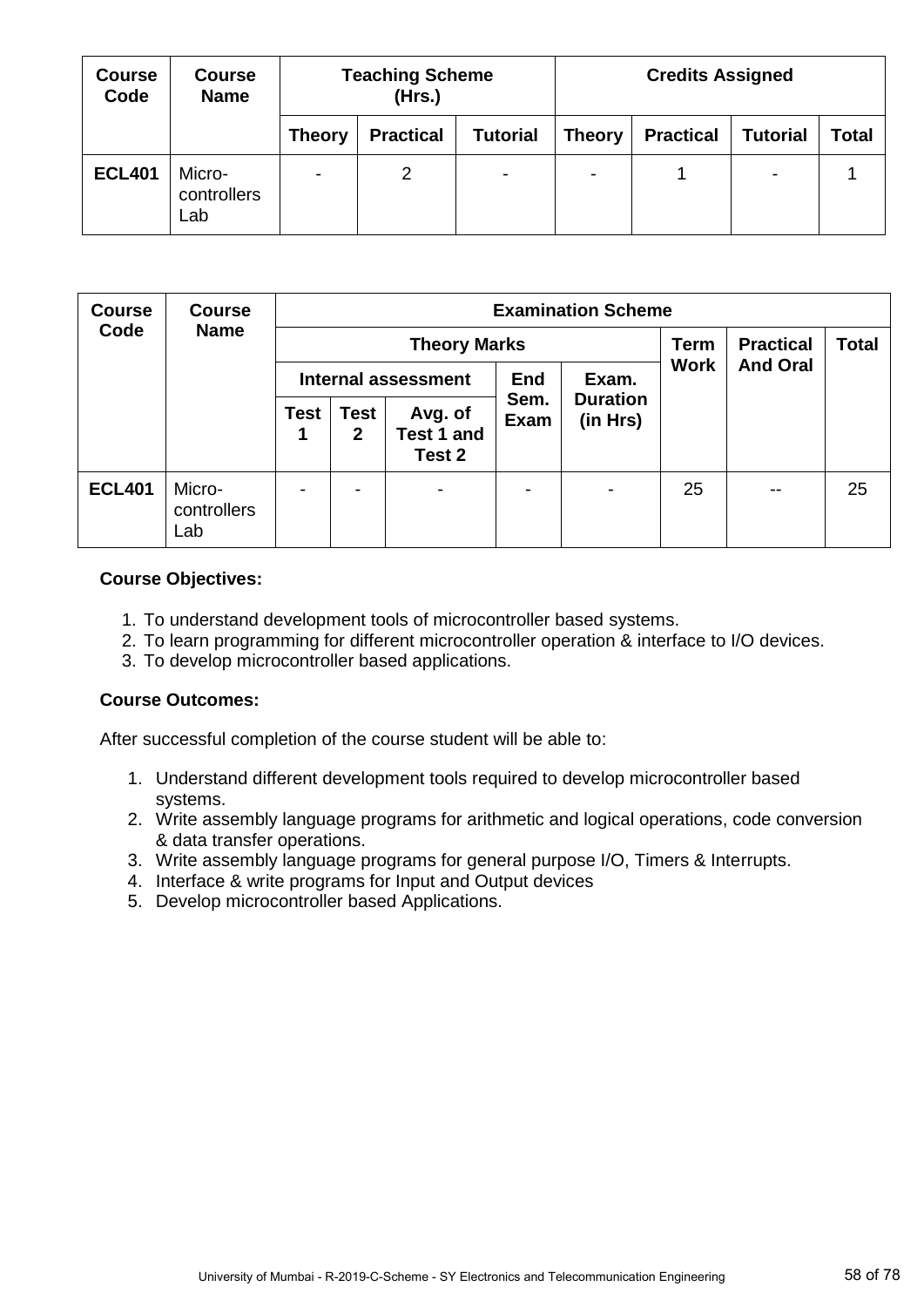| Course Code | Course Name | Teaching Scheme (Hrs.) | | | Credits Assigned | | | |
|---|---|---|---|---|---|---|---|---|
| | | Theory | Practical | Tutorial | Theory | Practical | Tutorial | Total |
| ECL401 | Micro-controllers Lab | - | 2 | - | - | 1 | - | 1 |

| Course Code | Course Name | Examination Scheme | | | | | | | |
|---|---|---|---|---|---|---|---|---|---|
| | | Theory Marks | | | | | Term Work | Practical And Oral | Total |
| | | Internal assessment | | | End Sem. Exam | Exam. Duration (in Hrs) | | | |
| | | Test 1 | Test 2 | Avg. of Test 1 and Test 2 | | | | | |
| ECL401 | Micro-controllers Lab | - | - | - | - | - | 25 | -- | 25 |

**Course Objectives:**

1. To understand development tools of microcontroller based systems.
2. To learn programming for different microcontroller operation & interface to I/O devices.
3. To develop microcontroller based applications.

**Course Outcomes:**

After successful completion of the course student will be able to:

1. Understand different development tools required to develop microcontroller based systems.
2. Write assembly language programs for arithmetic and logical operations, code conversion & data transfer operations.
3. Write assembly language programs for general purpose I/O, Timers & Interrupts.
4. Interface & write programs for Input and Output devices
5. Develop microcontroller based Applications.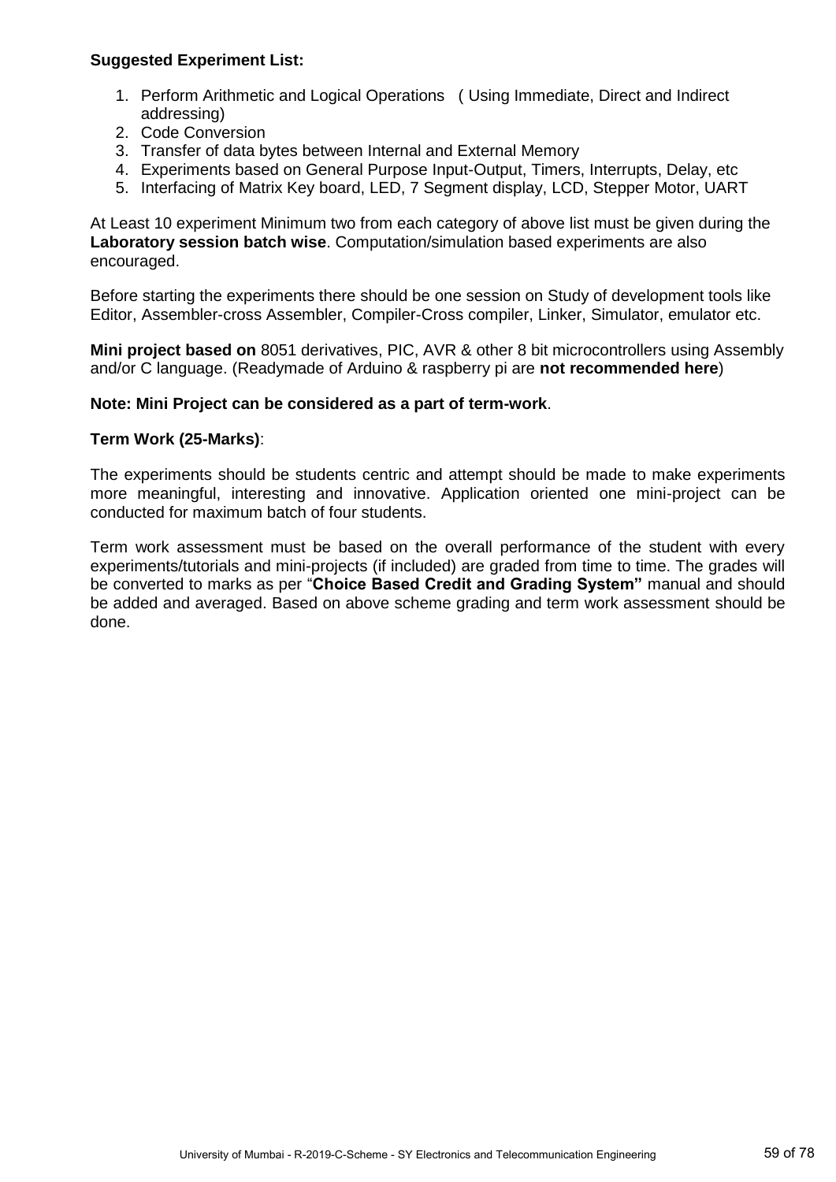**Suggested Experiment List:**

1. Perform Arithmetic and Logical Operations ( Using Immediate, Direct and Indirect addressing)
2. Code Conversion
3. Transfer of data bytes between Internal and External Memory
4. Experiments based on General Purpose Input-Output, Timers, Interrupts, Delay, etc
5. Interfacing of Matrix Key board, LED, 7 Segment display, LCD, Stepper Motor, UART

At Least 10 experiment Minimum two from each category of above list must be given during the **Laboratory session batch wise**. Computation/simulation based experiments are also encouraged.

Before starting the experiments there should be one session on Study of development tools like Editor, Assembler-cross Assembler, Compiler-Cross compiler, Linker, Simulator, emulator etc.

**Mini project based on** 8051 derivatives, PIC, AVR & other 8 bit microcontrollers using Assembly and/or C language. (Readymade of Arduino & raspberry pi are **not recommended here**)

**Note: Mini Project can be considered as a part of term-work**.

**Term Work (25-Marks)**:

The experiments should be students centric and attempt should be made to make experiments more meaningful, interesting and innovative. Application oriented one mini-project can be conducted for maximum batch of four students.

Term work assessment must be based on the overall performance of the student with every experiments/tutorials and mini-projects (if included) are graded from time to time. The grades will be converted to marks as per "**Choice Based Credit and Grading System"** manual and should be added and averaged. Based on above scheme grading and term work assessment should be done.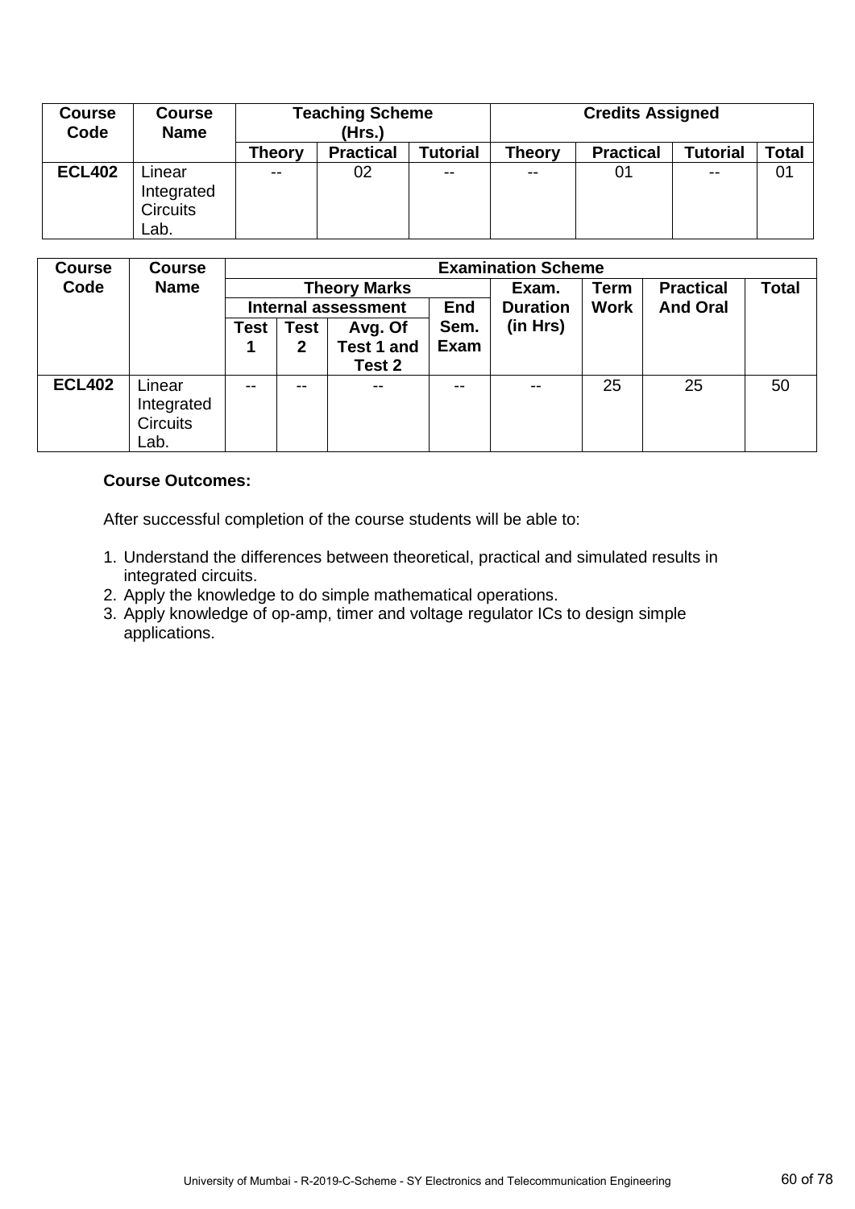| Course Code | Course Name | Teaching Scheme (Hrs.) | | | Credits Assigned | | | |
|---|---|---|---|---|---|---|---|---|
| | | Theory | Practical | Tutorial | Theory | Practical | Tutorial | Total |
| ECL402 | Linear Integrated Circuits Lab. | -- | 02 | -- | -- | 01 | -- | 01 |

| Course Code | Course Name | Examination Scheme | | | | | | | | |
|---|---|---|---|---|---|---|---|---|---|---|
| | | Theory Marks | | | | Exam. Duration (in Hrs) | Term Work | Practical And Oral | Total |
| | | Internal assessment | | | End Sem. Exam | | | | |
| | | Test 1 | Test 2 | Avg. Of Test 1 and Test 2 | | | | | |
| ECL402 | Linear Integrated Circuits Lab. | -- | -- | -- | -- | -- | 25 | 25 | 50 |

**Course Outcomes:**

After successful completion of the course students will be able to:

1. Understand the differences between theoretical, practical and simulated results in integrated circuits.
2. Apply the knowledge to do simple mathematical operations.
3. Apply knowledge of op-amp, timer and voltage regulator ICs to design simple applications.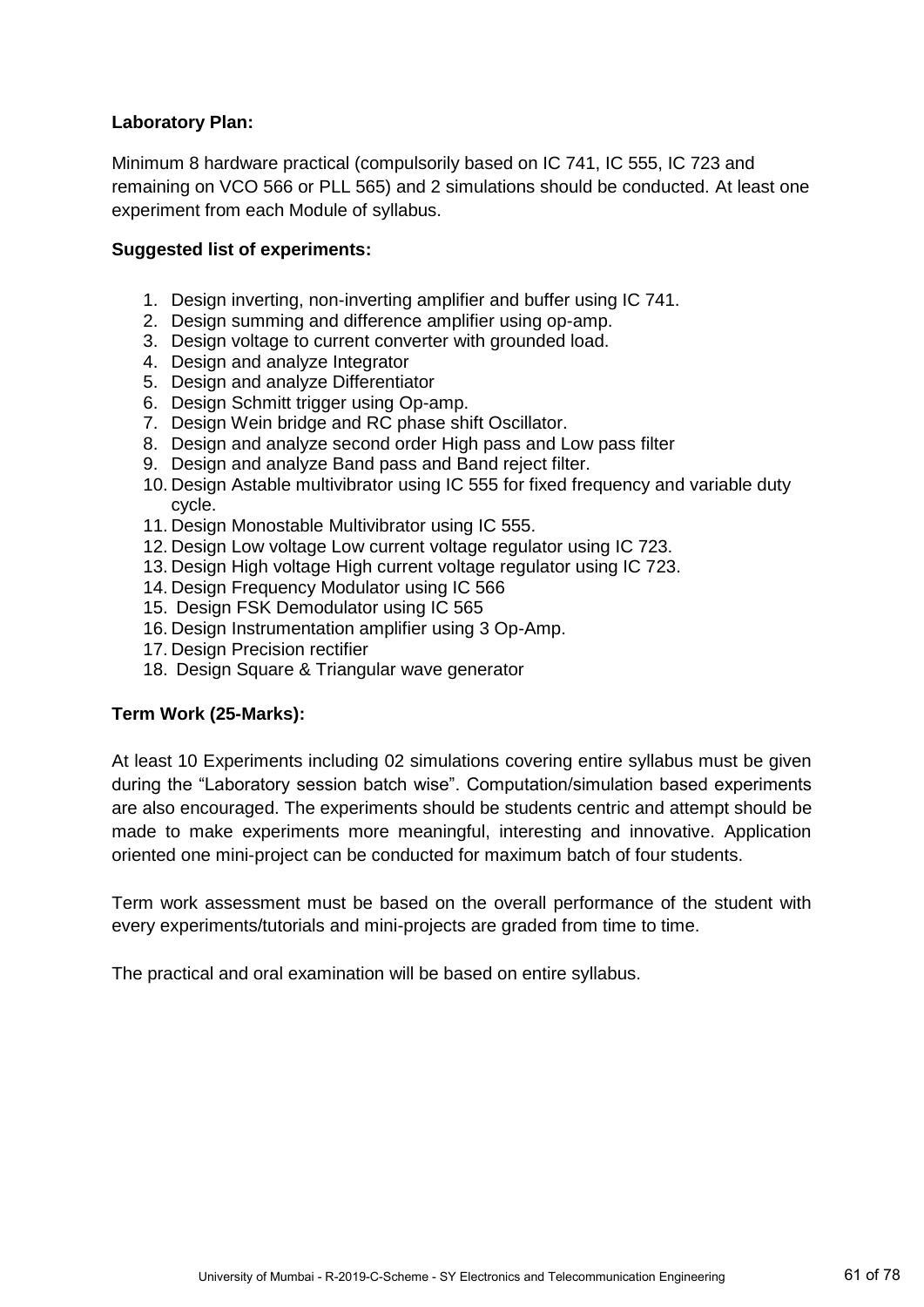**Laboratory Plan:**

Minimum 8 hardware practical (compulsorily based on IC 741, IC 555, IC 723 and remaining on VCO 566 or PLL 565) and 2 simulations should be conducted. At least one experiment from each Module of syllabus.

**Suggested list of experiments:**

1. Design inverting, non-inverting amplifier and buffer using IC 741.
2. Design summing and difference amplifier using op-amp.
3. Design voltage to current converter with grounded load.
4. Design and analyze Integrator
5. Design and analyze Differentiator
6. Design Schmitt trigger using Op-amp.
7. Design Wein bridge and RC phase shift Oscillator.
8. Design and analyze second order High pass and Low pass filter
9. Design and analyze Band pass and Band reject filter.
10. Design Astable multivibrator using IC 555 for fixed frequency and variable duty cycle.
11. Design Monostable Multivibrator using IC 555.
12. Design Low voltage Low current voltage regulator using IC 723.
13. Design High voltage High current voltage regulator using IC 723.
14. Design Frequency Modulator using IC 566
15. Design FSK Demodulator using IC 565
16. Design Instrumentation amplifier using 3 Op-Amp.
17. Design Precision rectifier
18. Design Square & Triangular wave generator

**Term Work (25-Marks):**

At least 10 Experiments including 02 simulations covering entire syllabus must be given during the "Laboratory session batch wise". Computation/simulation based experiments are also encouraged. The experiments should be students centric and attempt should be made to make experiments more meaningful, interesting and innovative. Application oriented one mini-project can be conducted for maximum batch of four students.

Term work assessment must be based on the overall performance of the student with every experiments/tutorials and mini-projects are graded from time to time.

The practical and oral examination will be based on entire syllabus.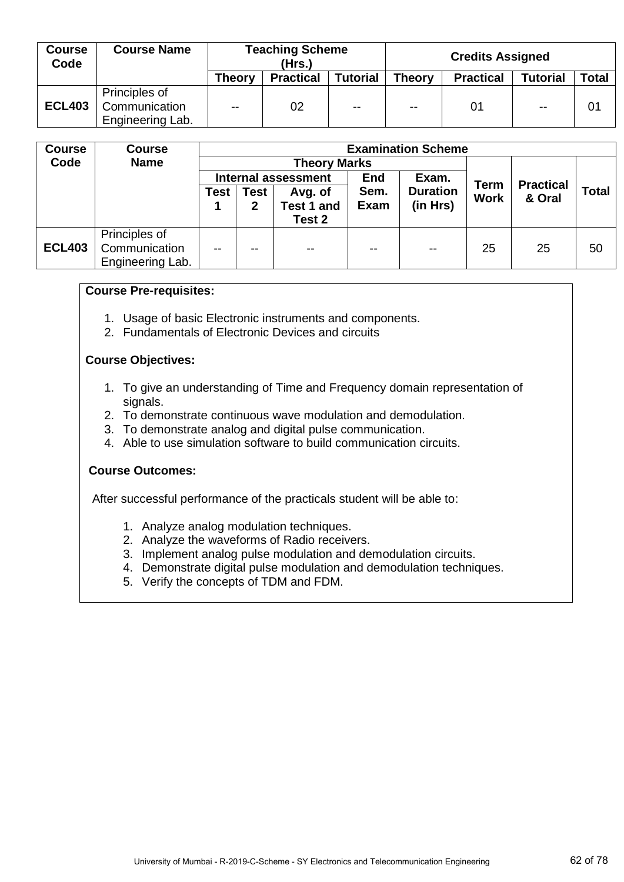| Course Code | Course Name | Teaching Scheme (Hrs.) | | | Credits Assigned | | | |
|---|---|---|---|---|---|---|---|---|
| | | Theory | Practical | Tutorial | Theory | Practical | Tutorial | Total |
| ECL403 | Principles of Communication Engineering Lab. | -- | 02 | -- | -- | 01 | -- | 01 |

| Course Code | Course Name | Examination Scheme | | | | | | | | |
|---|---|---|---|---|---|---|---|---|---|---|
| | | Theory Marks | | | | | Term Work | Practical & Oral | Total |
| | | Internal assessment | | | End Sem. Exam | Exam. Duration (in Hrs) | | | |
| | | Test 1 | Test 2 | Avg. of Test 1 and Test 2 | | | | | |
| ECL403 | Principles of Communication Engineering Lab. | -- | -- | -- | -- | -- | 25 | 25 | 50 |

**Course Pre-requisites:**

1. Usage of basic Electronic instruments and components.
2. Fundamentals of Electronic Devices and circuits

**Course Objectives:**

1. To give an understanding of Time and Frequency domain representation of signals.
2. To demonstrate continuous wave modulation and demodulation.
3. To demonstrate analog and digital pulse communication.
4. Able to use simulation software to build communication circuits.

**Course Outcomes:**

After successful performance of the practicals student will be able to:

1. Analyze analog modulation techniques.
2. Analyze the waveforms of Radio receivers.
3. Implement analog pulse modulation and demodulation circuits.
4. Demonstrate digital pulse modulation and demodulation techniques.
5. Verify the concepts of TDM and FDM.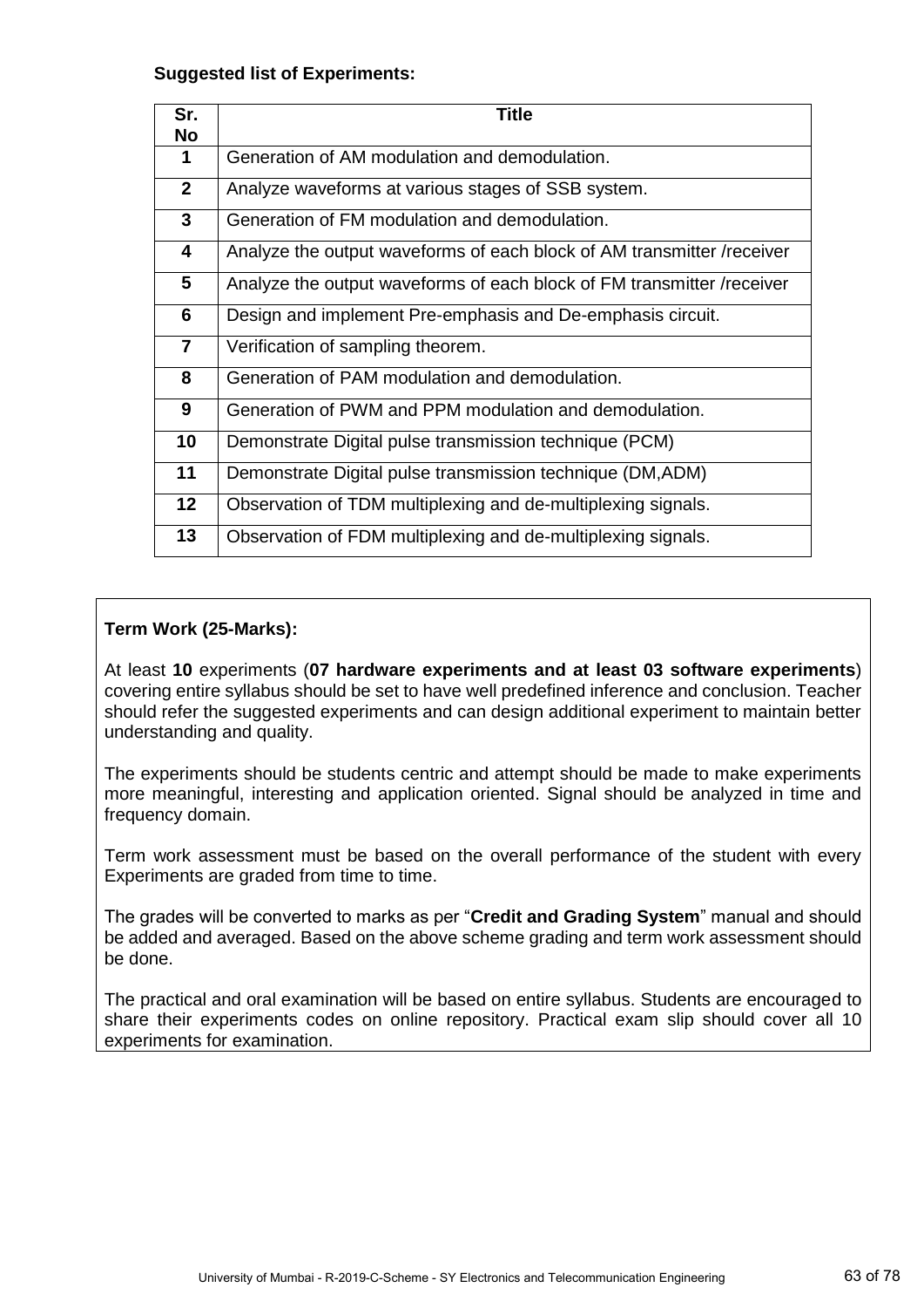**Suggested list of Experiments:**

| Sr. No | Title |
|---|---|
| 1 | Generation of AM modulation and demodulation. |
| 2 | Analyze waveforms at various stages of SSB system. |
| 3 | Generation of FM modulation and demodulation. |
| 4 | Analyze the output waveforms of each block of AM transmitter /receiver |
| 5 | Analyze the output waveforms of each block of FM transmitter /receiver |
| 6 | Design and implement Pre-emphasis and De-emphasis circuit. |
| 7 | Verification of sampling theorem. |
| 8 | Generation of PAM modulation and demodulation. |
| 9 | Generation of PWM and PPM modulation and demodulation. |
| 10 | Demonstrate Digital pulse transmission technique (PCM) |
| 11 | Demonstrate Digital pulse transmission technique (DM,ADM) |
| 12 | Observation of TDM multiplexing and de-multiplexing signals. |
| 13 | Observation of FDM multiplexing and de-multiplexing signals. |

**Term Work (25-Marks):**

At least **10** experiments (**07 hardware experiments and at least 03 software experiments**) covering entire syllabus should be set to have well predefined inference and conclusion. Teacher should refer the suggested experiments and can design additional experiment to maintain better understanding and quality.

The experiments should be students centric and attempt should be made to make experiments more meaningful, interesting and application oriented. Signal should be analyzed in time and frequency domain.

Term work assessment must be based on the overall performance of the student with every Experiments are graded from time to time.

The grades will be converted to marks as per "**Credit and Grading System**" manual and should be added and averaged. Based on the above scheme grading and term work assessment should be done.

The practical and oral examination will be based on entire syllabus. Students are encouraged to share their experiments codes on online repository. Practical exam slip should cover all 10 experiments for examination.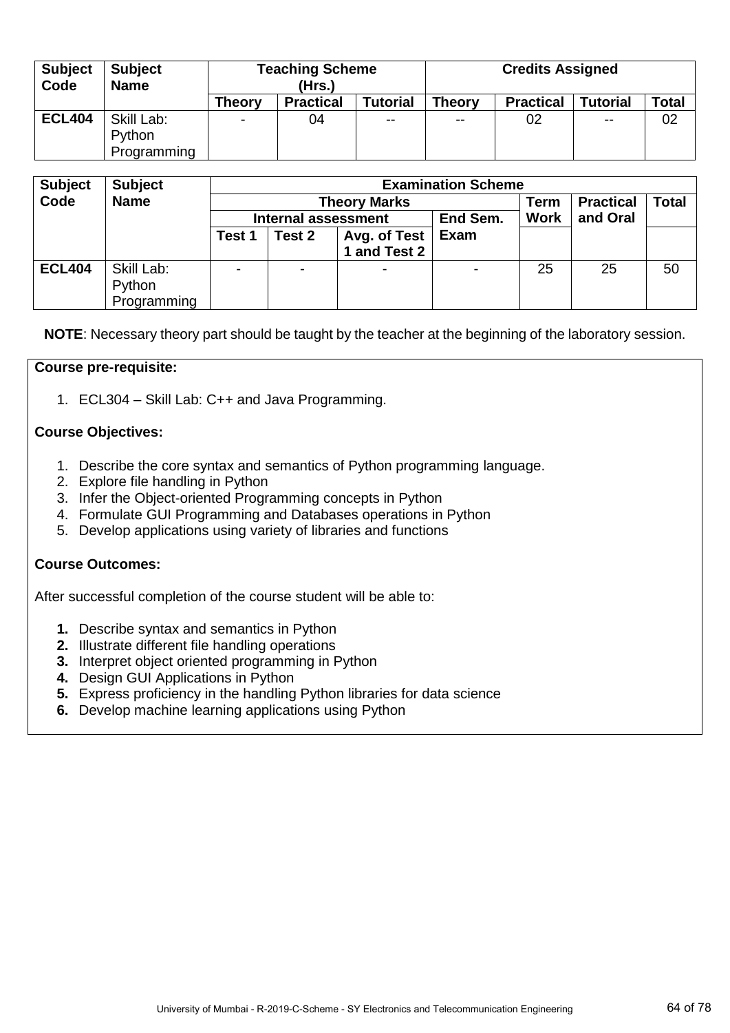| Subject Code | Subject Name | Teaching Scheme (Hrs.) | | | Credits Assigned | | | |
|---|---|---|---|---|---|---|---|---|
| | | Theory | Practical | Tutorial | Theory | Practical | Tutorial | Total |
| ECL404 | Skill Lab: Python Programming | - | 04 | -- | -- | 02 | -- | 02 |

| Subject Code | Subject Name | Examination Scheme | | | | | | |
|---|---|---|---|---|---|---|---|---|
| | | Theory Marks | | | | Term Work | Practical and Oral | Total |
| | | Internal assessment | | | End Sem. Exam | | | |
| | | Test 1 | Test 2 | Avg. of Test 1 and Test 2 | | | | |
| ECL404 | Skill Lab: Python Programming | - | - | - | - | 25 | 25 | 50 |

**NOTE**: Necessary theory part should be taught by the teacher at the beginning of the laboratory session.

**Course pre-requisite:**

1. ECL304 – Skill Lab: C++ and Java Programming.

**Course Objectives:**

1. Describe the core syntax and semantics of Python programming language.
2. Explore file handling in Python
3. Infer the Object-oriented Programming concepts in Python
4. Formulate GUI Programming and Databases operations in Python
5. Develop applications using variety of libraries and functions

**Course Outcomes:**

After successful completion of the course student will be able to:

1. Describe syntax and semantics in Python
2. Illustrate different file handling operations
3. Interpret object oriented programming in Python
4. Design GUI Applications in Python
5. Express proficiency in the handling Python libraries for data science
6. Develop machine learning applications using Python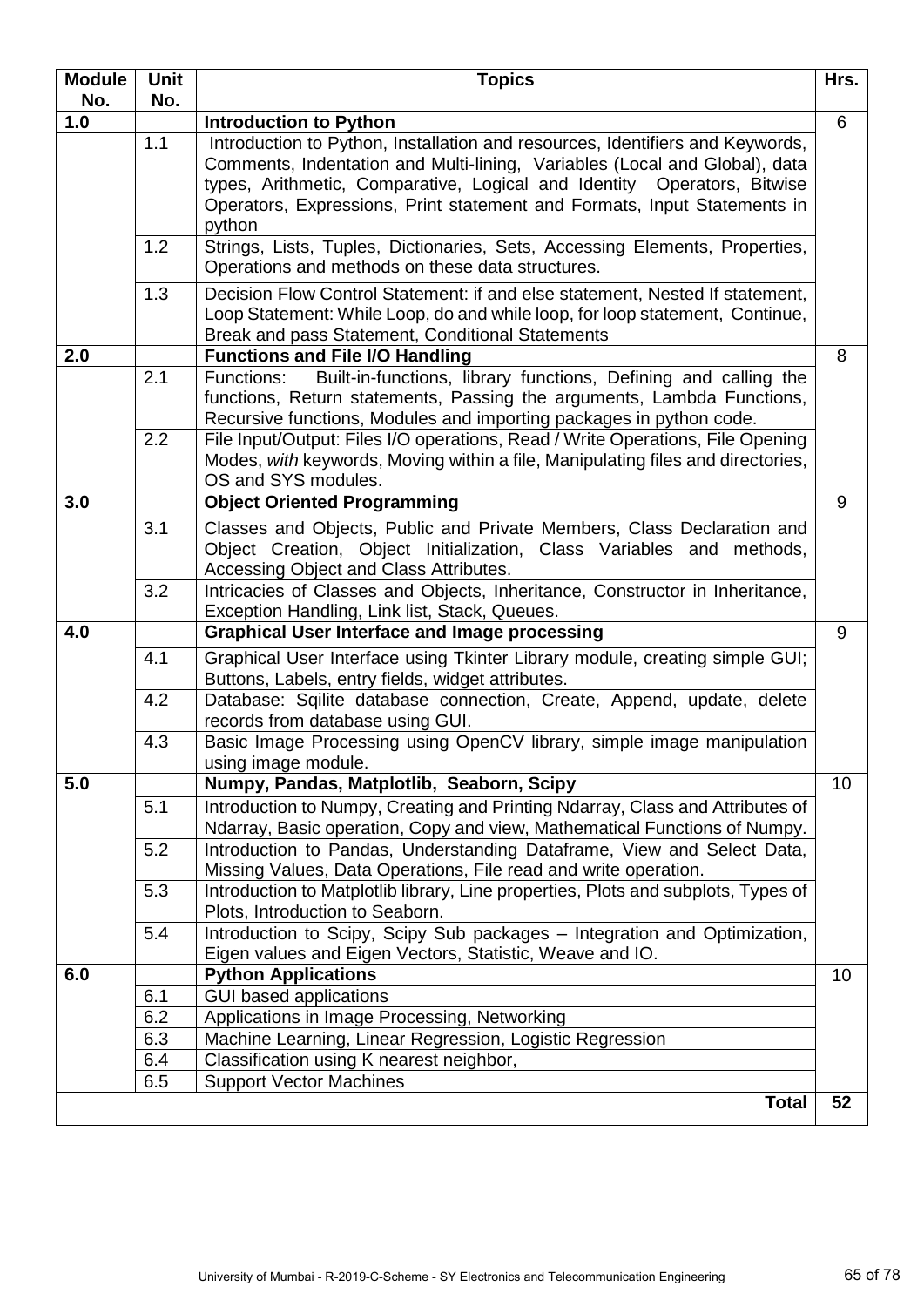| Module No. | Unit No. | Topics | Hrs. |
|---|---|---|---|
| 1.0 | | **Introduction to Python** | 6 |
| | 1.1 | Introduction to Python, Installation and resources, Identifiers and Keywords, Comments, Indentation and Multi-lining, Variables (Local and Global), data types, Arithmetic, Comparative, Logical and Identity Operators, Bitwise Operators, Expressions, Print statement and Formats, Input Statements in python | |
| | 1.2 | Strings, Lists, Tuples, Dictionaries, Sets, Accessing Elements, Properties, Operations and methods on these data structures. | |
| | 1.3 | Decision Flow Control Statement: if and else statement, Nested If statement, Loop Statement: While Loop, do and while loop, for loop statement, Continue, Break and pass Statement, Conditional Statements | |
| 2.0 | | **Functions and File I/O Handling** | 8 |
| | 2.1 | Functions: Built-in-functions, library functions, Defining and calling the functions, Return statements, Passing the arguments, Lambda Functions, Recursive functions, Modules and importing packages in python code. | |
| | 2.2 | File Input/Output: Files I/O operations, Read / Write Operations, File Opening Modes, *with* keywords, Moving within a file, Manipulating files and directories, OS and SYS modules. | |
| 3.0 | | **Object Oriented Programming** | 9 |
| | 3.1 | Classes and Objects, Public and Private Members, Class Declaration and Object Creation, Object Initialization, Class Variables and methods, Accessing Object and Class Attributes. | |
| | 3.2 | Intricacies of Classes and Objects, Inheritance, Constructor in Inheritance, Exception Handling, Link list, Stack, Queues. | |
| 4.0 | | **Graphical User Interface and Image processing** | 9 |
| | 4.1 | Graphical User Interface using Tkinter Library module, creating simple GUI; Buttons, Labels, entry fields, widget attributes. | |
| | 4.2 | Database: Sqilite database connection, Create, Append, update, delete records from database using GUI. | |
| | 4.3 | Basic Image Processing using OpenCV library, simple image manipulation using image module. | |
| 5.0 | | **Numpy, Pandas, Matplotlib, Seaborn, Scipy** | 10 |
| | 5.1 | Introduction to Numpy, Creating and Printing Ndarray, Class and Attributes of Ndarray, Basic operation, Copy and view, Mathematical Functions of Numpy. | |
| | 5.2 | Introduction to Pandas, Understanding Dataframe, View and Select Data, Missing Values, Data Operations, File read and write operation. | |
| | 5.3 | Introduction to Matplotlib library, Line properties, Plots and subplots, Types of Plots, Introduction to Seaborn. | |
| | 5.4 | Introduction to Scipy, Scipy Sub packages – Integration and Optimization, Eigen values and Eigen Vectors, Statistic, Weave and IO. | |
| 6.0 | | **Python Applications** | 10 |
| | 6.1 | GUI based applications | |
| | 6.2 | Applications in Image Processing, Networking | |
| | 6.3 | Machine Learning, Linear Regression, Logistic Regression | |
| | 6.4 | Classification using K nearest neighbor, | |
| | 6.5 | Support Vector Machines | |
| | | **Total** | **52** |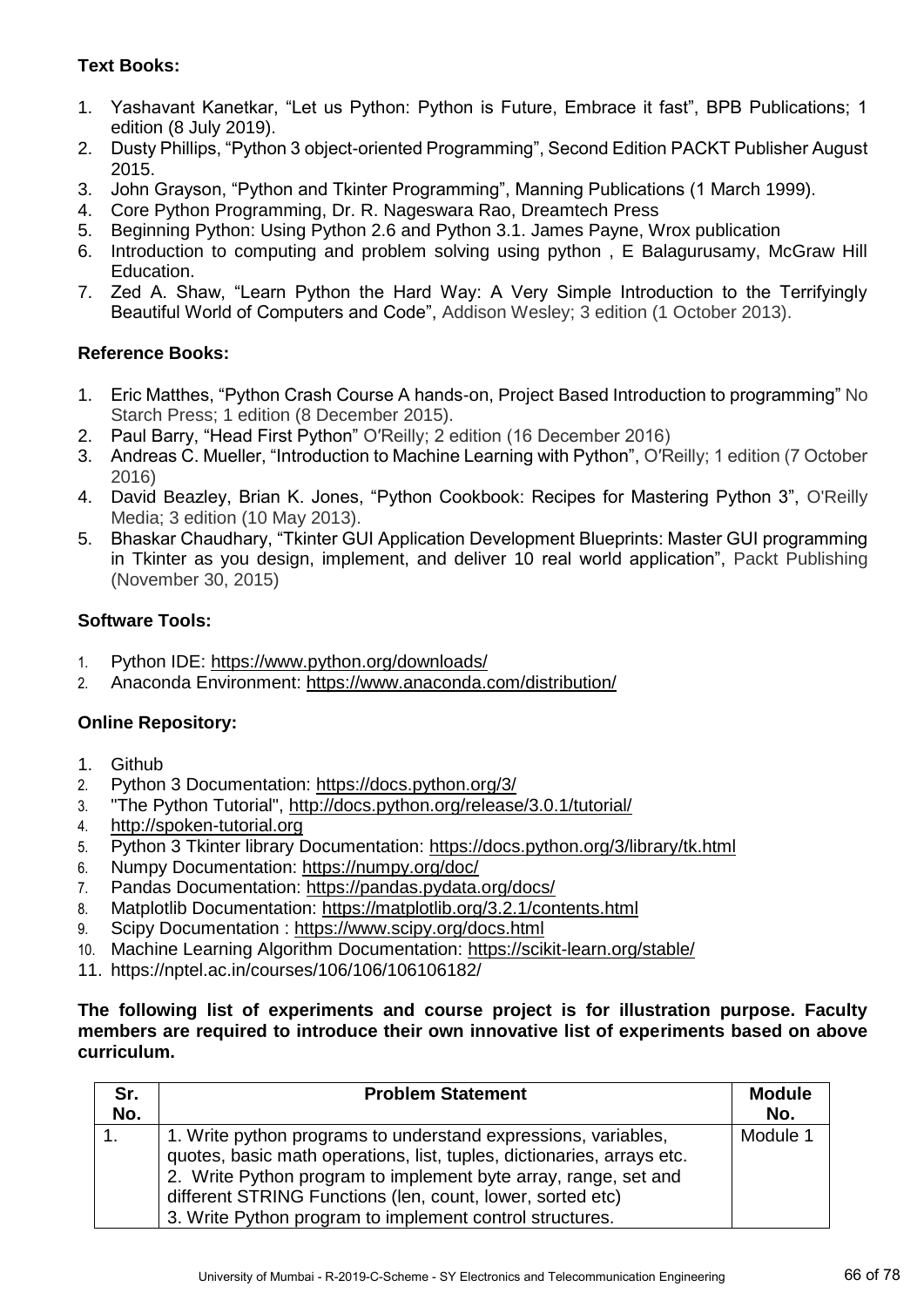**Text Books:**

1. Yashavant Kanetkar, "Let us Python: Python is Future, Embrace it fast", BPB Publications; 1 edition (8 July 2019).
2. Dusty Phillips, "Python 3 object-oriented Programming", Second Edition PACKT Publisher August 2015.
3. John Grayson, "Python and Tkinter Programming", Manning Publications (1 March 1999).
4. Core Python Programming, Dr. R. Nageswara Rao, Dreamtech Press
5. Beginning Python: Using Python 2.6 and Python 3.1. James Payne, Wrox publication
6. Introduction to computing and problem solving using python , E Balagurusamy, McGraw Hill Education.
7. Zed A. Shaw, "Learn Python the Hard Way: A Very Simple Introduction to the Terrifyingly Beautiful World of Computers and Code", Addison Wesley; 3 edition (1 October 2013).

**Reference Books:**

1. Eric Matthes, "Python Crash Course A hands-on, Project Based Introduction to programming" No Starch Press; 1 edition (8 December 2015).
2. Paul Barry, "Head First Python" O'Reilly; 2 edition (16 December 2016)
3. Andreas C. Mueller, "Introduction to Machine Learning with Python", O'Reilly; 1 edition (7 October 2016)
4. David Beazley, Brian K. Jones, "Python Cookbook: Recipes for Mastering Python 3", O'Reilly Media; 3 edition (10 May 2013).
5. Bhaskar Chaudhary, "Tkinter GUI Application Development Blueprints: Master GUI programming in Tkinter as you design, implement, and deliver 10 real world application", Packt Publishing (November 30, 2015)

**Software Tools:**

1. Python IDE: https://www.python.org/downloads/
2. Anaconda Environment: https://www.anaconda.com/distribution/

**Online Repository:**

1. Github
2. Python 3 Documentation: https://docs.python.org/3/
3. "The Python Tutorial", http://docs.python.org/release/3.0.1/tutorial/
4. http://spoken-tutorial.org
5. Python 3 Tkinter library Documentation: https://docs.python.org/3/library/tk.html
6. Numpy Documentation: https://numpy.org/doc/
7. Pandas Documentation: https://pandas.pydata.org/docs/
8. Matplotlib Documentation: https://matplotlib.org/3.2.1/contents.html
9. Scipy Documentation : https://www.scipy.org/docs.html
10. Machine Learning Algorithm Documentation: https://scikit-learn.org/stable/
11. https://nptel.ac.in/courses/106/106/106106182/

**The following list of experiments and course project is for illustration purpose. Faculty members are required to introduce their own innovative list of experiments based on above curriculum.**

| Sr. No. | Problem Statement | Module No. |
|---|---|---|
| 1. | 1. Write python programs to understand expressions, variables, quotes, basic math operations, list, tuples, dictionaries, arrays etc.<br>2. Write Python program to implement byte array, range, set and different STRING Functions (len, count, lower, sorted etc)<br>3. Write Python program to implement control structures. | Module 1 |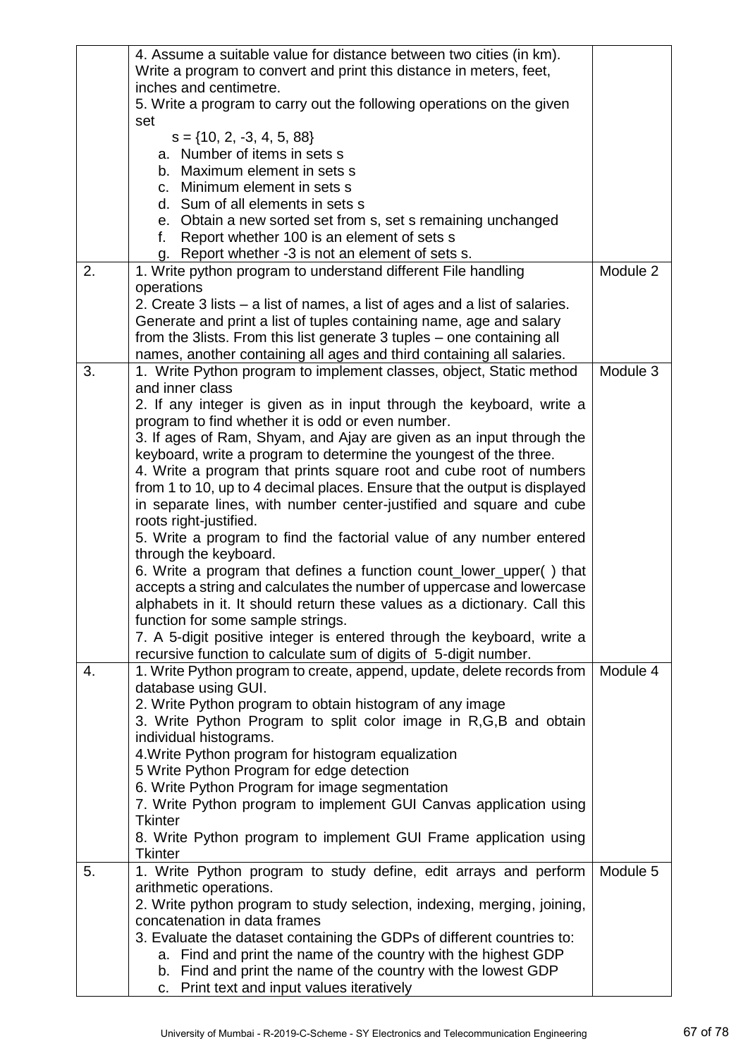| | | |
|---|---|---|
| | 4. Assume a suitable value for distance between two cities (in km). Write a program to convert and print this distance in meters, feet, inches and centimetre.<br>5. Write a program to carry out the following operations on the given set<br>s = {10, 2, -3, 4, 5, 88}<br>a. Number of items in sets s<br>b. Maximum element in sets s<br>c. Minimum element in sets s<br>d. Sum of all elements in sets s<br>e. Obtain a new sorted set from s, set s remaining unchanged<br>f. Report whether 100 is an element of sets s<br>g. Report whether -3 is not an element of sets s. | |
| 2. | 1. Write python program to understand different File handling operations<br>2. Create 3 lists – a list of names, a list of ages and a list of salaries. Generate and print a list of tuples containing name, age and salary from the 3lists. From this list generate 3 tuples – one containing all names, another containing all ages and third containing all salaries. | Module 2 |
| 3. | 1. Write Python program to implement classes, object, Static method and inner class<br>2. If any integer is given as in input through the keyboard, write a program to find whether it is odd or even number.<br>3. If ages of Ram, Shyam, and Ajay are given as an input through the keyboard, write a program to determine the youngest of the three.<br>4. Write a program that prints square root and cube root of numbers from 1 to 10, up to 4 decimal places. Ensure that the output is displayed in separate lines, with number center-justified and square and cube roots right-justified.<br>5. Write a program to find the factorial value of any number entered through the keyboard.<br>6. Write a program that defines a function count_lower_upper( ) that accepts a string and calculates the number of uppercase and lowercase alphabets in it. It should return these values as a dictionary. Call this function for some sample strings.<br>7. A 5-digit positive integer is entered through the keyboard, write a recursive function to calculate sum of digits of 5-digit number. | Module 3 |
| 4. | 1. Write Python program to create, append, update, delete records from database using GUI.<br>2. Write Python program to obtain histogram of any image<br>3. Write Python Program to split color image in R,G,B and obtain individual histograms.<br>4.Write Python program for histogram equalization<br>5 Write Python Program for edge detection<br>6. Write Python Program for image segmentation<br>7. Write Python program to implement GUI Canvas application using Tkinter<br>8. Write Python program to implement GUI Frame application using Tkinter | Module 4 |
| 5. | 1. Write Python program to study define, edit arrays and perform arithmetic operations.<br>2. Write python program to study selection, indexing, merging, joining, concatenation in data frames<br>3. Evaluate the dataset containing the GDPs of different countries to:<br>a. Find and print the name of the country with the highest GDP<br>b. Find and print the name of the country with the lowest GDP<br>c. Print text and input values iteratively | Module 5 |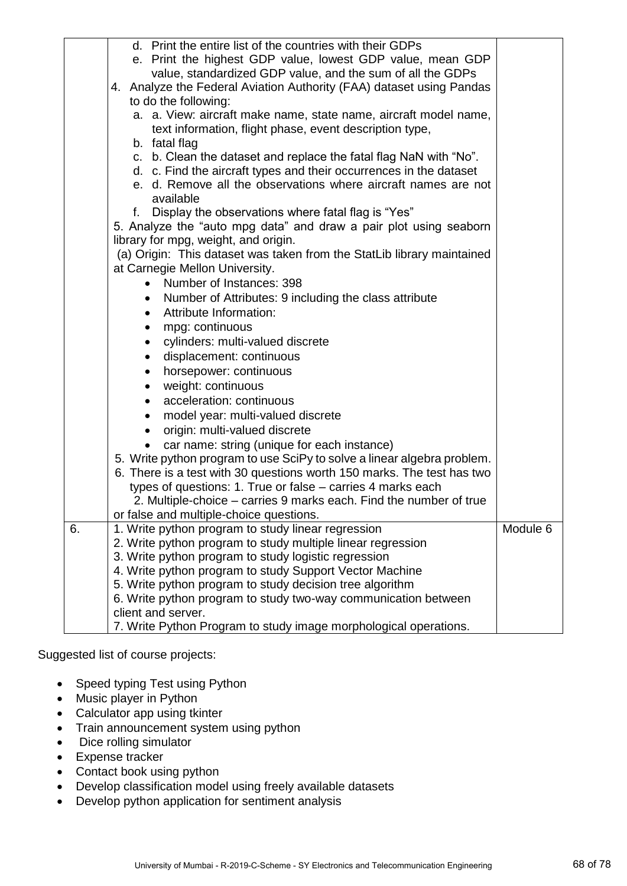| | | |
|---|---|---|
| | d. Print the entire list of the countries with their GDPs<br>e. Print the highest GDP value, lowest GDP value, mean GDP value, standardized GDP value, and the sum of all the GDPs<br>4. Analyze the Federal Aviation Authority (FAA) dataset using Pandas to do the following:<br>a. a. View: aircraft make name, state name, aircraft model name, text information, flight phase, event description type,<br>b. fatal flag<br>c. b. Clean the dataset and replace the fatal flag NaN with "No".<br>d. c. Find the aircraft types and their occurrences in the dataset<br>e. d. Remove all the observations where aircraft names are not available<br>f. Display the observations where fatal flag is "Yes"<br>5. Analyze the "auto mpg data" and draw a pair plot using seaborn library for mpg, weight, and origin.<br>(a) Origin: This dataset was taken from the StatLib library maintained at Carnegie Mellon University.<br>• Number of Instances: 398<br>• Number of Attributes: 9 including the class attribute<br>• Attribute Information:<br>• mpg: continuous<br>• cylinders: multi-valued discrete<br>• displacement: continuous<br>• horsepower: continuous<br>• weight: continuous<br>• acceleration: continuous<br>• model year: multi-valued discrete<br>• origin: multi-valued discrete<br>• car name: string (unique for each instance)<br>5. Write python program to use SciPy to solve a linear algebra problem.<br>6. There is a test with 30 questions worth 150 marks. The test has two types of questions: 1. True or false – carries 4 marks each<br>2. Multiple-choice – carries 9 marks each. Find the number of true or false and multiple-choice questions. | |
| 6. | 1. Write python program to study linear regression<br>2. Write python program to study multiple linear regression<br>3. Write python program to study logistic regression<br>4. Write python program to study Support Vector Machine<br>5. Write python program to study decision tree algorithm<br>6. Write python program to study two-way communication between client and server.<br>7. Write Python Program to study image morphological operations. | Module 6 |

Suggested list of course projects:

- Speed typing Test using Python
- Music player in Python
- Calculator app using tkinter
- Train announcement system using python
- Dice rolling simulator
- Expense tracker
- Contact book using python
- Develop classification model using freely available datasets
- Develop python application for sentiment analysis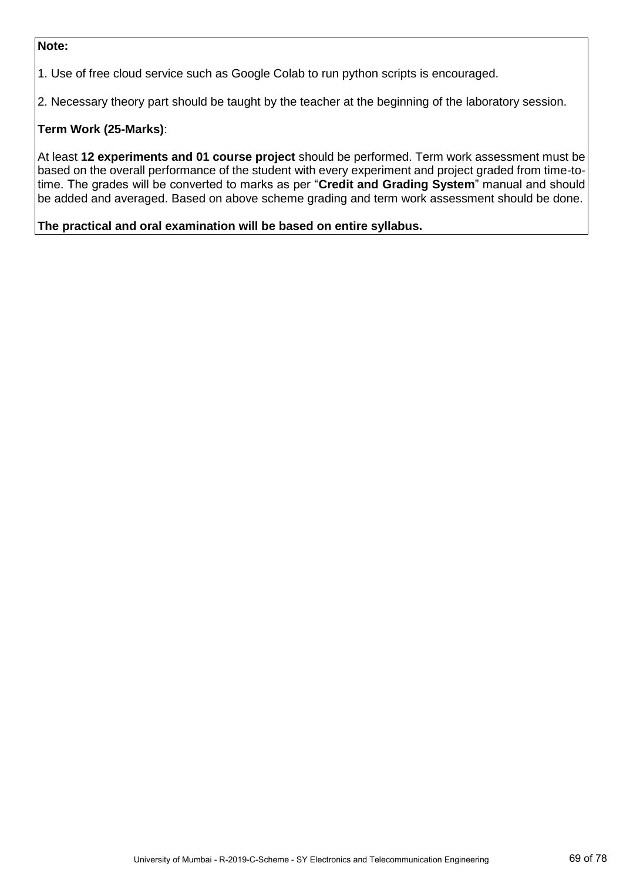**Note:**

1. Use of free cloud service such as Google Colab to run python scripts is encouraged.

2. Necessary theory part should be taught by the teacher at the beginning of the laboratory session.

**Term Work (25-Marks)**:

At least **12 experiments and 01 course project** should be performed. Term work assessment must be based on the overall performance of the student with every experiment and project graded from time-to-time. The grades will be converted to marks as per "**Credit and Grading System**" manual and should be added and averaged. Based on above scheme grading and term work assessment should be done.

**The practical and oral examination will be based on entire syllabus.**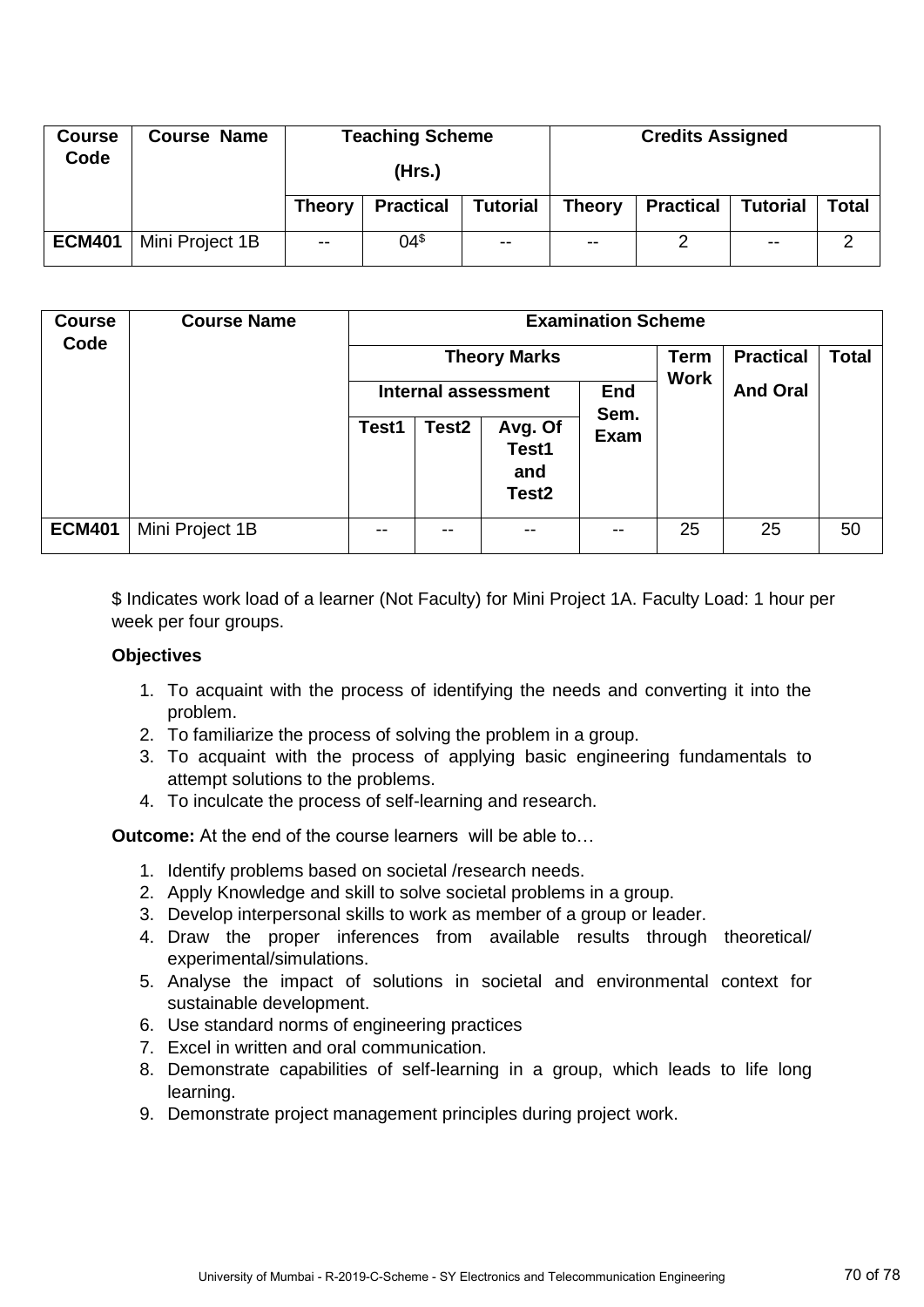| Course Code | Course Name | Teaching Scheme (Hrs.) | | | Credits Assigned | | | |
|---|---|---|---|---|---|---|---|---|
| | | Theory | Practical | Tutorial | Theory | Practical | Tutorial | Total |
| ECM401 | Mini Project 1B | -- | 04$ | -- | -- | 2 | -- | 2 |

| Course Code | Course Name | Examination Scheme | | | | | | |
|---|---|---|---|---|---|---|---|---|
| | | Theory Marks | | | | Term Work | Practical And Oral | Total |
| | | Internal assessment | | | End Sem. Exam | | | |
| | | Test1 | Test2 | Avg. Of Test1 and Test2 | | | | |
| ECM401 | Mini Project 1B | -- | -- | -- | -- | 25 | 25 | 50 |

$ Indicates work load of a learner (Not Faculty) for Mini Project 1A. Faculty Load: 1 hour per week per four groups.

**Objectives**

1. To acquaint with the process of identifying the needs and converting it into the problem.
2. To familiarize the process of solving the problem in a group.
3. To acquaint with the process of applying basic engineering fundamentals to attempt solutions to the problems.
4. To inculcate the process of self-learning and research.

**Outcome:** At the end of the course learners will be able to…

1. Identify problems based on societal /research needs.
2. Apply Knowledge and skill to solve societal problems in a group.
3. Develop interpersonal skills to work as member of a group or leader.
4. Draw the proper inferences from available results through theoretical/ experimental/simulations.
5. Analyse the impact of solutions in societal and environmental context for sustainable development.
6. Use standard norms of engineering practices
7. Excel in written and oral communication.
8. Demonstrate capabilities of self-learning in a group, which leads to life long learning.
9. Demonstrate project management principles during project work.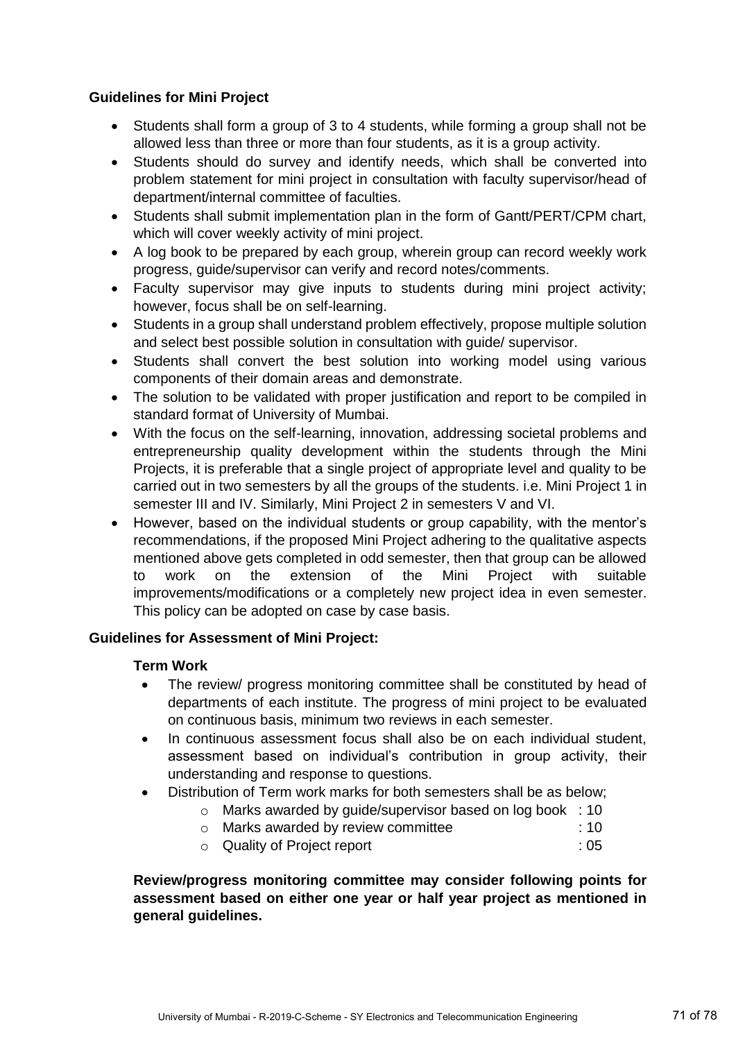**Guidelines for Mini Project**

- Students shall form a group of 3 to 4 students, while forming a group shall not be allowed less than three or more than four students, as it is a group activity.
- Students should do survey and identify needs, which shall be converted into problem statement for mini project in consultation with faculty supervisor/head of department/internal committee of faculties.
- Students shall submit implementation plan in the form of Gantt/PERT/CPM chart, which will cover weekly activity of mini project.
- A log book to be prepared by each group, wherein group can record weekly work progress, guide/supervisor can verify and record notes/comments.
- Faculty supervisor may give inputs to students during mini project activity; however, focus shall be on self-learning.
- Students in a group shall understand problem effectively, propose multiple solution and select best possible solution in consultation with guide/ supervisor.
- Students shall convert the best solution into working model using various components of their domain areas and demonstrate.
- The solution to be validated with proper justification and report to be compiled in standard format of University of Mumbai.
- With the focus on the self-learning, innovation, addressing societal problems and entrepreneurship quality development within the students through the Mini Projects, it is preferable that a single project of appropriate level and quality to be carried out in two semesters by all the groups of the students. i.e. Mini Project 1 in semester III and IV. Similarly, Mini Project 2 in semesters V and VI.
- However, based on the individual students or group capability, with the mentor's recommendations, if the proposed Mini Project adhering to the qualitative aspects mentioned above gets completed in odd semester, then that group can be allowed to work on the extension of the Mini Project with suitable improvements/modifications or a completely new project idea in even semester. This policy can be adopted on case by case basis.

**Guidelines for Assessment of Mini Project:**

**Term Work**

- The review/ progress monitoring committee shall be constituted by head of departments of each institute. The progress of mini project to be evaluated on continuous basis, minimum two reviews in each semester.
- In continuous assessment focus shall also be on each individual student, assessment based on individual's contribution in group activity, their understanding and response to questions.
- Distribution of Term work marks for both semesters shall be as below;
  - Marks awarded by guide/supervisor based on log book : 10
  - Marks awarded by review committee : 10
  - Quality of Project report : 05

**Review/progress monitoring committee may consider following points for assessment based on either one year or half year project as mentioned in general guidelines.**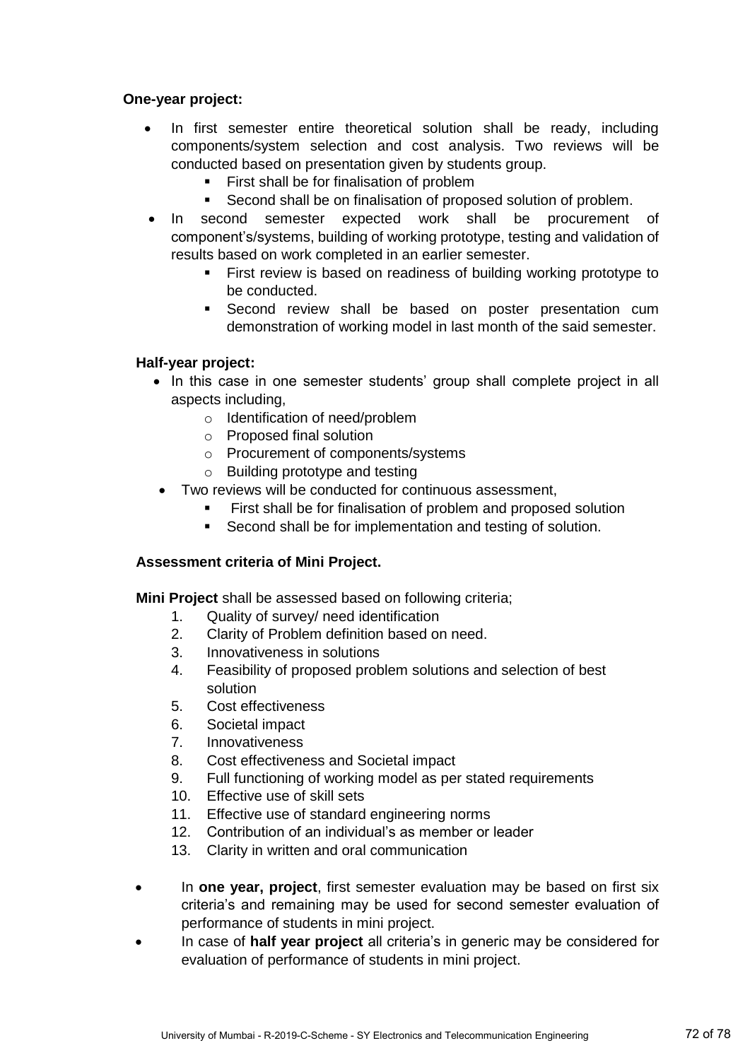**One-year project:**

- In first semester entire theoretical solution shall be ready, including components/system selection and cost analysis. Two reviews will be conducted based on presentation given by students group.
    - First shall be for finalisation of problem
    - Second shall be on finalisation of proposed solution of problem.
- In second semester expected work shall be procurement of component's/systems, building of working prototype, testing and validation of results based on work completed in an earlier semester.
    - First review is based on readiness of building working prototype to be conducted.
    - Second review shall be based on poster presentation cum demonstration of working model in last month of the said semester.

**Half-year project:**

- In this case in one semester students' group shall complete project in all aspects including,
    - Identification of need/problem
    - Proposed final solution
    - Procurement of components/systems
    - Building prototype and testing
- Two reviews will be conducted for continuous assessment,
    - First shall be for finalisation of problem and proposed solution
    - Second shall be for implementation and testing of solution.

**Assessment criteria of Mini Project.**

**Mini Project** shall be assessed based on following criteria;

1. Quality of survey/ need identification
2. Clarity of Problem definition based on need.
3. Innovativeness in solutions
4. Feasibility of proposed problem solutions and selection of best solution
5. Cost effectiveness
6. Societal impact
7. Innovativeness
8. Cost effectiveness and Societal impact
9. Full functioning of working model as per stated requirements
10. Effective use of skill sets
11. Effective use of standard engineering norms
12. Contribution of an individual's as member or leader
13. Clarity in written and oral communication

- In **one year, project**, first semester evaluation may be based on first six criteria's and remaining may be used for second semester evaluation of performance of students in mini project.
- In case of **half year project** all criteria's in generic may be considered for evaluation of performance of students in mini project.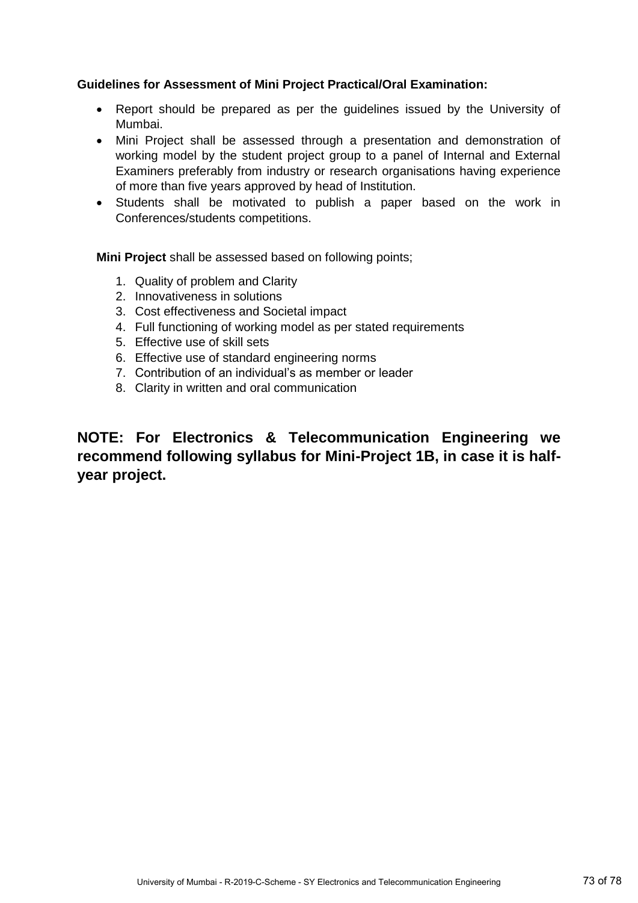**Guidelines for Assessment of Mini Project Practical/Oral Examination:**

- Report should be prepared as per the guidelines issued by the University of Mumbai.
- Mini Project shall be assessed through a presentation and demonstration of working model by the student project group to a panel of Internal and External Examiners preferably from industry or research organisations having experience of more than five years approved by head of Institution.
- Students shall be motivated to publish a paper based on the work in Conferences/students competitions.

**Mini Project** shall be assessed based on following points;

1. Quality of problem and Clarity
2. Innovativeness in solutions
3. Cost effectiveness and Societal impact
4. Full functioning of working model as per stated requirements
5. Effective use of skill sets
6. Effective use of standard engineering norms
7. Contribution of an individual's as member or leader
8. Clarity in written and oral communication

## NOTE: For Electronics & Telecommunication Engineering we recommend following syllabus for Mini-Project 1B, in case it is half-year project.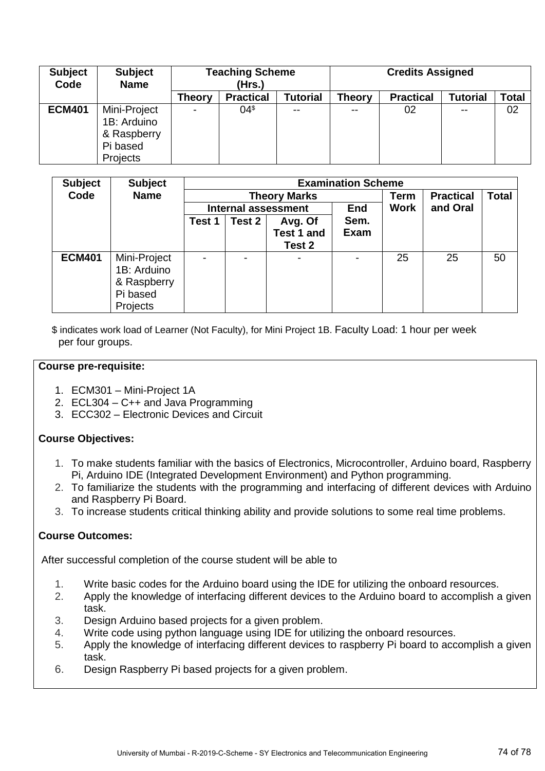| Subject Code | Subject Name | Teaching Scheme (Hrs.) | | | Credits Assigned | | | |
|---|---|---|---|---|---|---|---|---|
| | | Theory | Practical | Tutorial | Theory | Practical | Tutorial | Total |
| **ECM401** | Mini-Project 1B: Arduino & Raspberry Pi based Projects | - | 04$ | -- | -- | 02 | -- | 02 |

| Subject Code | Subject Name | Examination Scheme | | | | | | |
|---|---|---|---|---|---|---|---|---|
| | | Theory Marks | | | | Term Work | Practical and Oral | Total |
| | | Internal assessment | | | End Sem. Exam | | | |
| | | Test 1 | Test 2 | Avg. Of Test 1 and Test 2 | | | | |
| **ECM401** | Mini-Project 1B: Arduino & Raspberry Pi based Projects | - | - | - | - | 25 | 25 | 50 |

$ indicates work load of Learner (Not Faculty), for Mini Project 1B. Faculty Load: 1 hour per week per four groups.

**Course pre-requisite:**

1. ECM301 – Mini-Project 1A
2. ECL304 – C++ and Java Programming
3. ECC302 – Electronic Devices and Circuit

**Course Objectives:**

1. To make students familiar with the basics of Electronics, Microcontroller, Arduino board, Raspberry Pi, Arduino IDE (Integrated Development Environment) and Python programming.
2. To familiarize the students with the programming and interfacing of different devices with Arduino and Raspberry Pi Board.
3. To increase students critical thinking ability and provide solutions to some real time problems.

**Course Outcomes:**

After successful completion of the course student will be able to

1. Write basic codes for the Arduino board using the IDE for utilizing the onboard resources.
2. Apply the knowledge of interfacing different devices to the Arduino board to accomplish a given task.
3. Design Arduino based projects for a given problem.
4. Write code using python language using IDE for utilizing the onboard resources.
5. Apply the knowledge of interfacing different devices to raspberry Pi board to accomplish a given task.
6. Design Raspberry Pi based projects for a given problem.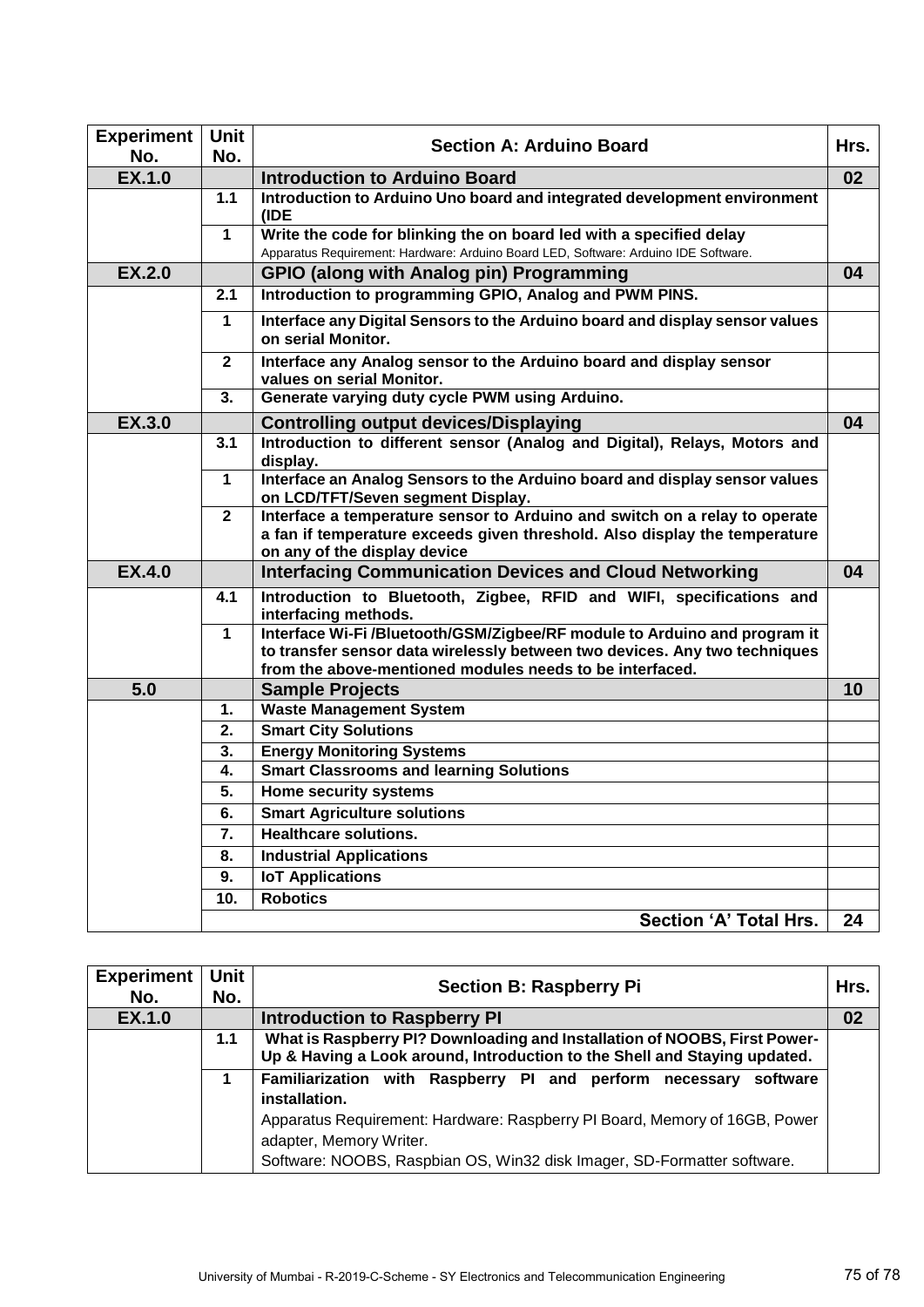| Experiment No. | Unit No. | Section A: Arduino Board | Hrs. |
|---|---|---|---|
| **EX.1.0** | | **Introduction to Arduino Board** | **02** |
| | **1.1** | **Introduction to Arduino Uno board and integrated development environment (IDE** | |
| | **1** | **Write the code for blinking the on board led with a specified delay** Apparatus Requirement: Hardware: Arduino Board LED, Software: Arduino IDE Software. | |
| **EX.2.0** | | **GPIO (along with Analog pin) Programming** | **04** |
| | **2.1** | **Introduction to programming GPIO, Analog and PWM PINS.** | |
| | **1** | **Interface any Digital Sensors to the Arduino board and display sensor values on serial Monitor.** | |
| | **2** | **Interface any Analog sensor to the Arduino board and display sensor values on serial Monitor.** | |
| | **3.** | **Generate varying duty cycle PWM using Arduino.** | |
| **EX.3.0** | | **Controlling output devices/Displaying** | **04** |
| | **3.1** | **Introduction to different sensor (Analog and Digital), Relays, Motors and display.** | |
| | **1** | **Interface an Analog Sensors to the Arduino board and display sensor values on LCD/TFT/Seven segment Display.** | |
| | **2** | **Interface a temperature sensor to Arduino and switch on a relay to operate a fan if temperature exceeds given threshold. Also display the temperature on any of the display device** | |
| **EX.4.0** | | **Interfacing Communication Devices and Cloud Networking** | **04** |
| | **4.1** | **Introduction to Bluetooth, Zigbee, RFID and WIFI, specifications and interfacing methods.** | |
| | **1** | **Interface Wi-Fi /Bluetooth/GSM/Zigbee/RF module to Arduino and program it to transfer sensor data wirelessly between two devices. Any two techniques from the above-mentioned modules needs to be interfaced.** | |
| **5.0** | | **Sample Projects** | **10** |
| | **1.** | **Waste Management System** | |
| | **2.** | **Smart City Solutions** | |
| | **3.** | **Energy Monitoring Systems** | |
| | **4.** | **Smart Classrooms and learning Solutions** | |
| | **5.** | **Home security systems** | |
| | **6.** | **Smart Agriculture solutions** | |
| | **7.** | **Healthcare solutions.** | |
| | **8.** | **Industrial Applications** | |
| | **9.** | **IoT Applications** | |
| | **10.** | **Robotics** | |
| | | **Section 'A' Total Hrs.** | **24** |

| Experiment No. | Unit No. | Section B: Raspberry Pi | Hrs. |
|---|---|---|---|
| **EX.1.0** | | **Introduction to Raspberry PI** | **02** |
| | **1.1** | **What is Raspberry PI? Downloading and Installation of NOOBS, First Power-Up & Having a Look around, Introduction to the Shell and Staying updated.** | |
| | **1** | **Familiarization with Raspberry PI and perform necessary software installation.** Apparatus Requirement: Hardware: Raspberry PI Board, Memory of 16GB, Power adapter, Memory Writer. Software: NOOBS, Raspbian OS, Win32 disk Imager, SD-Formatter software. | |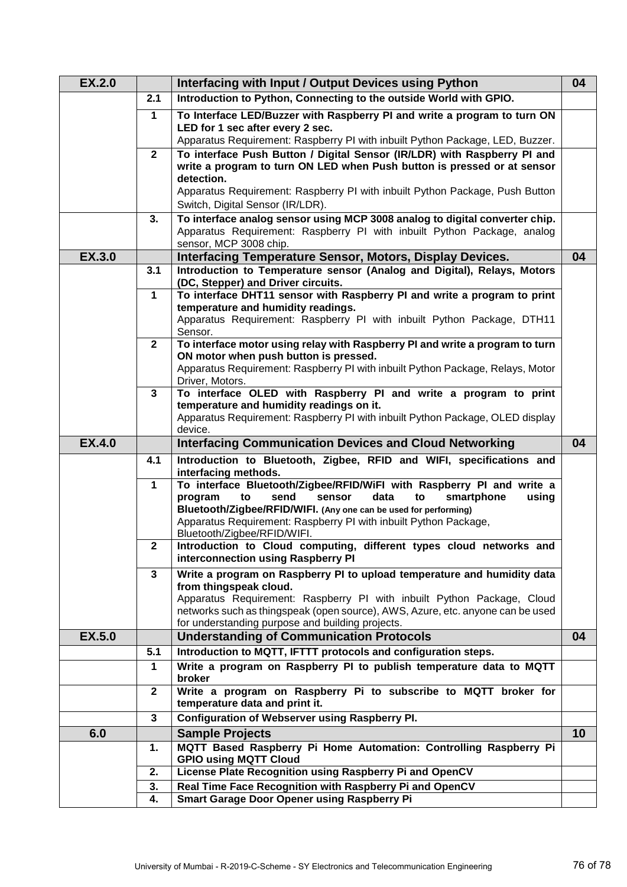| | | | |
|---|---|---|---|
| **EX.2.0** | | **Interfacing with Input / Output Devices using Python** | **04** |
| | **2.1** | **Introduction to Python, Connecting to the outside World with GPIO.** | |
| | **1** | **To Interface LED/Buzzer with Raspberry PI and write a program to turn ON LED for 1 sec after every 2 sec.**<br>Apparatus Requirement: Raspberry PI with inbuilt Python Package, LED, Buzzer. | |
| | **2** | **To interface Push Button / Digital Sensor (IR/LDR) with Raspberry PI and write a program to turn ON LED when Push button is pressed or at sensor detection.**<br>Apparatus Requirement: Raspberry PI with inbuilt Python Package, Push Button Switch, Digital Sensor (IR/LDR). | |
| | **3.** | **To interface analog sensor using MCP 3008 analog to digital converter chip.**<br>Apparatus Requirement: Raspberry PI with inbuilt Python Package, analog sensor, MCP 3008 chip. | |
| **EX.3.0** | | **Interfacing Temperature Sensor, Motors, Display Devices.** | **04** |
| | **3.1** | **Introduction to Temperature sensor (Analog and Digital), Relays, Motors (DC, Stepper) and Driver circuits.** | |
| | **1** | **To interface DHT11 sensor with Raspberry PI and write a program to print temperature and humidity readings.**<br>Apparatus Requirement: Raspberry PI with inbuilt Python Package, DTH11 Sensor. | |
| | **2** | **To interface motor using relay with Raspberry PI and write a program to turn ON motor when push button is pressed.**<br>Apparatus Requirement: Raspberry PI with inbuilt Python Package, Relays, Motor Driver, Motors. | |
| | **3** | **To interface OLED with Raspberry PI and write a program to print temperature and humidity readings on it.**<br>Apparatus Requirement: Raspberry PI with inbuilt Python Package, OLED display device. | |
| **EX.4.0** | | **Interfacing Communication Devices and Cloud Networking** | **04** |
| | **4.1** | **Introduction to Bluetooth, Zigbee, RFID and WIFI, specifications and interfacing methods.** | |
| | **1** | **To interface Bluetooth/Zigbee/RFID/WiFI with Raspberry PI and write a program to send sensor data to smartphone using Bluetooth/Zigbee/RFID/WIFI. (Any one can be used for performing)**<br>Apparatus Requirement: Raspberry PI with inbuilt Python Package, Bluetooth/Zigbee/RFID/WIFI. | |
| | **2** | **Introduction to Cloud computing, different types cloud networks and interconnection using Raspberry PI** | |
| | **3** | **Write a program on Raspberry PI to upload temperature and humidity data from thingspeak cloud.**<br>Apparatus Requirement: Raspberry PI with inbuilt Python Package, Cloud networks such as thingspeak (open source), AWS, Azure, etc. anyone can be used for understanding purpose and building projects. | |
| **EX.5.0** | | **Understanding of Communication Protocols** | **04** |
| | **5.1** | **Introduction to MQTT, IFTTT protocols and configuration steps.** | |
| | **1** | **Write a program on Raspberry PI to publish temperature data to MQTT broker** | |
| | **2** | **Write a program on Raspberry Pi to subscribe to MQTT broker for temperature data and print it.** | |
| | **3** | **Configuration of Webserver using Raspberry PI.** | |
| **6.0** | | **Sample Projects** | **10** |
| | **1.** | **MQTT Based Raspberry Pi Home Automation: Controlling Raspberry Pi GPIO using MQTT Cloud** | |
| | **2.** | **License Plate Recognition using Raspberry Pi and OpenCV** | |
| | **3.** | **Real Time Face Recognition with Raspberry Pi and OpenCV** | |
| | **4.** | **Smart Garage Door Opener using Raspberry Pi** | |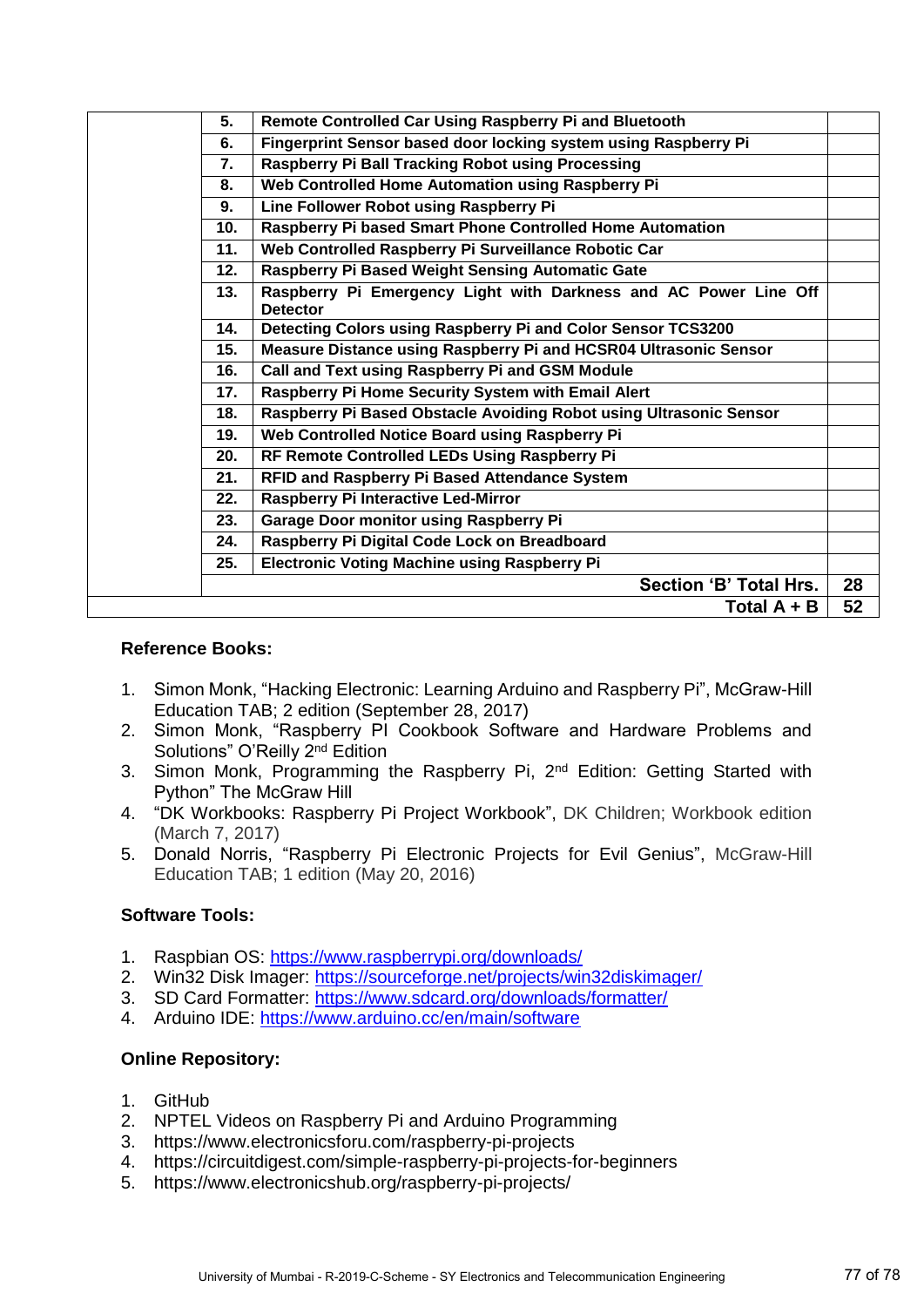| | | | |
|---|---|---|---|
| | **5.** | **Remote Controlled Car Using Raspberry Pi and Bluetooth** | |
| | **6.** | **Fingerprint Sensor based door locking system using Raspberry Pi** | |
| | **7.** | **Raspberry Pi Ball Tracking Robot using Processing** | |
| | **8.** | **Web Controlled Home Automation using Raspberry Pi** | |
| | **9.** | **Line Follower Robot using Raspberry Pi** | |
| | **10.** | **Raspberry Pi based Smart Phone Controlled Home Automation** | |
| | **11.** | **Web Controlled Raspberry Pi Surveillance Robotic Car** | |
| | **12.** | **Raspberry Pi Based Weight Sensing Automatic Gate** | |
| | **13.** | **Raspberry Pi Emergency Light with Darkness and AC Power Line Off Detector** | |
| | **14.** | **Detecting Colors using Raspberry Pi and Color Sensor TCS3200** | |
| | **15.** | **Measure Distance using Raspberry Pi and HCSR04 Ultrasonic Sensor** | |
| | **16.** | **Call and Text using Raspberry Pi and GSM Module** | |
| | **17.** | **Raspberry Pi Home Security System with Email Alert** | |
| | **18.** | **Raspberry Pi Based Obstacle Avoiding Robot using Ultrasonic Sensor** | |
| | **19.** | **Web Controlled Notice Board using Raspberry Pi** | |
| | **20.** | **RF Remote Controlled LEDs Using Raspberry Pi** | |
| | **21.** | **RFID and Raspberry Pi Based Attendance System** | |
| | **22.** | **Raspberry Pi Interactive Led-Mirror** | |
| | **23.** | **Garage Door monitor using Raspberry Pi** | |
| | **24.** | **Raspberry Pi Digital Code Lock on Breadboard** | |
| | **25.** | **Electronic Voting Machine using Raspberry Pi** | |
| | | **Section ‘B’ Total Hrs.** | **28** |
| | | **Total A + B** | **52** |

**Reference Books:**

1. Simon Monk, “Hacking Electronic: Learning Arduino and Raspberry Pi”, McGraw-Hill Education TAB; 2 edition (September 28, 2017)
2. Simon Monk, “Raspberry PI Cookbook Software and Hardware Problems and Solutions” O’Reilly 2nd Edition
3. Simon Monk, Programming the Raspberry Pi, 2nd Edition: Getting Started with Python” The McGraw Hill
4. “DK Workbooks: Raspberry Pi Project Workbook”, DK Children; Workbook edition (March 7, 2017)
5. Donald Norris, “Raspberry Pi Electronic Projects for Evil Genius”, McGraw-Hill Education TAB; 1 edition (May 20, 2016)

**Software Tools:**

1. Raspbian OS: https://www.raspberrypi.org/downloads/
2. Win32 Disk Imager: https://sourceforge.net/projects/win32diskimager/
3. SD Card Formatter: https://www.sdcard.org/downloads/formatter/
4. Arduino IDE: https://www.arduino.cc/en/main/software

**Online Repository:**

1. GitHub
2. NPTEL Videos on Raspberry Pi and Arduino Programming
3. https://www.electronicsforu.com/raspberry-pi-projects
4. https://circuitdigest.com/simple-raspberry-pi-projects-for-beginners
5. https://www.electronicshub.org/raspberry-pi-projects/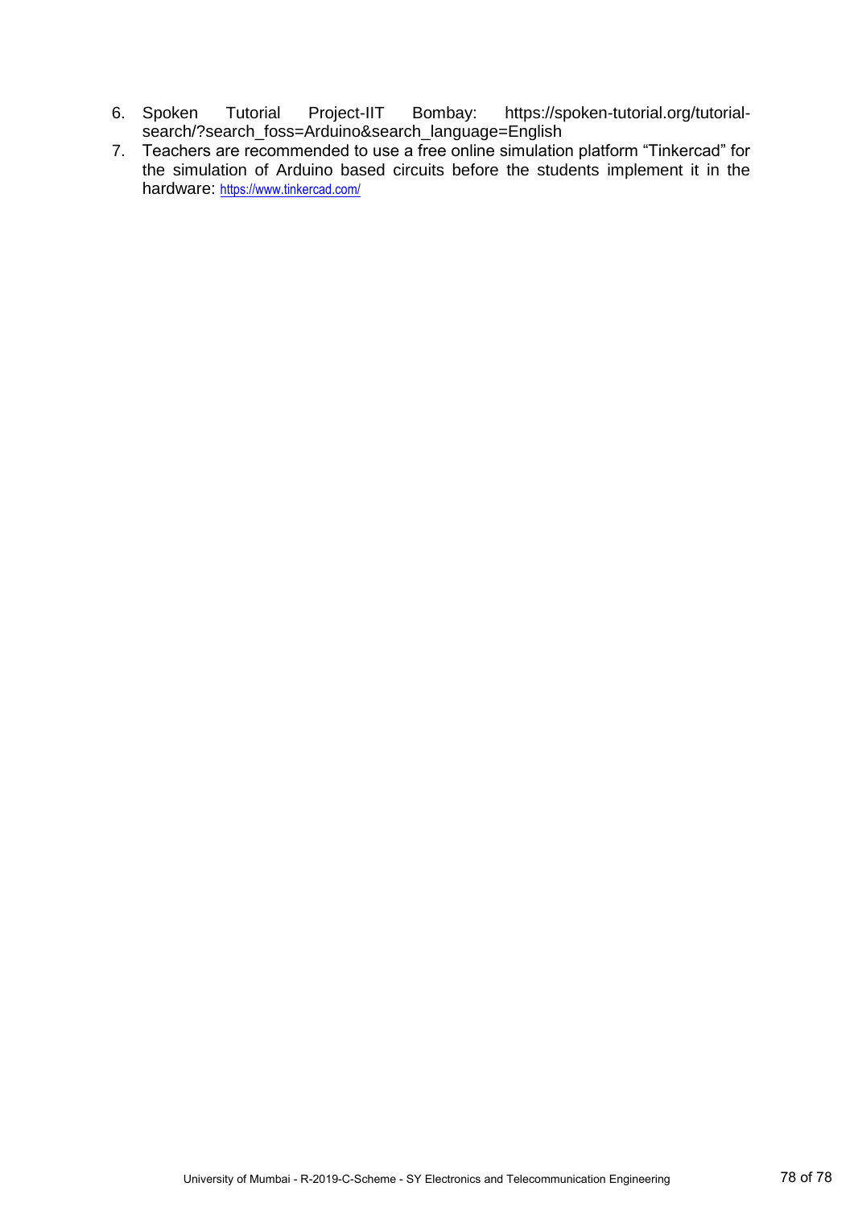6. Spoken Tutorial Project-IIT Bombay: https://spoken-tutorial.org/tutorial-search/?search_foss=Arduino&search_language=English
7. Teachers are recommended to use a free online simulation platform "Tinkercad" for the simulation of Arduino based circuits before the students implement it in the hardware: https://www.tinkercad.com/